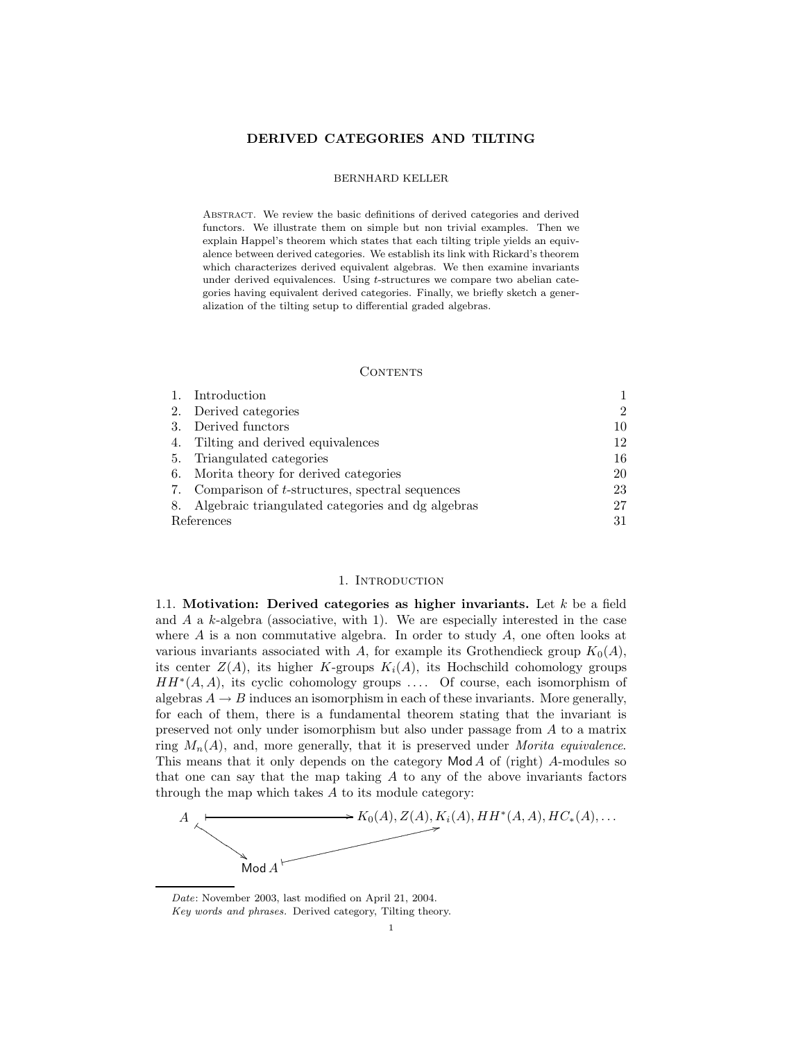# DERIVED CATEGORIES AND TILTING

BERNHARD KELLER

Abstract. We review the basic definitions of derived categories and derived functors. We illustrate them on simple but non trivial examples. Then we explain Happel's theorem which states that each tilting triple yields an equivalence between derived categories. We establish its link with Rickard's theorem which characterizes derived equivalent algebras. We then examine invariants under derived equivalences. Using $t$-structures we compare two abelian categories having equivalent derived categories. Finally, we briefly sketch a generalization of the tilting setup to differential graded algebras.

## Contents

| | | |
|---|---|---|
| 1. | Introduction | 1 |
| 2. | Derived categories | 2 |
| 3. | Derived functors | 10 |
| 4. | Tilting and derived equivalences | 12 |
| 5. | Triangulated categories | 16 |
| 6. | Morita theory for derived categories | 20 |
| 7. | Comparison of $t$-structures, spectral sequences | 23 |
| 8. | Algebraic triangulated categories and dg algebras | 27 |
| | References | 31 |

## 1. Introduction

1.1. **Motivation: Derived categories as higher invariants.** Let $k$ be a field and $A$ a $k$-algebra (associative, with 1). We are especially interested in the case where $A$ is a non commutative algebra. In order to study $A$, one often looks at various invariants associated with $A$, for example its Grothendieck group $K_0(A)$, its center $Z(A)$, its higher $K$-groups $K_i(A)$, its Hochschild cohomology groups $HH^*(A, A)$, its cyclic cohomology groups .... Of course, each isomorphism of algebras $A \to B$ induces an isomorphism in each of these invariants. More generally, for each of them, there is a fundamental theorem stating that the invariant is preserved not only under isomorphism but also under passage from $A$ to a matrix ring $M_n(A)$, and, more generally, that it is preserved under *Morita equivalence*. This means that it only depends on the category $\mathsf{Mod}\, A$ of (right) $A$-modules so that one can say that the map taking $A$ to any of the above invariants factors through the map which takes $A$ to its module category:

$$A \longmapsto K_0(A), Z(A), K_i(A), HH^*(A, A), HC_*(A), \ldots$$

$$A \longmapsto \mathsf{Mod}\, A \longmapsto K_0(A), Z(A), K_i(A), HH^*(A, A), HC_*(A), \ldots$$

*Date*: November 2003, last modified on April 21, 2004.

*Key words and phrases.* Derived category, Tilting theory.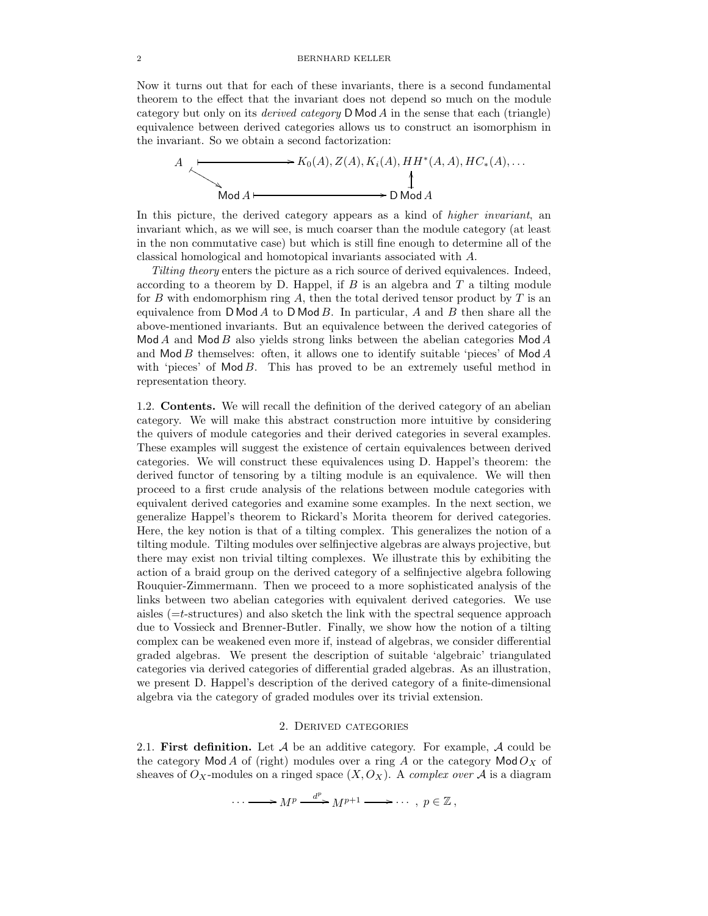Now it turns out that for each of these invariants, there is a second fundamental theorem to the effect that the invariant does not depend so much on the module category but only on its *derived category* $\mathsf{D}\,\mathsf{Mod}\,A$ in the sense that each (triangle) equivalence between derived categories allows us to construct an isomorphism in the invariant. So we obtain a second factorization:

$$\begin{array}{ccc} A & \longmapsto & K_0(A), Z(A), K_i(A), HH^*(A,A), HC_*(A), \ldots \\ & \searrow & \uparrow \\ & \mathsf{Mod}\,A \longmapsto & \mathsf{D}\,\mathsf{Mod}\,A \end{array}$$

In this picture, the derived category appears as a kind of *higher invariant*, an invariant which, as we will see, is much coarser than the module category (at least in the non commutative case) but which is still fine enough to determine all of the classical homological and homotopical invariants associated with $A$.

*Tilting theory* enters the picture as a rich source of derived equivalences. Indeed, according to a theorem by D. Happel, if $B$ is an algebra and $T$ a tilting module for $B$ with endomorphism ring $A$, then the total derived tensor product by $T$ is an equivalence from $\mathsf{D}\,\mathsf{Mod}\,A$ to $\mathsf{D}\,\mathsf{Mod}\,B$. In particular, $A$ and $B$ then share all the above-mentioned invariants. But an equivalence between the derived categories of $\mathsf{Mod}\,A$ and $\mathsf{Mod}\,B$ also yields strong links between the abelian categories $\mathsf{Mod}\,A$ and $\mathsf{Mod}\,B$ themselves: often, it allows one to identify suitable 'pieces' of $\mathsf{Mod}\,A$ with 'pieces' of $\mathsf{Mod}\,B$. This has proved to be an extremely useful method in representation theory.

1.2. **Contents.** We will recall the definition of the derived category of an abelian category. We will make this abstract construction more intuitive by considering the quivers of module categories and their derived categories in several examples. These examples will suggest the existence of certain equivalences between derived categories. We will construct these equivalences using D. Happel's theorem: the derived functor of tensoring by a tilting module is an equivalence. We will then proceed to a first crude analysis of the relations between module categories with equivalent derived categories and examine some examples. In the next section, we generalize Happel's theorem to Rickard's Morita theorem for derived categories. Here, the key notion is that of a tilting complex. This generalizes the notion of a tilting module. Tilting modules over selfinjective algebras are always projective, but there may exist non trivial tilting complexes. We illustrate this by exhibiting the action of a braid group on the derived category of a selfinjective algebra following Rouquier-Zimmermann. Then we proceed to a more sophisticated analysis of the links between two abelian categories with equivalent derived categories. We use aisles (=$t$-structures) and also sketch the link with the spectral sequence approach due to Vossieck and Brenner-Butler. Finally, we show how the notion of a tilting complex can be weakened even more if, instead of algebras, we consider differential graded algebras. We present the description of suitable 'algebraic' triangulated categories via derived categories of differential graded algebras. As an illustration, we present D. Happel's description of the derived category of a finite-dimensional algebra via the category of graded modules over its trivial extension.

## 2. Derived categories

2.1. **First definition.** Let $\mathcal{A}$ be an additive category. For example, $\mathcal{A}$ could be the category $\mathsf{Mod}\,A$ of (right) modules over a ring $A$ or the category $\mathsf{Mod}\,O_X$ of sheaves of $O_X$-modules on a ringed space $(X, O_X)$. A *complex over* $\mathcal{A}$ is a diagram

$$\cdots \longrightarrow M^p \xrightarrow{d^p} M^{p+1} \longrightarrow \cdots \ , \ p \in \mathbb{Z}\,,$$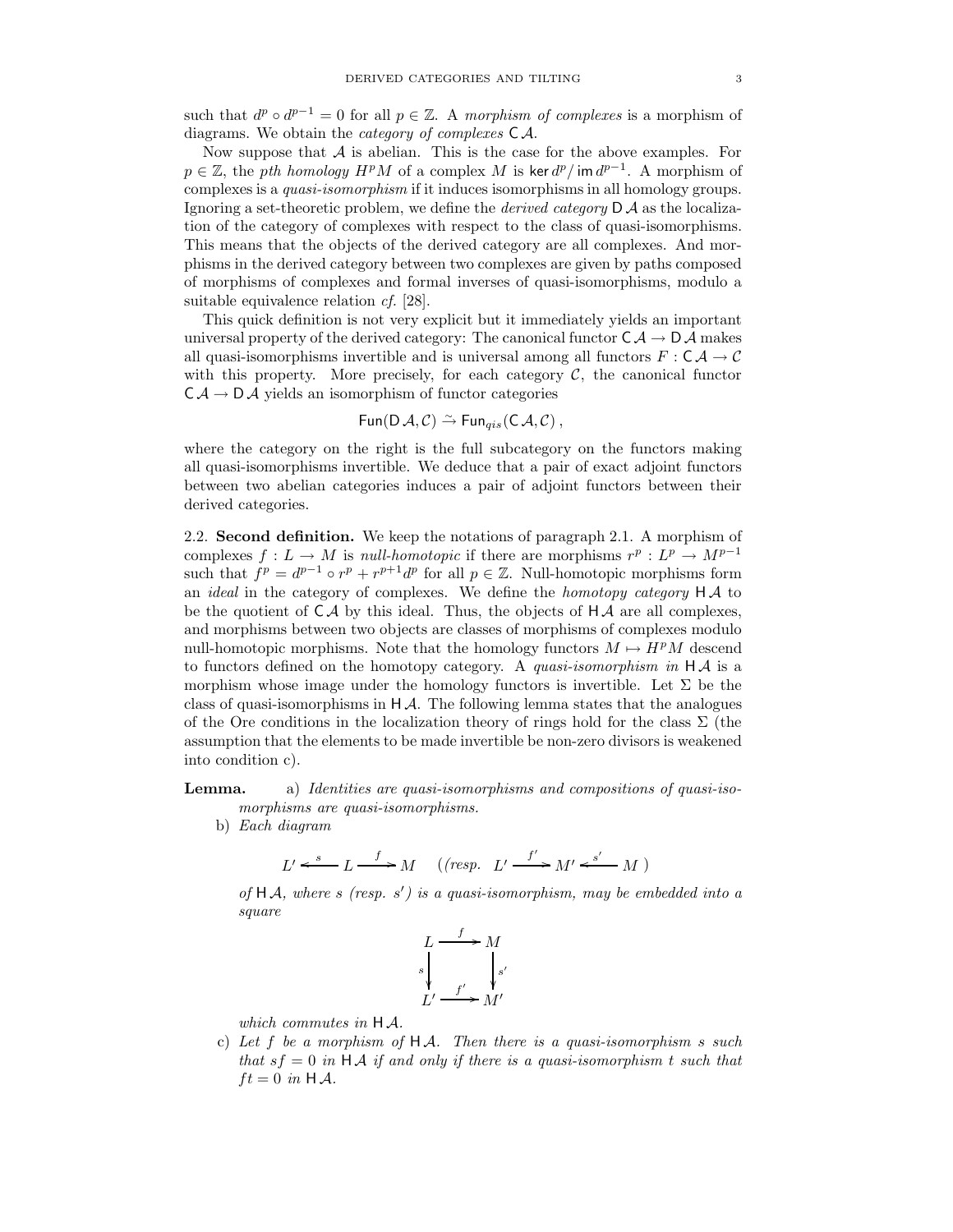such that $d^p \circ d^{p-1} = 0$ for all $p \in \mathbb{Z}$. A *morphism of complexes* is a morphism of diagrams. We obtain the *category of complexes* $\mathsf{C}\,\mathcal{A}$.

Now suppose that $\mathcal{A}$ is abelian. This is the case for the above examples. For $p \in \mathbb{Z}$, the *pth homology* $H^p M$ of a complex $M$ is $\ker d^p / \operatorname{im} d^{p-1}$. A morphism of complexes is a *quasi-isomorphism* if it induces isomorphisms in all homology groups. Ignoring a set-theoretic problem, we define the *derived category* $\mathsf{D}\,\mathcal{A}$ as the localization of the category of complexes with respect to the class of quasi-isomorphisms. This means that the objects of the derived category are all complexes. And morphisms in the derived category between two complexes are given by paths composed of morphisms of complexes and formal inverses of quasi-isomorphisms, modulo a suitable equivalence relation *cf.* [28].

This quick definition is not very explicit but it immediately yields an important universal property of the derived category: The canonical functor $\mathsf{C}\,\mathcal{A} \to \mathsf{D}\,\mathcal{A}$ makes all quasi-isomorphisms invertible and is universal among all functors $F : \mathsf{C}\,\mathcal{A} \to \mathcal{C}$ with this property. More precisely, for each category $\mathcal{C}$, the canonical functor $\mathsf{C}\,\mathcal{A} \to \mathsf{D}\,\mathcal{A}$ yields an isomorphism of functor categories

$$\mathsf{Fun}(\mathsf{D}\,\mathcal{A}, \mathcal{C}) \xrightarrow{\sim} \mathsf{Fun}_{qis}(\mathsf{C}\,\mathcal{A}, \mathcal{C}) \,,$$

where the category on the right is the full subcategory on the functors making all quasi-isomorphisms invertible. We deduce that a pair of exact adjoint functors between two abelian categories induces a pair of adjoint functors between their derived categories.

2.2. **Second definition.** We keep the notations of paragraph 2.1. A morphism of complexes $f : L \to M$ is *null-homotopic* if there are morphisms $r^p : L^p \to M^{p-1}$ such that $f^p = d^{p-1} \circ r^p + r^{p+1} d^p$ for all $p \in \mathbb{Z}$. Null-homotopic morphisms form an *ideal* in the category of complexes. We define the *homotopy category* $\mathsf{H}\,\mathcal{A}$ to be the quotient of $\mathsf{C}\,\mathcal{A}$ by this ideal. Thus, the objects of $\mathsf{H}\,\mathcal{A}$ are all complexes, and morphisms between two objects are classes of morphisms of complexes modulo null-homotopic morphisms. Note that the homology functors $M \mapsto H^p M$ descend to functors defined on the homotopy category. A *quasi-isomorphism in* $\mathsf{H}\,\mathcal{A}$ is a morphism whose image under the homology functors is invertible. Let $\Sigma$ be the class of quasi-isomorphisms in $\mathsf{H}\,\mathcal{A}$. The following lemma states that the analogues of the Ore conditions in the localization theory of rings hold for the class $\Sigma$ (the assumption that the elements to be made invertible be non-zero divisors is weakened into condition c).

**Lemma.**
a) *Identities are quasi-isomorphisms and compositions of quasi-isomorphisms are quasi-isomorphisms.*

b) *Each diagram*

$$L' \xleftarrow{\;s\;} L \xrightarrow{\;f\;} M \quad \left( \text{(resp. } L' \xrightarrow{\;f'\;} M' \xleftarrow{\;s'\;} M \right)$$

*of* $\mathsf{H}\,\mathcal{A}$*, where* $s$ *(resp.* $s'$*) is a quasi-isomorphism, may be embedded into a square*

$$\begin{array}{ccc} L & \xrightarrow{\;f\;} & M \\ {\scriptstyle s}\downarrow & & \downarrow{\scriptstyle s'} \\ L' & \xrightarrow{\;f'\;} & M' \end{array}$$

*which commutes in* $\mathsf{H}\,\mathcal{A}$*.*

c) *Let* $f$ *be a morphism of* $\mathsf{H}\,\mathcal{A}$*. Then there is a quasi-isomorphism* $s$ *such that* $sf = 0$ *in* $\mathsf{H}\,\mathcal{A}$ *if and only if there is a quasi-isomorphism* $t$ *such that* $ft = 0$ *in* $\mathsf{H}\,\mathcal{A}$*.*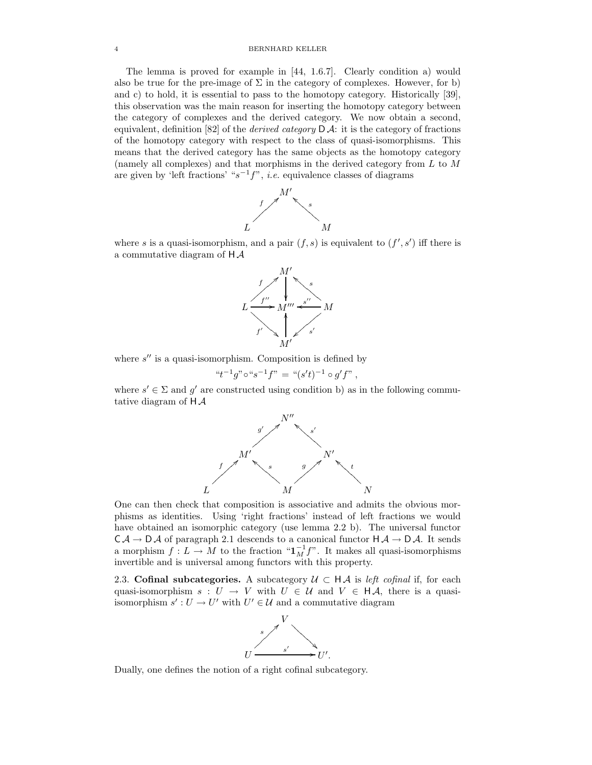The lemma is proved for example in [44, 1.6.7]. Clearly condition a) would also be true for the pre-image of $\Sigma$ in the category of complexes. However, for b) and c) to hold, it is essential to pass to the homotopy category. Historically [39], this observation was the main reason for inserting the homotopy category between the category of complexes and the derived category. We now obtain a second, equivalent, definition [82] of the *derived category* $\mathsf{D}\,\mathcal{A}$: it is the category of fractions of the homotopy category with respect to the class of quasi-isomorphisms. This means that the derived category has the same objects as the homotopy category (namely all complexes) and that morphisms in the derived category from $L$ to $M$ are given by 'left fractions' "$s^{-1}f$", *i.e.* equivalence classes of diagrams

$$L \xrightarrow{f} M' \xleftarrow{s} M$$

where $s$ is a quasi-isomorphism, and a pair $(f, s)$ is equivalent to $(f', s')$ iff there is a commutative diagram of $\mathsf{H}\,\mathcal{A}$

$$\begin{array}{ccccc} & & M' & & \\ & \overset{f}{\nearrow} & \downarrow & \overset{s}{\nwarrow} & \\ L & \xrightarrow{f''} & M''' & \xleftarrow{s''} & M \\ & \underset{f'}{\searrow} & \uparrow & \underset{s'}{\swarrow} & \\ & & M' & & \end{array}$$

where $s''$ is a quasi-isomorphism. Composition is defined by

$$\text{“}t^{-1}g\text{”} \circ \text{“}s^{-1}f\text{”} = \text{“}(s't)^{-1} \circ g'f\text{”} ,$$

where $s' \in \Sigma$ and $g'$ are constructed using condition b) as in the following commutative diagram of $\mathsf{H}\,\mathcal{A}$

$$\begin{array}{ccccccccc} & & & & N'' & & & & \\ & & & \overset{g'}{\nearrow} & & \overset{s'}{\nwarrow} & & & \\ & & M' & & & & N' & & \\ & \overset{f}{\nearrow} & & \overset{s}{\nwarrow} & & \overset{g}{\nearrow} & & \overset{t}{\nwarrow} & \\ L & & & & M & & & & N \end{array}$$

One can then check that composition is associative and admits the obvious morphisms as identities. Using 'right fractions' instead of left fractions we would have obtained an isomorphic category (use lemma 2.2 b). The universal functor $\mathsf{C}\,\mathcal{A} \to \mathsf{D}\,\mathcal{A}$ of paragraph 2.1 descends to a canonical functor $\mathsf{H}\,\mathcal{A} \to \mathsf{D}\,\mathcal{A}$. It sends a morphism $f : L \to M$ to the fraction "$\mathbf{1}_M^{-1}f$". It makes all quasi-isomorphisms invertible and is universal among functors with this property.

**2.3. Cofinal subcategories.** A subcategory $\mathcal{U} \subset \mathsf{H}\,\mathcal{A}$ is *left cofinal* if, for each quasi-isomorphism $s : U \to V$ with $U \in \mathcal{U}$ and $V \in \mathsf{H}\mathcal{A}$, there is a quasi-isomorphism $s' : U \to U'$ with $U' \in \mathcal{U}$ and a commutative diagram

$$\begin{array}{ccc} & V & \\ \overset{s}{\nearrow} & & \searrow \\ U & \xrightarrow{s'} & U'. \end{array}$$

Dually, one defines the notion of a right cofinal subcategory.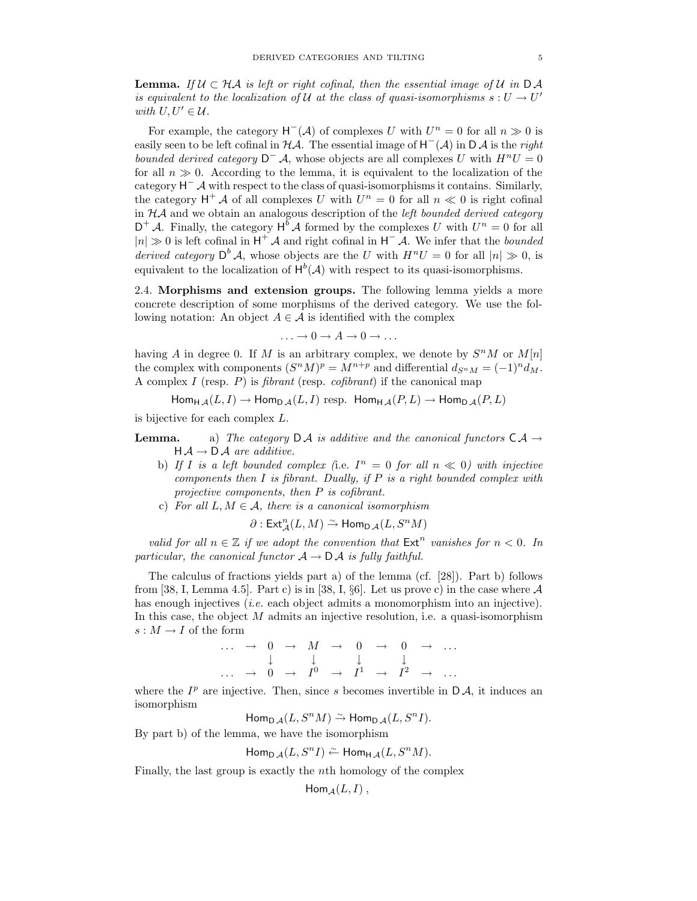**Lemma.** *If $\mathcal{U} \subset \mathcal{HA}$ is left or right cofinal, then the essential image of $\mathcal{U}$ in $\mathsf{D}\,\mathcal{A}$ is equivalent to the localization of $\mathcal{U}$ at the class of quasi-isomorphisms $s : U \to U'$ with $U, U' \in \mathcal{U}$.*

For example, the category $\mathsf{H}^-(\mathcal{A})$ of complexes $U$ with $U^n = 0$ for all $n \gg 0$ is easily seen to be left cofinal in $\mathcal{HA}$. The essential image of $\mathsf{H}^-(\mathcal{A})$ in $\mathsf{D}\,\mathcal{A}$ is the *right bounded derived category* $\mathsf{D}^-\,\mathcal{A}$, whose objects are all complexes $U$ with $H^nU = 0$ for all $n \gg 0$. According to the lemma, it is equivalent to the localization of the category $\mathsf{H}^-\,\mathcal{A}$ with respect to the class of quasi-isomorphisms it contains. Similarly, the category $\mathsf{H}^+\,\mathcal{A}$ of all complexes $U$ with $U^n = 0$ for all $n \ll 0$ is right cofinal in $\mathcal{HA}$ and we obtain an analogous description of the *left bounded derived category* $\mathsf{D}^+\,\mathcal{A}$. Finally, the category $\mathsf{H}^b\,\mathcal{A}$ formed by the complexes $U$ with $U^n = 0$ for all $|n| \gg 0$ is left cofinal in $\mathsf{H}^+\,\mathcal{A}$ and right cofinal in $\mathsf{H}^-\,\mathcal{A}$. We infer that the *bounded derived category* $\mathsf{D}^b\,\mathcal{A}$, whose objects are the $U$ with $H^nU = 0$ for all $|n| \gg 0$, is equivalent to the localization of $\mathsf{H}^b(\mathcal{A})$ with respect to its quasi-isomorphisms.

2.4. **Morphisms and extension groups.** The following lemma yields a more concrete description of some morphisms of the derived category. We use the following notation: An object $A \in \mathcal{A}$ is identified with the complex

$$\ldots \to 0 \to A \to 0 \to \ldots$$

having $A$ in degree 0. If $M$ is an arbitrary complex, we denote by $S^nM$ or $M[n]$ the complex with components $(S^nM)^p = M^{n+p}$ and differential $d_{S^nM} = (-1)^n d_M$. A complex $I$ (resp. $P$) is *fibrant* (resp. *cofibrant*) if the canonical map

$$\mathsf{Hom}_{\mathsf{H}\,\mathcal{A}}(L, I) \to \mathsf{Hom}_{\mathsf{D}\,\mathcal{A}}(L, I) \text{ resp. } \mathsf{Hom}_{\mathsf{H}\,\mathcal{A}}(P, L) \to \mathsf{Hom}_{\mathsf{D}\,\mathcal{A}}(P, L)$$

is bijective for each complex $L$.

**Lemma.**
a) *The category $\mathsf{D}\,\mathcal{A}$ is additive and the canonical functors $\mathsf{C}\,\mathcal{A} \to \mathsf{H}\,\mathcal{A} \to \mathsf{D}\,\mathcal{A}$ are additive.*
b) *If $I$ is a left bounded complex (*i.e. *$I^n = 0$ for all $n \ll 0$) with injective components then $I$ is fibrant. Dually, if $P$ is a right bounded complex with projective components, then $P$ is cofibrant.*
c) *For all $L, M \in \mathcal{A}$, there is a canonical isomorphism*

$$\partial : \mathsf{Ext}^n_{\mathcal{A}}(L, M) \xrightarrow{\sim} \mathsf{Hom}_{\mathsf{D}\,\mathcal{A}}(L, S^nM)$$

*valid for all $n \in \mathbb{Z}$ if we adopt the convention that $\mathsf{Ext}^n$ vanishes for $n < 0$. In particular, the canonical functor $\mathcal{A} \to \mathsf{D}\,\mathcal{A}$ is fully faithful.*

The calculus of fractions yields part a) of the lemma (cf. [28]). Part b) follows from [38, I, Lemma 4.5]. Part c) is in [38, I, §6]. Let us prove c) in the case where $\mathcal{A}$ has enough injectives (*i.e.* each object admits a monomorphism into an injective). In this case, the object $M$ admits an injective resolution, i.e. a quasi-isomorphism $s : M \to I$ of the form

$$\begin{array}{ccccccccccc}
\ldots & \to & 0 & \to & M & \to & 0 & \to & 0 & \to & \ldots \\
 & & \downarrow & & \downarrow & & \downarrow & & \downarrow & & \\
\ldots & \to & 0 & \to & I^0 & \to & I^1 & \to & I^2 & \to & \ldots
\end{array}$$

where the $I^p$ are injective. Then, since $s$ becomes invertible in $\mathsf{D}\,\mathcal{A}$, it induces an isomorphism

$$\mathsf{Hom}_{\mathsf{D}\,\mathcal{A}}(L, S^nM) \xrightarrow{\sim} \mathsf{Hom}_{\mathsf{D}\,\mathcal{A}}(L, S^nI).$$

By part b) of the lemma, we have the isomorphism

$$\mathsf{Hom}_{\mathsf{D}\,\mathcal{A}}(L, S^nI) \xleftarrow{\sim} \mathsf{Hom}_{\mathsf{H}\,\mathcal{A}}(L, S^nM).$$

Finally, the last group is exactly the $n$th homology of the complex

$$\mathsf{Hom}_{\mathcal{A}}(L, I)\ ,$$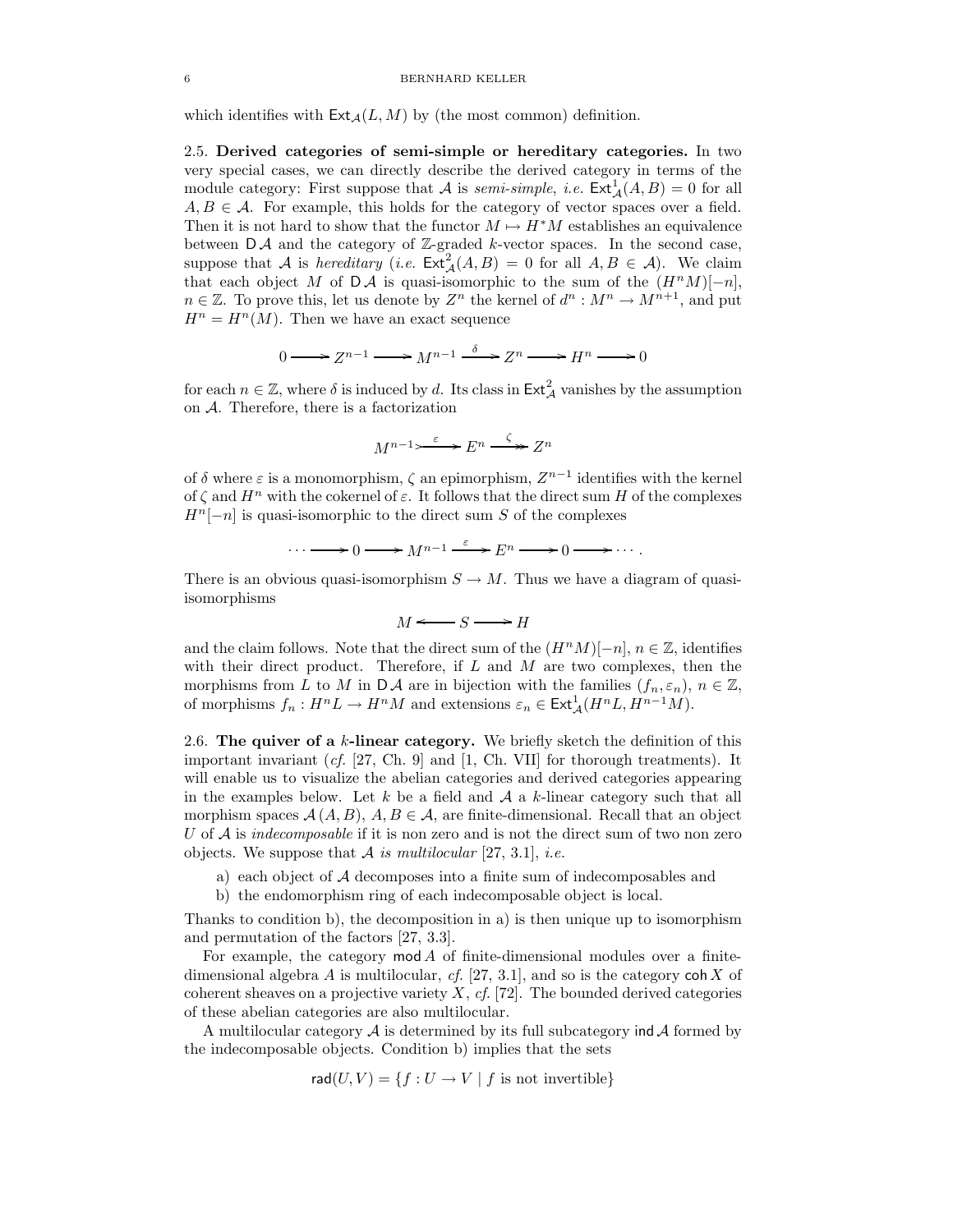which identifies with $\mathsf{Ext}_{\mathcal{A}}(L, M)$ by (the most common) definition.

2.5. **Derived categories of semi-simple or hereditary categories.** In two very special cases, we can directly describe the derived category in terms of the module category: First suppose that $\mathcal{A}$ is *semi-simple*, *i.e.* $\mathsf{Ext}^1_{\mathcal{A}}(A, B) = 0$ for all $A, B \in \mathcal{A}$. For example, this holds for the category of vector spaces over a field. Then it is not hard to show that the functor $M \mapsto H^*M$ establishes an equivalence between $\mathsf{D}\,\mathcal{A}$ and the category of $\mathbb{Z}$-graded $k$-vector spaces. In the second case, suppose that $\mathcal{A}$ is *hereditary* (*i.e.* $\mathsf{Ext}^2_{\mathcal{A}}(A, B) = 0$ for all $A, B \in \mathcal{A}$). We claim that each object $M$ of $\mathsf{D}\,\mathcal{A}$ is quasi-isomorphic to the sum of the $(H^nM)[-n]$, $n \in \mathbb{Z}$. To prove this, let us denote by $Z^n$ the kernel of $d^n : M^n \to M^{n+1}$, and put $H^n = H^n(M)$. Then we have an exact sequence

$$0 \longrightarrow Z^{n-1} \longrightarrow M^{n-1} \xrightarrow{\delta} Z^n \longrightarrow H^n \longrightarrow 0$$

for each $n \in \mathbb{Z}$, where $\delta$ is induced by $d$. Its class in $\mathsf{Ext}^2_{\mathcal{A}}$ vanishes by the assumption on $\mathcal{A}$. Therefore, there is a factorization

$$M^{n-1} \rightarrowtail^{\varepsilon} E^n \xrightarrow{\zeta} Z^n$$

of $\delta$ where $\varepsilon$ is a monomorphism, $\zeta$ an epimorphism, $Z^{n-1}$ identifies with the kernel of $\zeta$ and $H^n$ with the cokernel of $\varepsilon$. It follows that the direct sum $H$ of the complexes $H^n[-n]$ is quasi-isomorphic to the direct sum $S$ of the complexes

$$\cdots \longrightarrow 0 \longrightarrow M^{n-1} \xrightarrow{\varepsilon} E^n \longrightarrow 0 \longrightarrow \cdots.$$

There is an obvious quasi-isomorphism $S \to M$. Thus we have a diagram of quasi-isomorphisms

$$M \longleftarrow S \longrightarrow H$$

and the claim follows. Note that the direct sum of the $(H^nM)[-n]$, $n \in \mathbb{Z}$, identifies with their direct product. Therefore, if $L$ and $M$ are two complexes, then the morphisms from $L$ to $M$ in $\mathsf{D}\,\mathcal{A}$ are in bijection with the families $(f_n, \varepsilon_n)$, $n \in \mathbb{Z}$, of morphisms $f_n : H^nL \to H^nM$ and extensions $\varepsilon_n \in \mathsf{Ext}^1_{\mathcal{A}}(H^nL, H^{n-1}M)$.

2.6. **The quiver of a $k$-linear category.** We briefly sketch the definition of this important invariant (*cf.* [27, Ch. 9] and [1, Ch. VII] for thorough treatments). It will enable us to visualize the abelian categories and derived categories appearing in the examples below. Let $k$ be a field and $\mathcal{A}$ a $k$-linear category such that all morphism spaces $\mathcal{A}(A, B)$, $A, B \in \mathcal{A}$, are finite-dimensional. Recall that an object $U$ of $\mathcal{A}$ is *indecomposable* if it is non zero and is not the direct sum of two non zero objects. We suppose that $\mathcal{A}$ *is multilocular* [27, 3.1], *i.e.*

a) each object of $\mathcal{A}$ decomposes into a finite sum of indecomposables and
b) the endomorphism ring of each indecomposable object is local.

Thanks to condition b), the decomposition in a) is then unique up to isomorphism and permutation of the factors [27, 3.3].

For example, the category $\mathsf{mod}\, A$ of finite-dimensional modules over a finite-dimensional algebra $A$ is multilocular, *cf.* [27, 3.1], and so is the category $\mathsf{coh}\, X$ of coherent sheaves on a projective variety $X$, *cf.* [72]. The bounded derived categories of these abelian categories are also multilocular.

A multilocular category $\mathcal{A}$ is determined by its full subcategory $\mathsf{ind}\,\mathcal{A}$ formed by the indecomposable objects. Condition b) implies that the sets

$$\mathsf{rad}(U, V) = \{f : U \to V \mid f \text{ is not invertible}\}$$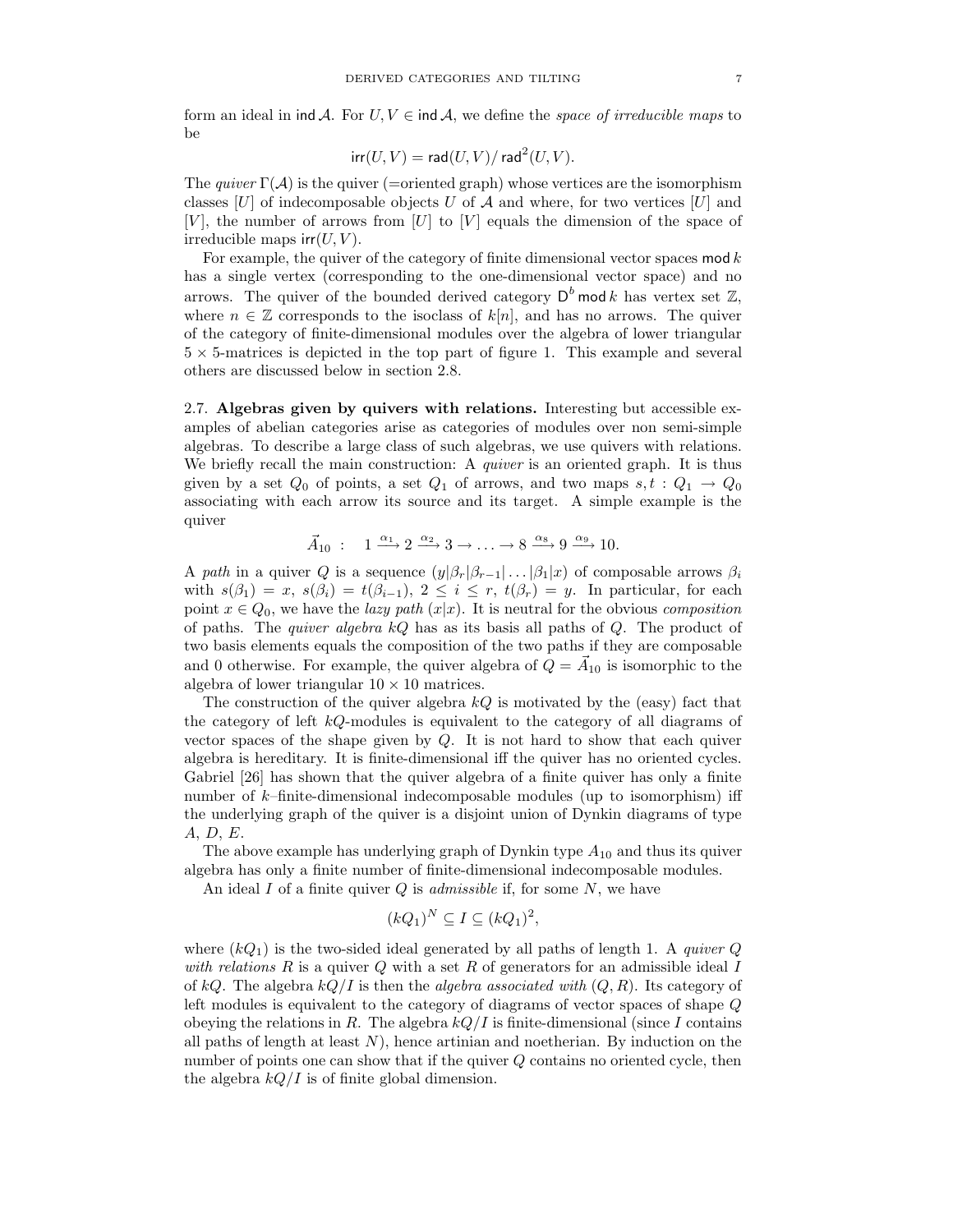form an ideal in $\mathsf{ind}\,\mathcal{A}$. For $U, V \in \mathsf{ind}\,\mathcal{A}$, we define the *space of irreducible maps* to be

$$\mathsf{irr}(U, V) = \mathsf{rad}(U, V)/\,\mathsf{rad}^2(U, V).$$

The *quiver* $\Gamma(\mathcal{A})$ is the quiver (=oriented graph) whose vertices are the isomorphism classes $[U]$ of indecomposable objects $U$ of $\mathcal{A}$ and where, for two vertices $[U]$ and $[V]$, the number of arrows from $[U]$ to $[V]$ equals the dimension of the space of irreducible maps $\mathsf{irr}(U, V)$.

For example, the quiver of the category of finite dimensional vector spaces $\mathsf{mod}\,k$ has a single vertex (corresponding to the one-dimensional vector space) and no arrows. The quiver of the bounded derived category $\mathsf{D}^b\,\mathsf{mod}\,k$ has vertex set $\mathbb{Z}$, where $n \in \mathbb{Z}$ corresponds to the isoclass of $k[n]$, and has no arrows. The quiver of the category of finite-dimensional modules over the algebra of lower triangular $5 \times 5$-matrices is depicted in the top part of figure 1. This example and several others are discussed below in section 2.8.

2.7. **Algebras given by quivers with relations.** Interesting but accessible examples of abelian categories arise as categories of modules over non semi-simple algebras. To describe a large class of such algebras, we use quivers with relations. We briefly recall the main construction: A *quiver* is an oriented graph. It is thus given by a set $Q_0$ of points, a set $Q_1$ of arrows, and two maps $s, t : Q_1 \to Q_0$ associating with each arrow its source and its target. A simple example is the quiver

$$\vec{A}_{10} \;:\quad 1 \xrightarrow{\alpha_1} 2 \xrightarrow{\alpha_2} 3 \to \ldots \to 8 \xrightarrow{\alpha_8} 9 \xrightarrow{\alpha_9} 10.$$

A *path* in a quiver $Q$ is a sequence $(y|\beta_r|\beta_{r-1}|\ldots|\beta_1|x)$ of composable arrows $\beta_i$ with $s(\beta_1) = x$, $s(\beta_i) = t(\beta_{i-1})$, $2 \le i \le r$, $t(\beta_r) = y$. In particular, for each point $x \in Q_0$, we have the *lazy path* $(x|x)$. It is neutral for the obvious *composition* of paths. The *quiver algebra* $kQ$ has as its basis all paths of $Q$. The product of two basis elements equals the composition of the two paths if they are composable and 0 otherwise. For example, the quiver algebra of $Q = \vec{A}_{10}$ is isomorphic to the algebra of lower triangular $10 \times 10$ matrices.

The construction of the quiver algebra $kQ$ is motivated by the (easy) fact that the category of left $kQ$-modules is equivalent to the category of all diagrams of vector spaces of the shape given by $Q$. It is not hard to show that each quiver algebra is hereditary. It is finite-dimensional iff the quiver has no oriented cycles. Gabriel [26] has shown that the quiver algebra of a finite quiver has only a finite number of $k$–finite-dimensional indecomposable modules (up to isomorphism) iff the underlying graph of the quiver is a disjoint union of Dynkin diagrams of type $A$, $D$, $E$.

The above example has underlying graph of Dynkin type $A_{10}$ and thus its quiver algebra has only a finite number of finite-dimensional indecomposable modules.

An ideal $I$ of a finite quiver $Q$ is *admissible* if, for some $N$, we have

$$(kQ_1)^N \subseteq I \subseteq (kQ_1)^2,$$

where $(kQ_1)$ is the two-sided ideal generated by all paths of length 1. A *quiver $Q$ with relations $R$* is a quiver $Q$ with a set $R$ of generators for an admissible ideal $I$ of $kQ$. The algebra $kQ/I$ is then the *algebra associated with* $(Q, R)$. Its category of left modules is equivalent to the category of diagrams of vector spaces of shape $Q$ obeying the relations in $R$. The algebra $kQ/I$ is finite-dimensional (since $I$ contains all paths of length at least $N$), hence artinian and noetherian. By induction on the number of points one can show that if the quiver $Q$ contains no oriented cycle, then the algebra $kQ/I$ is of finite global dimension.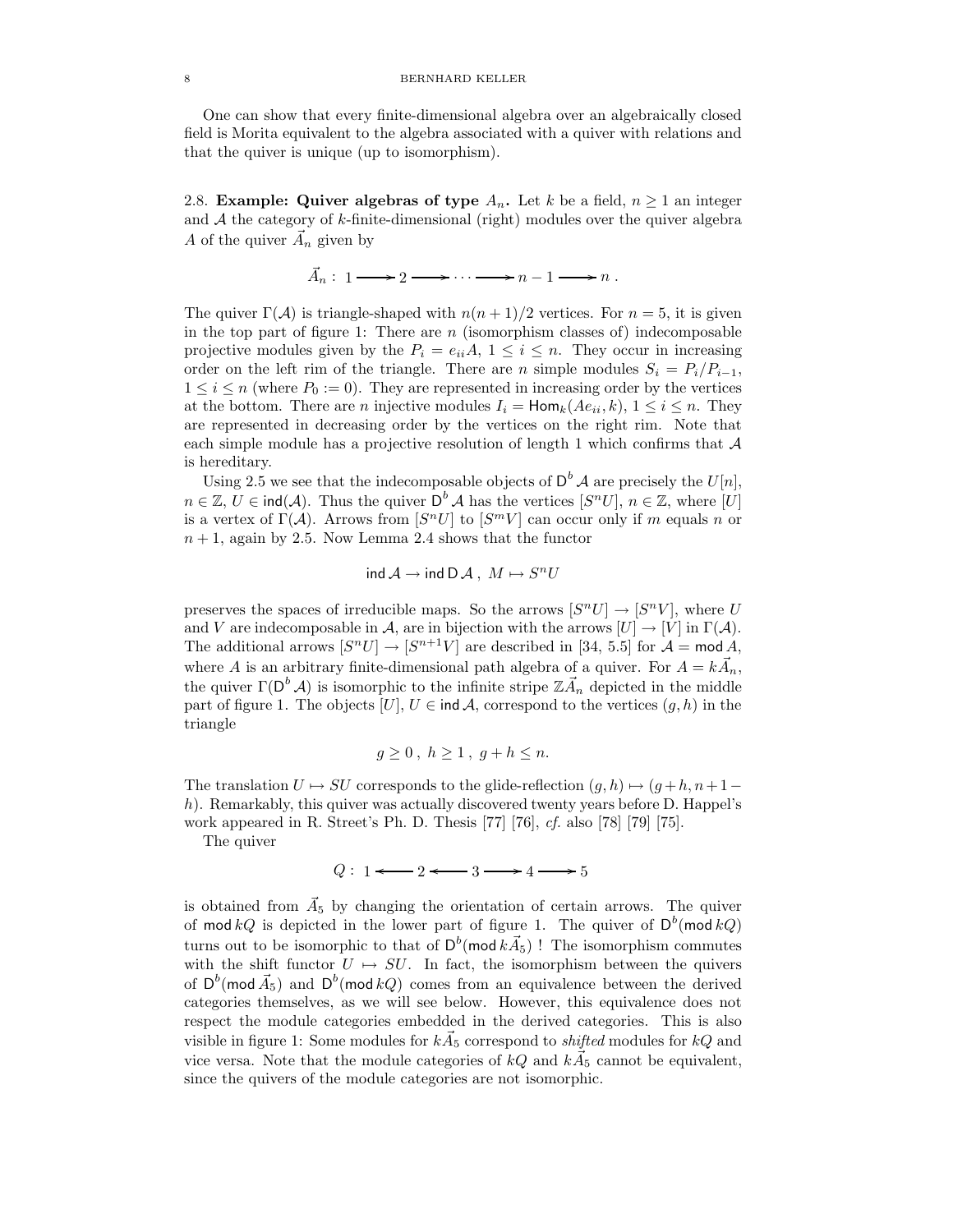One can show that every finite-dimensional algebra over an algebraically closed field is Morita equivalent to the algebra associated with a quiver with relations and that the quiver is unique (up to isomorphism).

**2.8. Example: Quiver algebras of type $A_n$.** Let $k$ be a field, $n \geq 1$ an integer and $\mathcal{A}$ the category of $k$-finite-dimensional (right) modules over the quiver algebra $A$ of the quiver $\vec{A}_n$ given by

$$\vec{A}_n : \ 1 \longrightarrow 2 \longrightarrow \cdots \longrightarrow n-1 \longrightarrow n \ .$$

The quiver $\Gamma(\mathcal{A})$ is triangle-shaped with $n(n+1)/2$ vertices. For $n = 5$, it is given in the top part of figure 1: There are $n$ (isomorphism classes of) indecomposable projective modules given by the $P_i = e_{ii}A$, $1 \leq i \leq n$. They occur in increasing order on the left rim of the triangle. There are $n$ simple modules $S_i = P_i/P_{i-1}$, $1 \leq i \leq n$ (where $P_0 := 0$). They are represented in increasing order by the vertices at the bottom. There are $n$ injective modules $I_i = \mathsf{Hom}_k(Ae_{ii}, k)$, $1 \leq i \leq n$. They are represented in decreasing order by the vertices on the right rim. Note that each simple module has a projective resolution of length 1 which confirms that $\mathcal{A}$ is hereditary.

Using 2.5 we see that the indecomposable objects of $\mathsf{D}^b \mathcal{A}$ are precisely the $U[n]$, $n \in \mathbb{Z}$, $U \in \mathsf{ind}(\mathcal{A})$. Thus the quiver $\mathsf{D}^b \mathcal{A}$ has the vertices $[S^n U]$, $n \in \mathbb{Z}$, where $[U]$ is a vertex of $\Gamma(\mathcal{A})$. Arrows from $[S^n U]$ to $[S^m V]$ can occur only if $m$ equals $n$ or $n+1$, again by 2.5. Now Lemma 2.4 shows that the functor

$$\mathsf{ind}\, \mathcal{A} \to \mathsf{ind}\, \mathsf{D}\, \mathcal{A} \ , \ M \mapsto S^n U$$

preserves the spaces of irreducible maps. So the arrows $[S^n U] \to [S^n V]$, where $U$ and $V$ are indecomposable in $\mathcal{A}$, are in bijection with the arrows $[U] \to [V]$ in $\Gamma(\mathcal{A})$. The additional arrows $[S^n U] \to [S^{n+1} V]$ are described in [34, 5.5] for $\mathcal{A} = \mathsf{mod}\, A$, where $A$ is an arbitrary finite-dimensional path algebra of a quiver. For $A = k\vec{A}_n$, the quiver $\Gamma(\mathsf{D}^b \mathcal{A})$ is isomorphic to the infinite stripe $\mathbb{Z}\vec{A}_n$ depicted in the middle part of figure 1. The objects $[U]$, $U \in \mathsf{ind}\, \mathcal{A}$, correspond to the vertices $(g, h)$ in the triangle

$$g \geq 0 \ , \ h \geq 1 \ , \ g + h \leq n.$$

The translation $U \mapsto SU$ corresponds to the glide-reflection $(g, h) \mapsto (g+h, n+1-h)$. Remarkably, this quiver was actually discovered twenty years before D. Happel's work appeared in R. Street's Ph. D. Thesis [77] [76], *cf.* also [78] [79] [75].

The quiver

$$Q : \ 1 \longleftarrow 2 \longleftarrow 3 \longrightarrow 4 \longrightarrow 5$$

is obtained from $\vec{A}_5$ by changing the orientation of certain arrows. The quiver of $\mathsf{mod}\, kQ$ is depicted in the lower part of figure 1. The quiver of $\mathsf{D}^b(\mathsf{mod}\, kQ)$ turns out to be isomorphic to that of $\mathsf{D}^b(\mathsf{mod}\, k\vec{A}_5)$ ! The isomorphism commutes with the shift functor $U \mapsto SU$. In fact, the isomorphism between the quivers of $\mathsf{D}^b(\mathsf{mod}\, \vec{A}_5)$ and $\mathsf{D}^b(\mathsf{mod}\, kQ)$ comes from an equivalence between the derived categories themselves, as we will see below. However, this equivalence does not respect the module categories embedded in the derived categories. This is also visible in figure 1: Some modules for $k\vec{A}_5$ correspond to *shifted* modules for $kQ$ and vice versa. Note that the module categories of $kQ$ and $k\vec{A}_5$ cannot be equivalent, since the quivers of the module categories are not isomorphic.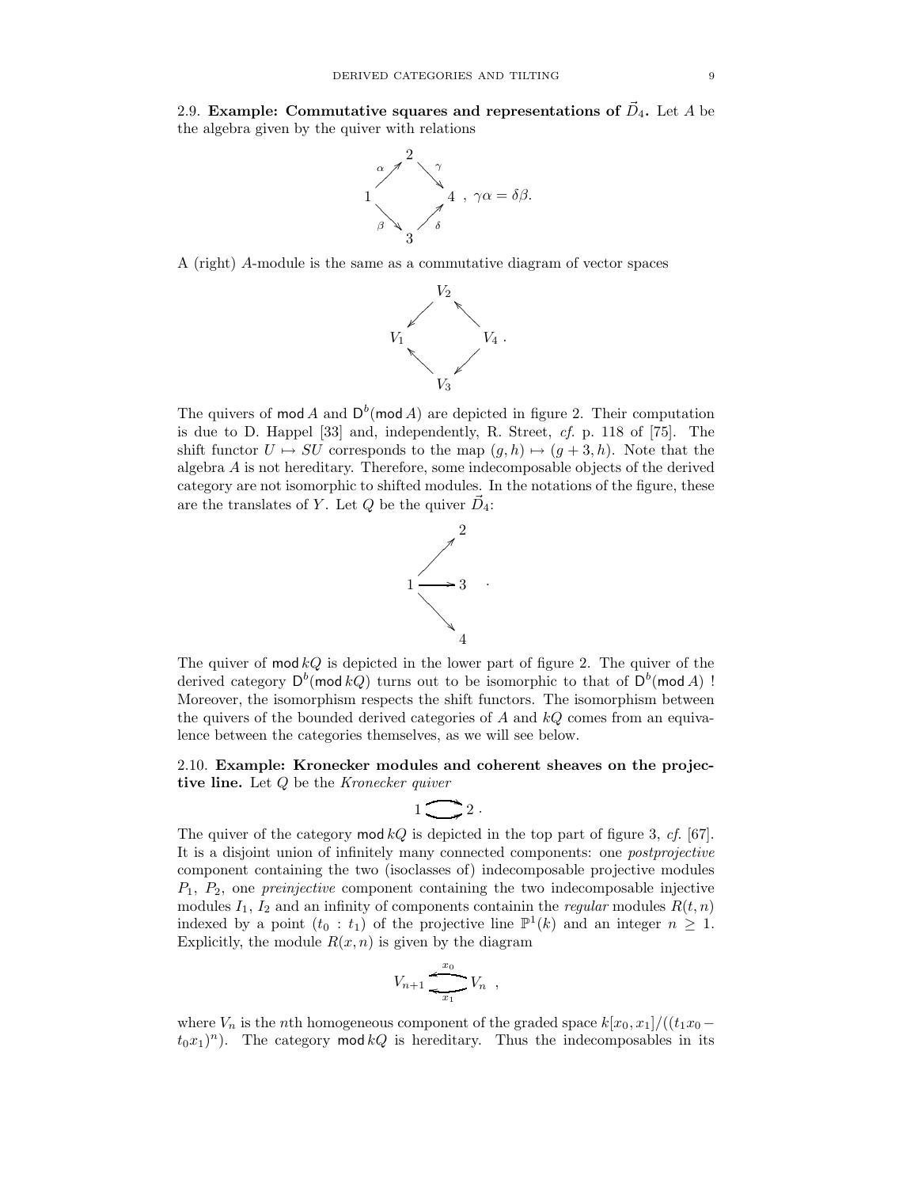2.9. **Example: Commutative squares and representations of $\vec{D}_4$.** Let $A$ be the algebra given by the quiver with relations

$$\begin{array}{ccccc} & & 2 & & \\ & \overset{\alpha}{\nearrow} & & \overset{\gamma}{\searrow} & \\ 1 & & & & 4 \\ & \underset{\beta}{\searrow} & & \underset{\delta}{\nearrow} & \\ & & 3 & & \end{array}, \quad \gamma\alpha = \delta\beta.$$

A (right) $A$-module is the same as a commutative diagram of vector spaces

$$\begin{array}{ccccc} & & V_2 & & \\ & \swarrow & & \nwarrow & \\ V_1 & & & & V_4 \\ & \nwarrow & & \swarrow & \\ & & V_3 & & \end{array}.$$

The quivers of $\mathsf{mod}\, A$ and $\mathsf{D}^b(\mathsf{mod}\, A)$ are depicted in figure 2. Their computation is due to D. Happel [33] and, independently, R. Street, *cf.* p. 118 of [75]. The shift functor $U \mapsto SU$ corresponds to the map $(g, h) \mapsto (g + 3, h)$. Note that the algebra $A$ is not hereditary. Therefore, some indecomposable objects of the derived category are not isomorphic to shifted modules. In the notations of the figure, these are the translates of $Y$. Let $Q$ be the quiver $\vec{D}_4$:

$$\begin{array}{ccc} & & 2 \\ & \nearrow & \\ 1 & \longrightarrow & 3 \\ & \searrow & \\ & & 4 \end{array}.$$

The quiver of $\mathsf{mod}\, kQ$ is depicted in the lower part of figure 2. The quiver of the derived category $\mathsf{D}^b(\mathsf{mod}\, kQ)$ turns out to be isomorphic to that of $\mathsf{D}^b(\mathsf{mod}\, A)$ ! Moreover, the isomorphism respects the shift functors. The isomorphism between the quivers of the bounded derived categories of $A$ and $kQ$ comes from an equivalence between the categories themselves, as we will see below.

2.10. **Example: Kronecker modules and coherent sheaves on the projective line.** Let $Q$ be the *Kronecker quiver*

$$1 \rightrightarrows 2 \,.$$

The quiver of the category $\mathsf{mod}\, kQ$ is depicted in the top part of figure 3, *cf.* [67]. It is a disjoint union of infinitely many connected components: one *postprojective* component containing the two (isoclasses of) indecomposable projective modules $P_1$, $P_2$, one *preinjective* component containing the two indecomposable injective modules $I_1$, $I_2$ and an infinity of components containin the *regular* modules $R(t, n)$ indexed by a point $(t_0 : t_1)$ of the projective line $\mathbb{P}^1(k)$ and an integer $n \geq 1$. Explicitly, the module $R(x, n)$ is given by the diagram

$$V_{n+1} \underset{x_1}{\overset{x_0}{\leftleftarrows}} V_n \ ,$$

where $V_n$ is the $n$th homogeneous component of the graded space $k[x_0, x_1]/((t_1x_0 - t_0x_1)^n)$. The category $\mathsf{mod}\, kQ$ is hereditary. Thus the indecomposables in its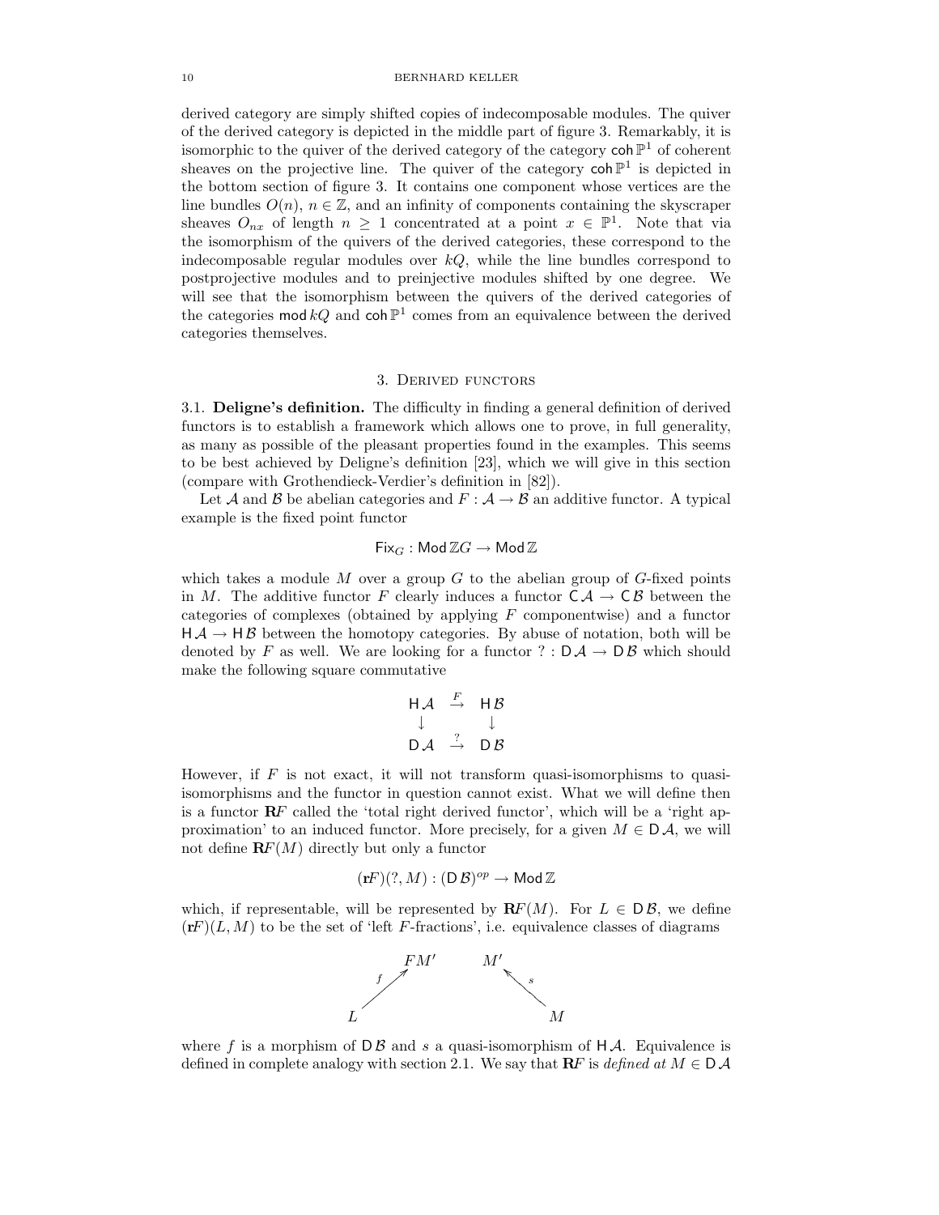derived category are simply shifted copies of indecomposable modules. The quiver of the derived category is depicted in the middle part of figure 3. Remarkably, it is isomorphic to the quiver of the derived category of the category $\mathsf{coh}\,\mathbb{P}^1$ of coherent sheaves on the projective line. The quiver of the category $\mathsf{coh}\,\mathbb{P}^1$ is depicted in the bottom section of figure 3. It contains one component whose vertices are the line bundles $O(n)$, $n \in \mathbb{Z}$, and an infinity of components containing the skyscraper sheaves $O_{nx}$ of length $n \geq 1$ concentrated at a point $x \in \mathbb{P}^1$. Note that via the isomorphism of the quivers of the derived categories, these correspond to the indecomposable regular modules over $kQ$, while the line bundles correspond to postprojective modules and to preinjective modules shifted by one degree. We will see that the isomorphism between the quivers of the derived categories of the categories $\mathsf{mod}\,kQ$ and $\mathsf{coh}\,\mathbb{P}^1$ comes from an equivalence between the derived categories themselves.

## 3. Derived functors

3.1. **Deligne's definition.** The difficulty in finding a general definition of derived functors is to establish a framework which allows one to prove, in full generality, as many as possible of the pleasant properties found in the examples. This seems to be best achieved by Deligne's definition [23], which we will give in this section (compare with Grothendieck-Verdier's definition in [82]).

Let $\mathcal{A}$ and $\mathcal{B}$ be abelian categories and $F : \mathcal{A} \to \mathcal{B}$ an additive functor. A typical example is the fixed point functor

$$\mathsf{Fix}_G : \mathsf{Mod}\,\mathbb{Z}G \to \mathsf{Mod}\,\mathbb{Z}$$

which takes a module $M$ over a group $G$ to the abelian group of $G$-fixed points in $M$. The additive functor $F$ clearly induces a functor $\mathsf{C}\,\mathcal{A} \to \mathsf{C}\,\mathcal{B}$ between the categories of complexes (obtained by applying $F$ componentwise) and a functor $\mathsf{H}\,\mathcal{A} \to \mathsf{H}\,\mathcal{B}$ between the homotopy categories. By abuse of notation, both will be denoted by $F$ as well. We are looking for a functor $? : \mathsf{D}\,\mathcal{A} \to \mathsf{D}\,\mathcal{B}$ which should make the following square commutative

$$\begin{array}{ccc} \mathsf{H}\,\mathcal{A} & \xrightarrow{F} & \mathsf{H}\,\mathcal{B} \\ \downarrow & & \downarrow \\ \mathsf{D}\,\mathcal{A} & \xrightarrow{?} & \mathsf{D}\,\mathcal{B} \end{array}$$

However, if $F$ is not exact, it will not transform quasi-isomorphisms to quasi-isomorphisms and the functor in question cannot exist. What we will define then is a functor $\mathbf{R}F$ called the 'total right derived functor', which will be a 'right approximation' to an induced functor. More precisely, for a given $M \in \mathsf{D}\,\mathcal{A}$, we will not define $\mathbf{R}F(M)$ directly but only a functor

$$(\mathbf{r}F)(?, M) : (\mathsf{D}\,\mathcal{B})^{op} \to \mathsf{Mod}\,\mathbb{Z}$$

which, if representable, will be represented by $\mathbf{R}F(M)$. For $L \in \mathsf{D}\,\mathcal{B}$, we define $(\mathbf{r}F)(L, M)$ to be the set of 'left $F$-fractions', i.e. equivalence classes of diagrams

$$L \xrightarrow{f} FM' \qquad M' \xleftarrow{s} M$$

where $f$ is a morphism of $\mathsf{D}\,\mathcal{B}$ and $s$ a quasi-isomorphism of $\mathsf{H}\,\mathcal{A}$. Equivalence is defined in complete analogy with section 2.1. We say that $\mathbf{R}F$ is *defined at* $M \in \mathsf{D}\,\mathcal{A}$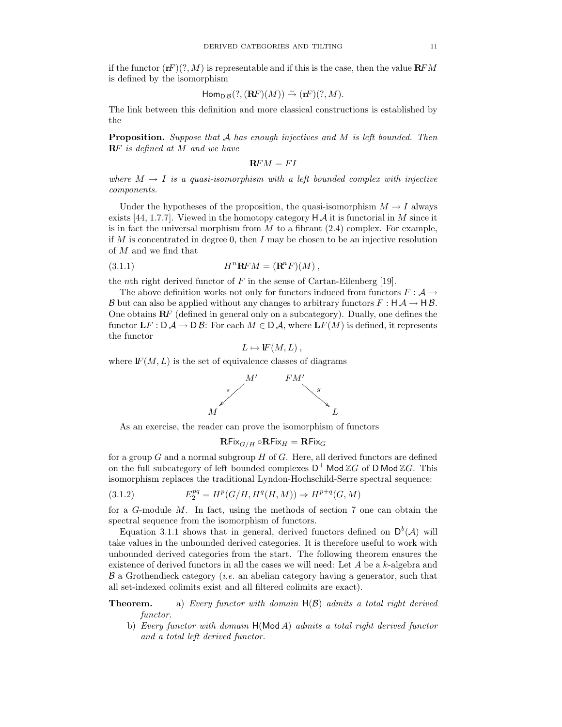if the functor $(\mathbf{r}F)(?, M)$ is representable and if this is the case, then the value $\mathbf{R}FM$ is defined by the isomorphism

$$\mathsf{Hom}_{\mathsf{D}\,\mathcal{B}}(?, (\mathbf{R}F)(M)) \xrightarrow{\sim} (\mathbf{r}F)(?, M).$$

The link between this definition and more classical constructions is established by the

**Proposition.** *Suppose that $\mathcal{A}$ has enough injectives and $M$ is left bounded. Then $\mathbf{R}F$ is defined at $M$ and we have*

$$\mathbf{R}FM = FI$$

*where $M \to I$ is a quasi-isomorphism with a left bounded complex with injective components.*

Under the hypotheses of the proposition, the quasi-isomorphism $M \to I$ always exists [44, 1.7.7]. Viewed in the homotopy category $\mathsf{H}\,\mathcal{A}$ it is functorial in $M$ since it is in fact the universal morphism from $M$ to a fibrant (2.4) complex. For example, if $M$ is concentrated in degree 0, then $I$ may be chosen to be an injective resolution of $M$ and we find that

$$H^n \mathbf{R}FM = (\mathbf{R}^n F)(M)\,, \tag{3.1.1}$$

the $n$th right derived functor of $F$ in the sense of Cartan-Eilenberg [19].

The above definition works not only for functors induced from functors $F : \mathcal{A} \to \mathcal{B}$ but can also be applied without any changes to arbitrary functors $F : \mathsf{H}\,\mathcal{A} \to \mathsf{H}\,\mathcal{B}$. One obtains $\mathbf{R}F$ (defined in general only on a subcategory). Dually, one defines the functor $\mathbf{L}F : \mathsf{D}\,\mathcal{A} \to \mathsf{D}\,\mathcal{B}$: For each $M \in \mathsf{D}\,\mathcal{A}$, where $\mathbf{L}F(M)$ is defined, it represents the functor

$$L \mapsto \mathbf{l}F(M, L)\,,$$

where $\mathbf{l}F(M, L)$ is the set of equivalence classes of diagrams

$$M \xleftarrow{\;s\;} M' \qquad FM' \xrightarrow{\;g\;} L$$

As an exercise, the reader can prove the isomorphism of functors

$$\mathbf{R}\mathsf{Fix}_{G/H} \circ \mathbf{R}\mathsf{Fix}_H = \mathbf{R}\mathsf{Fix}_G$$

for a group $G$ and a normal subgroup $H$ of $G$. Here, all derived functors are defined on the full subcategory of left bounded complexes $\mathsf{D}^+ \operatorname{\mathsf{Mod}} \mathbb{Z}G$ of $\mathsf{D} \operatorname{\mathsf{Mod}} \mathbb{Z}G$. This isomorphism replaces the traditional Lyndon-Hochschild-Serre spectral sequence:

$$E_2^{pq} = H^p(G/H, H^q(H, M)) \Rightarrow H^{p+q}(G, M) \tag{3.1.2}$$

for a $G$-module $M$. In fact, using the methods of section 7 one can obtain the spectral sequence from the isomorphism of functors.

Equation 3.1.1 shows that in general, derived functors defined on $\mathsf{D}^b(\mathcal{A})$ will take values in the unbounded derived categories. It is therefore useful to work with unbounded derived categories from the start. The following theorem ensures the existence of derived functors in all the cases we will need: Let $A$ be a $k$-algebra and $\mathcal{B}$ a Grothendieck category (*i.e.* an abelian category having a generator, such that all set-indexed colimits exist and all filtered colimits are exact).

**Theorem.**

a) *Every functor with domain $\mathsf{H}(\mathcal{B})$ admits a total right derived functor.*

b) *Every functor with domain $\mathsf{H}(\operatorname{\mathsf{Mod}} A)$ admits a total right derived functor and a total left derived functor.*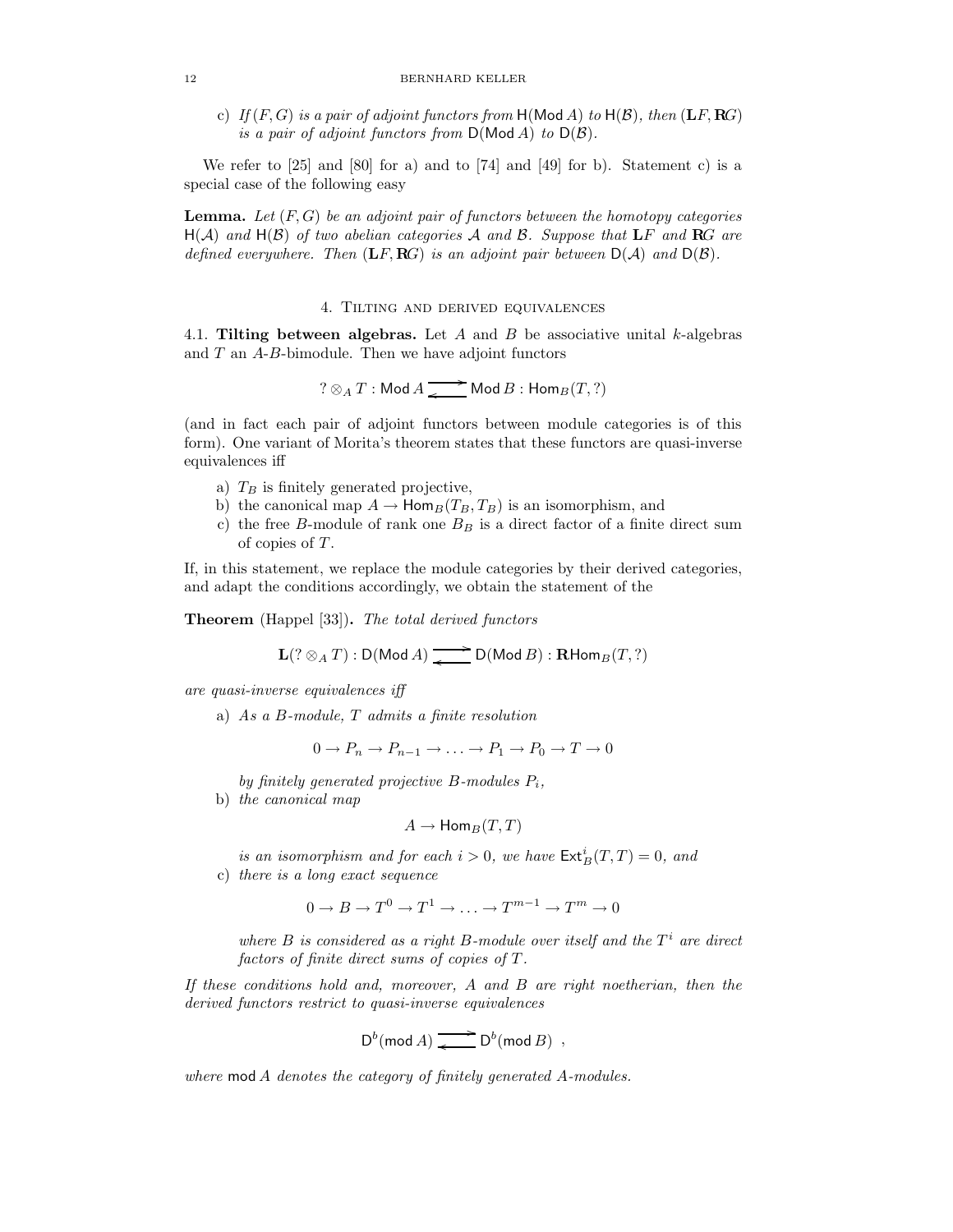c) *If $(F, G)$ is a pair of adjoint functors from $\mathsf{H}(\mathsf{Mod}\, A)$ to $\mathsf{H}(\mathcal{B})$, then $(\mathbf{L}F, \mathbf{R}G)$ is a pair of adjoint functors from $\mathsf{D}(\mathsf{Mod}\, A)$ to $\mathsf{D}(\mathcal{B})$.*

We refer to [25] and [80] for a) and to [74] and [49] for b). Statement c) is a special case of the following easy

**Lemma.** *Let $(F, G)$ be an adjoint pair of functors between the homotopy categories $\mathsf{H}(\mathcal{A})$ and $\mathsf{H}(\mathcal{B})$ of two abelian categories $\mathcal{A}$ and $\mathcal{B}$. Suppose that $\mathbf{L}F$ and $\mathbf{R}G$ are defined everywhere. Then $(\mathbf{L}F, \mathbf{R}G)$ is an adjoint pair between $\mathsf{D}(\mathcal{A})$ and $\mathsf{D}(\mathcal{B})$.*

## 4. Tilting and derived equivalences

**4.1. Tilting between algebras.** Let $A$ and $B$ be associative unital $k$-algebras and $T$ an $A$-$B$-bimodule. Then we have adjoint functors

$$? \otimes_A T : \mathsf{Mod}\, A \rightleftarrows \mathsf{Mod}\, B : \mathsf{Hom}_B(T, ?)$$

(and in fact each pair of adjoint functors between module categories is of this form). One variant of Morita's theorem states that these functors are quasi-inverse equivalences iff

a) $T_B$ is finitely generated projective,
b) the canonical map $A \to \mathsf{Hom}_B(T_B, T_B)$ is an isomorphism, and
c) the free $B$-module of rank one $B_B$ is a direct factor of a finite direct sum of copies of $T$.

If, in this statement, we replace the module categories by their derived categories, and adapt the conditions accordingly, we obtain the statement of the

**Theorem** (Happel [33]). *The total derived functors*

$$\mathbf{L}(? \otimes_A T) : \mathsf{D}(\mathsf{Mod}\, A) \rightleftarrows \mathsf{D}(\mathsf{Mod}\, B) : \mathbf{R}\mathsf{Hom}_B(T, ?)$$

*are quasi-inverse equivalences iff*

a) *As a $B$-module, $T$ admits a finite resolution*

$$0 \to P_n \to P_{n-1} \to \ldots \to P_1 \to P_0 \to T \to 0$$

*by finitely generated projective $B$-modules $P_i$,*

b) *the canonical map*

$$A \to \mathsf{Hom}_B(T, T)$$

*is an isomorphism and for each $i > 0$, we have $\mathsf{Ext}^i_B(T, T) = 0$, and*

c) *there is a long exact sequence*

$$0 \to B \to T^0 \to T^1 \to \ldots \to T^{m-1} \to T^m \to 0$$

*where $B$ is considered as a right $B$-module over itself and the $T^i$ are direct factors of finite direct sums of copies of $T$.*

*If these conditions hold and, moreover, $A$ and $B$ are right noetherian, then the derived functors restrict to quasi-inverse equivalences*

$$\mathsf{D}^b(\mathsf{mod}\, A) \rightleftarrows \mathsf{D}^b(\mathsf{mod}\, B) \;\; ,$$

*where $\mathsf{mod}\, A$ denotes the category of finitely generated $A$-modules.*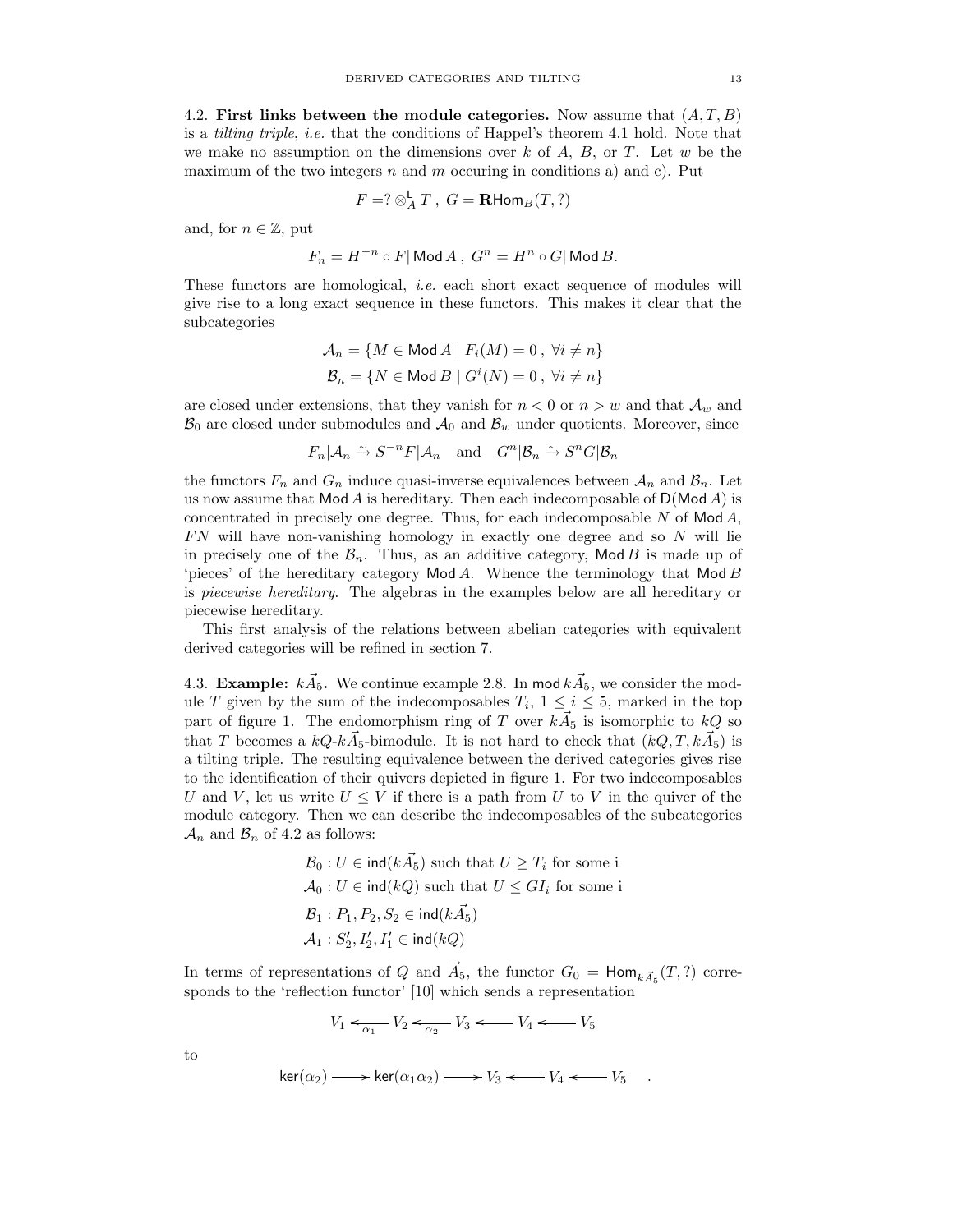4.2. **First links between the module categories.** Now assume that $(A,T,B)$ is a *tilting triple*, *i.e.* that the conditions of Happel's theorem 4.1 hold. Note that we make no assumption on the dimensions over $k$ of $A$, $B$, or $T$. Let $w$ be the maximum of the two integers $n$ and $m$ occuring in conditions a) and c). Put

$$F = ? \otimes^{\mathsf{L}}_A T \ , \ G = \mathbf{R}\mathsf{Hom}_B(T, ?)$$

and, for $n \in \mathbb{Z}$, put

$$F_n = H^{-n} \circ F | \operatorname{\mathsf{Mod}} A \ , \ G^n = H^n \circ G | \operatorname{\mathsf{Mod}} B.$$

These functors are homological, *i.e.* each short exact sequence of modules will give rise to a long exact sequence in these functors. This makes it clear that the subcategories

$$\mathcal{A}_n = \{ M \in \operatorname{\mathsf{Mod}} A \mid F_i(M) = 0 \ , \ \forall i \neq n \}$$
$$\mathcal{B}_n = \{ N \in \operatorname{\mathsf{Mod}} B \mid G^i(N) = 0 \ , \ \forall i \neq n \}$$

are closed under extensions, that they vanish for $n < 0$ or $n > w$ and that $\mathcal{A}_w$ and $\mathcal{B}_0$ are closed under submodules and $\mathcal{A}_0$ and $\mathcal{B}_w$ under quotients. Moreover, since

$$F_n | \mathcal{A}_n \xrightarrow{\sim} S^{-n} F | \mathcal{A}_n \quad \text{and} \quad G^n | \mathcal{B}_n \xrightarrow{\sim} S^n G | \mathcal{B}_n$$

the functors $F_n$ and $G_n$ induce quasi-inverse equivalences between $\mathcal{A}_n$ and $\mathcal{B}_n$. Let us now assume that $\operatorname{\mathsf{Mod}} A$ is hereditary. Then each indecomposable of $\mathsf{D}(\operatorname{\mathsf{Mod}} A)$ is concentrated in precisely one degree. Thus, for each indecomposable $N$ of $\operatorname{\mathsf{Mod}} A$, $FN$ will have non-vanishing homology in exactly one degree and so $N$ will lie in precisely one of the $\mathcal{B}_n$. Thus, as an additive category, $\operatorname{\mathsf{Mod}} B$ is made up of 'pieces' of the hereditary category $\operatorname{\mathsf{Mod}} A$. Whence the terminology that $\operatorname{\mathsf{Mod}} B$ is *piecewise hereditary*. The algebras in the examples below are all hereditary or piecewise hereditary.

This first analysis of the relations between abelian categories with equivalent derived categories will be refined in section 7.

4.3. **Example:** $k\vec{A}_5$**.** We continue example 2.8. In $\operatorname{\mathsf{mod}} k\vec{A}_5$, we consider the module $T$ given by the sum of the indecomposables $T_i$, $1 \leq i \leq 5$, marked in the top part of figure 1. The endomorphism ring of $T$ over $k\vec{A}_5$ is isomorphic to $kQ$ so that $T$ becomes a $kQ$-$k\vec{A}_5$-bimodule. It is not hard to check that $(kQ, T, k\vec{A}_5)$ is a tilting triple. The resulting equivalence between the derived categories gives rise to the identification of their quivers depicted in figure 1. For two indecomposables $U$ and $V$, let us write $U \leq V$ if there is a path from $U$ to $V$ in the quiver of the module category. Then we can describe the indecomposables of the subcategories $\mathcal{A}_n$ and $\mathcal{B}_n$ of 4.2 as follows:

$$\mathcal{B}_0 : U \in \mathsf{ind}(k\vec{A}_5) \text{ such that } U \geq T_i \text{ for some i}$$
$$\mathcal{A}_0 : U \in \mathsf{ind}(kQ) \text{ such that } U \leq GI_i \text{ for some i}$$
$$\mathcal{B}_1 : P_1, P_2, S_2 \in \mathsf{ind}(k\vec{A}_5)$$
$$\mathcal{A}_1 : S_2', I_2', I_1' \in \mathsf{ind}(kQ)$$

In terms of representations of $Q$ and $\vec{A}_5$, the functor $G_0 = \mathsf{Hom}_{k\vec{A}_5}(T, ?)$ corresponds to the 'reflection functor' [10] which sends a representation

$$V_1 \xleftarrow{\alpha_1} V_2 \xleftarrow{\alpha_2} V_3 \longleftarrow V_4 \longleftarrow V_5$$

to

$$\ker(\alpha_2) \longrightarrow \ker(\alpha_1 \alpha_2) \longrightarrow V_3 \longleftarrow V_4 \longleftarrow V_5 \quad .$$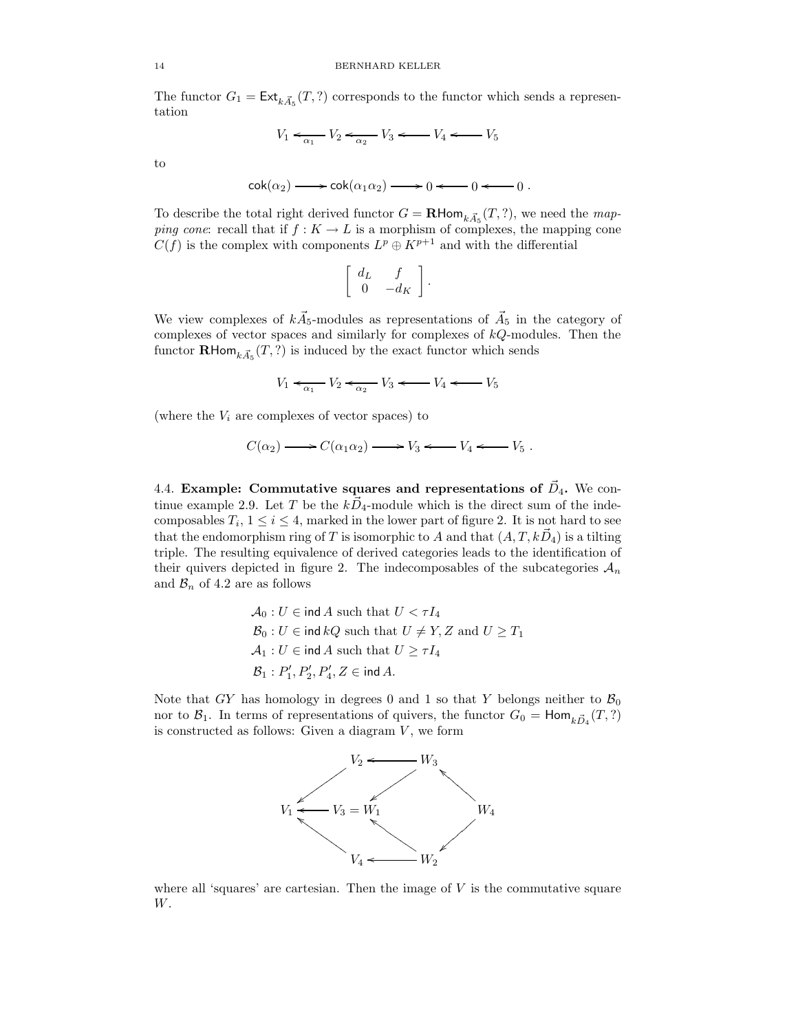The functor $G_1 = \mathsf{Ext}_{k\vec{A}_5}(T, ?)$ corresponds to the functor which sends a representation

$$V_1 \xleftarrow{\alpha_1} V_2 \xleftarrow{\alpha_2} V_3 \longleftarrow V_4 \longleftarrow V_5$$

to

$$\mathsf{cok}(\alpha_2) \longrightarrow \mathsf{cok}(\alpha_1\alpha_2) \longrightarrow 0 \longleftarrow 0 \longleftarrow 0 \; .$$

To describe the total right derived functor $G = \mathbf{R}\mathsf{Hom}_{k\vec{A}_5}(T, ?)$, we need the *mapping cone*: recall that if $f : K \to L$ is a morphism of complexes, the mapping cone $C(f)$ is the complex with components $L^p \oplus K^{p+1}$ and with the differential

$$\left[ \begin{array}{cc} d_L & f \\ 0 & -d_K \end{array} \right].$$

We view complexes of $k\vec{A}_5$-modules as representations of $\vec{A}_5$ in the category of complexes of vector spaces and similarly for complexes of $kQ$-modules. Then the functor $\mathbf{R}\mathsf{Hom}_{k\vec{A}_5}(T, ?)$ is induced by the exact functor which sends

$$V_1 \xleftarrow{\alpha_1} V_2 \xleftarrow{\alpha_2} V_3 \longleftarrow V_4 \longleftarrow V_5$$

(where the $V_i$ are complexes of vector spaces) to

$$C(\alpha_2) \longrightarrow C(\alpha_1\alpha_2) \longrightarrow V_3 \longleftarrow V_4 \longleftarrow V_5 \; .$$

**4.4. Example: Commutative squares and representations of $\vec{D}_4$.** We continue example 2.9. Let $T$ be the $k\vec{D}_4$-module which is the direct sum of the indecomposables $T_i$, $1 \leq i \leq 4$, marked in the lower part of figure 2. It is not hard to see that the endomorphism ring of $T$ is isomorphic to $A$ and that $(A, T, k\vec{D}_4)$ is a tilting triple. The resulting equivalence of derived categories leads to the identification of their quivers depicted in figure 2. The indecomposables of the subcategories $\mathcal{A}_n$ and $\mathcal{B}_n$ of 4.2 are as follows

$\mathcal{A}_0 : U \in \mathsf{ind}\, A$ such that $U < \tau I_4$
$\mathcal{B}_0 : U \in \mathsf{ind}\, kQ$ such that $U \neq Y, Z$ and $U \geq T_1$
$\mathcal{A}_1 : U \in \mathsf{ind}\, A$ such that $U \geq \tau I_4$
$\mathcal{B}_1 : P_1', P_2', P_4', Z \in \mathsf{ind}\, A.$

Note that $GY$ has homology in degrees 0 and 1 so that $Y$ belongs neither to $\mathcal{B}_0$ nor to $\mathcal{B}_1$. In terms of representations of quivers, the functor $G_0 = \mathsf{Hom}_{k\vec{D}_4}(T, ?)$ is constructed as follows: Given a diagram $V$, we form

$$\begin{array}{ccccc} & V_2 & \longleftarrow & W_3 & \\ \swarrow & & \swarrow & & \nwarrow \\ V_1 & \longleftarrow & V_3 = W_1 & & W_4 \\ \nwarrow & & \nwarrow & & \swarrow \\ & V_4 & \longleftarrow & W_2 & \end{array}$$

where all 'squares' are cartesian. Then the image of $V$ is the commutative square $W$.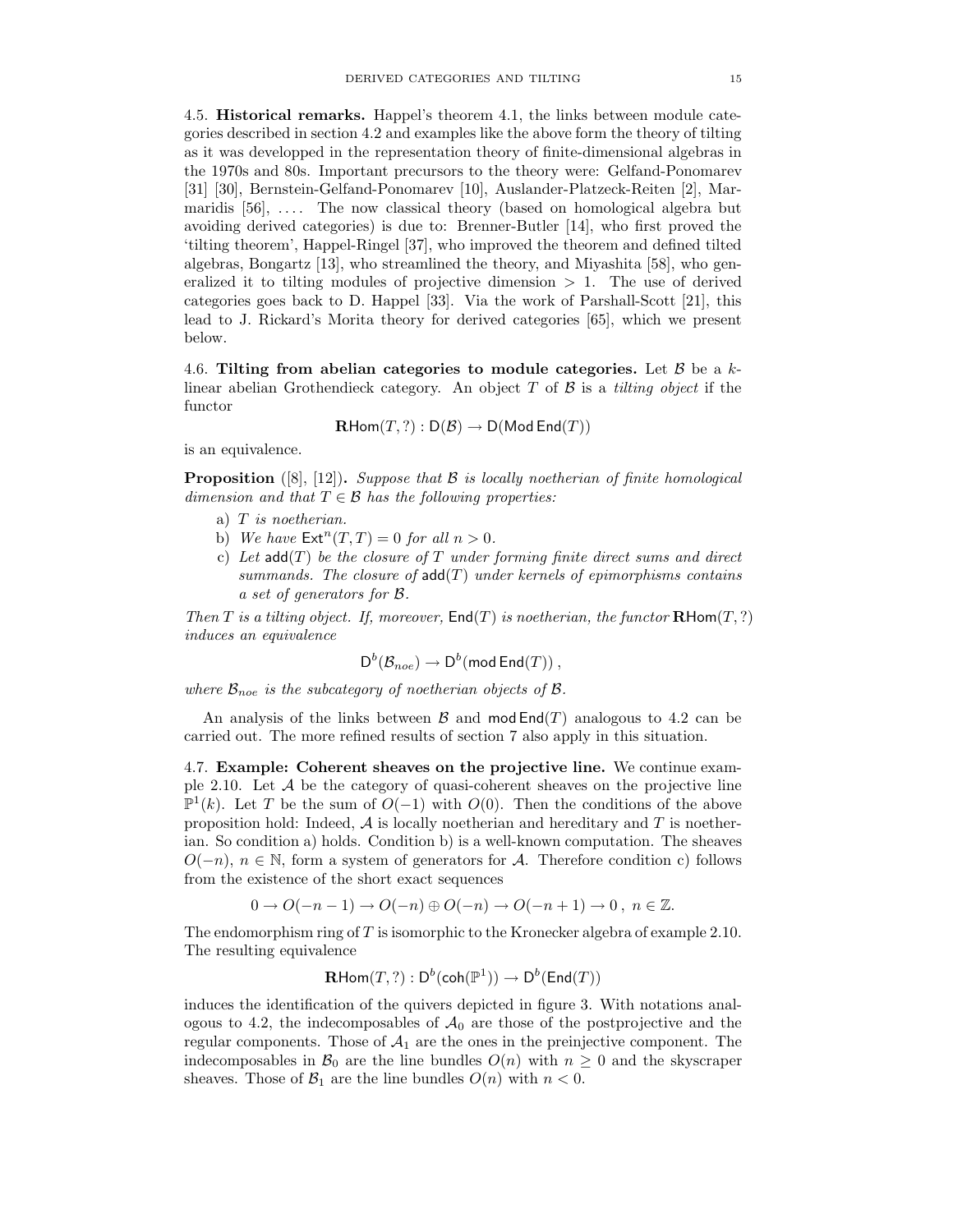**4.5. Historical remarks.** Happel's theorem 4.1, the links between module categories described in section 4.2 and examples like the above form the theory of tilting as it was developped in the representation theory of finite-dimensional algebras in the 1970s and 80s. Important precursors to the theory were: Gelfand-Ponomarev [31] [30], Bernstein-Gelfand-Ponomarev [10], Auslander-Platzeck-Reiten [2], Marmaridis [56], .... The now classical theory (based on homological algebra but avoiding derived categories) is due to: Brenner-Butler [14], who first proved the 'tilting theorem', Happel-Ringel [37], who improved the theorem and defined tilted algebras, Bongartz [13], who streamlined the theory, and Miyashita [58], who generalized it to tilting modules of projective dimension $> 1$. The use of derived categories goes back to D. Happel [33]. Via the work of Parshall-Scott [21], this lead to J. Rickard's Morita theory for derived categories [65], which we present below.

**4.6. Tilting from abelian categories to module categories.** Let $\mathcal{B}$ be a $k$-linear abelian Grothendieck category. An object $T$ of $\mathcal{B}$ is a *tilting object* if the functor

$$\mathbf{R}\mathsf{Hom}(T, ?) : \mathsf{D}(\mathcal{B}) \to \mathsf{D}(\mathsf{Mod}\,\mathsf{End}(T))$$

is an equivalence.

**Proposition** ([8], [12]). *Suppose that $\mathcal{B}$ is locally noetherian of finite homological dimension and that $T \in \mathcal{B}$ has the following properties:*

a) *$T$ is noetherian.*
b) *We have $\mathsf{Ext}^n(T, T) = 0$ for all $n > 0$.*
c) *Let $\mathsf{add}(T)$ be the closure of $T$ under forming finite direct sums and direct summands. The closure of $\mathsf{add}(T)$ under kernels of epimorphisms contains a set of generators for $\mathcal{B}$.*

*Then $T$ is a tilting object. If, moreover, $\mathsf{End}(T)$ is noetherian, the functor $\mathbf{R}\mathsf{Hom}(T, ?)$ induces an equivalence*

$$\mathsf{D}^b(\mathcal{B}_{noe}) \to \mathsf{D}^b(\mathsf{mod}\,\mathsf{End}(T)) ,$$

*where $\mathcal{B}_{noe}$ is the subcategory of noetherian objects of $\mathcal{B}$.*

An analysis of the links between $\mathcal{B}$ and $\mathsf{mod}\,\mathsf{End}(T)$ analogous to 4.2 can be carried out. The more refined results of section 7 also apply in this situation.

**4.7. Example: Coherent sheaves on the projective line.** We continue example 2.10. Let $\mathcal{A}$ be the category of quasi-coherent sheaves on the projective line $\mathbb{P}^1(k)$. Let $T$ be the sum of $O(-1)$ with $O(0)$. Then the conditions of the above proposition hold: Indeed, $\mathcal{A}$ is locally noetherian and hereditary and $T$ is noetherian. So condition a) holds. Condition b) is a well-known computation. The sheaves $O(-n)$, $n \in \mathbb{N}$, form a system of generators for $\mathcal{A}$. Therefore condition c) follows from the existence of the short exact sequences

$$0 \to O(-n-1) \to O(-n) \oplus O(-n) \to O(-n+1) \to 0 \;,\; n \in \mathbb{Z}.$$

The endomorphism ring of $T$ is isomorphic to the Kronecker algebra of example 2.10. The resulting equivalence

$$\mathbf{R}\mathsf{Hom}(T, ?) : \mathsf{D}^b(\mathsf{coh}(\mathbb{P}^1)) \to \mathsf{D}^b(\mathsf{End}(T))$$

induces the identification of the quivers depicted in figure 3. With notations analogous to 4.2, the indecomposables of $\mathcal{A}_0$ are those of the postprojective and the regular components. Those of $\mathcal{A}_1$ are the ones in the preinjective component. The indecomposables in $\mathcal{B}_0$ are the line bundles $O(n)$ with $n \geq 0$ and the skyscraper sheaves. Those of $\mathcal{B}_1$ are the line bundles $O(n)$ with $n < 0$.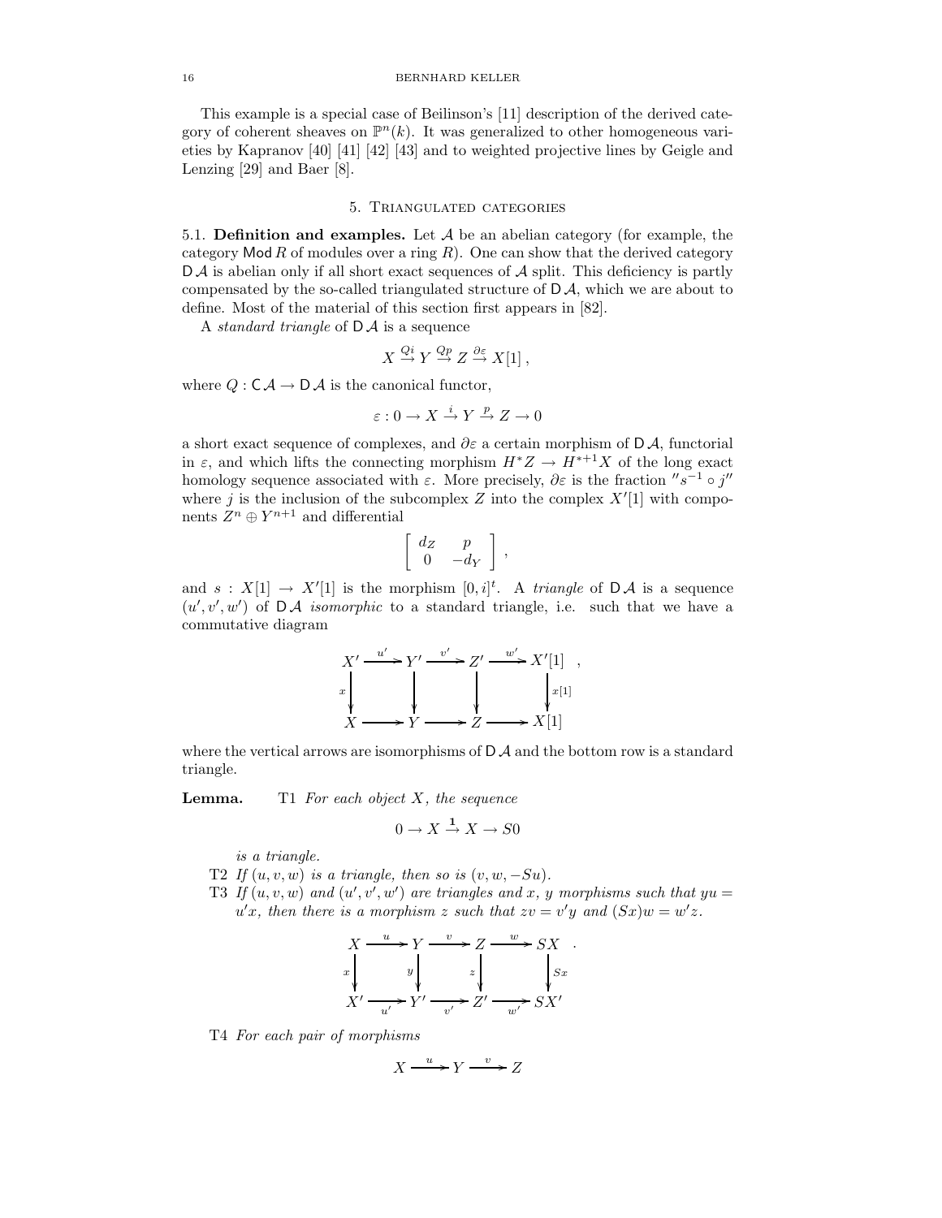This example is a special case of Beilinson's [11] description of the derived category of coherent sheaves on $\mathbb{P}^n(k)$. It was generalized to other homogeneous varieties by Kapranov [40] [41] [42] [43] and to weighted projective lines by Geigle and Lenzing [29] and Baer [8].

## 5. Triangulated categories

5.1. **Definition and examples.** Let $\mathcal{A}$ be an abelian category (for example, the category $\mathsf{Mod}\, R$ of modules over a ring $R$). One can show that the derived category $\mathsf{D}\,\mathcal{A}$ is abelian only if all short exact sequences of $\mathcal{A}$ split. This deficiency is partly compensated by the so-called triangulated structure of $\mathsf{D}\,\mathcal{A}$, which we are about to define. Most of the material of this section first appears in [82].

A *standard triangle* of $\mathsf{D}\,\mathcal{A}$ is a sequence

$$X \xrightarrow{Qi} Y \xrightarrow{Qp} Z \xrightarrow{\partial\varepsilon} X[1]\,,$$

where $Q : \mathsf{C}\,\mathcal{A} \to \mathsf{D}\,\mathcal{A}$ is the canonical functor,

$$\varepsilon : 0 \to X \xrightarrow{i} Y \xrightarrow{p} Z \to 0$$

a short exact sequence of complexes, and $\partial\varepsilon$ a certain morphism of $\mathsf{D}\,\mathcal{A}$, functorial in $\varepsilon$, and which lifts the connecting morphism $H^*Z \to H^{*+1}X$ of the long exact homology sequence associated with $\varepsilon$. More precisely, $\partial\varepsilon$ is the fraction $''s^{-1} \circ j''$ where $j$ is the inclusion of the subcomplex $Z$ into the complex $X'[1]$ with components $Z^n \oplus Y^{n+1}$ and differential

$$\begin{bmatrix} d_Z & p \\ 0 & -d_Y \end{bmatrix},$$

and $s : X[1] \to X'[1]$ is the morphism $[0, i]^t$. A *triangle* of $\mathsf{D}\,\mathcal{A}$ is a sequence $(u', v', w')$ of $\mathsf{D}\,\mathcal{A}$ *isomorphic* to a standard triangle, i.e. such that we have a commutative diagram

$$\begin{array}{ccccccc}
X' & \xrightarrow{u'} & Y' & \xrightarrow{v'} & Z' & \xrightarrow{w'} & X'[1] \\
\big\downarrow{\scriptstyle x} & & \big\downarrow & & \big\downarrow & & \big\downarrow{\scriptstyle x[1]} \\
X & \longrightarrow & Y & \longrightarrow & Z & \longrightarrow & X[1]
\end{array},$$

where the vertical arrows are isomorphisms of $\mathsf{D}\,\mathcal{A}$ and the bottom row is a standard triangle.

**Lemma.** T1 *For each object $X$, the sequence*

$$0 \to X \xrightarrow{\mathbf{1}} X \to S0$$

*is a triangle.*

T2 *If $(u, v, w)$ is a triangle, then so is $(v, w, -Su)$.*

T3 *If $(u, v, w)$ and $(u', v', w')$ are triangles and $x$, $y$ morphisms such that $yu = u'x$, then there is a morphism $z$ such that $zv = v'y$ and $(Sx)w = w'z$.*

$$\begin{array}{ccccccc}
X & \xrightarrow{u} & Y & \xrightarrow{v} & Z & \xrightarrow{w} & SX \\
\big\downarrow{\scriptstyle x} & & \big\downarrow{\scriptstyle y} & & \big\downarrow{\scriptstyle z} & & \big\downarrow{\scriptstyle Sx} \\
X' & \xrightarrow[u']{} & Y' & \xrightarrow[v']{} & Z' & \xrightarrow[w']{} & SX'
\end{array}.$$

T4 *For each pair of morphisms*

$$X \xrightarrow{u} Y \xrightarrow{v} Z$$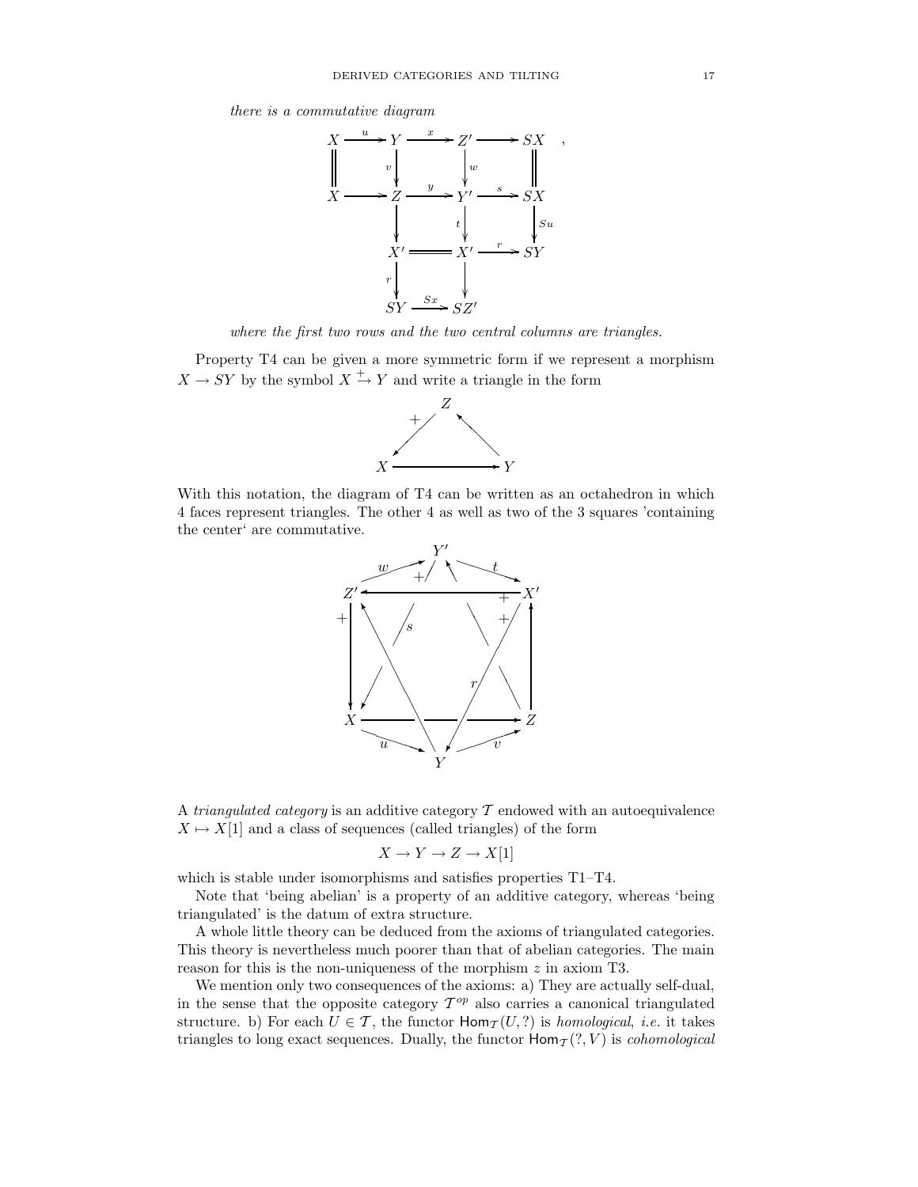*there is a commutative diagram*

$$\begin{array}{ccccccc}
X & \xrightarrow{u} & Y & \xrightarrow{x} & Z' & \longrightarrow & SX \\
\| & & \downarrow{\scriptstyle v} & & \downarrow{\scriptstyle w} & & \| \\
X & \longrightarrow & Z & \xrightarrow{y} & Y' & \xrightarrow{s} & SX \\
& & \downarrow & & \downarrow{\scriptstyle t} & & \downarrow{\scriptstyle Su} \\
& & X' & = & X' & \xrightarrow{r} & SY \\
& & \downarrow{\scriptstyle r} & & \downarrow & & \\
& & SY & \xrightarrow{Sx} & SZ' & &
\end{array}$$

*where the first two rows and the two central columns are triangles.*

Property T4 can be given a more symmetric form if we represent a morphism $X \to SY$ by the symbol $X \xrightarrow{+} Y$ and write a triangle in the form

$$\begin{array}{ccc}
& Z & \\
{}^{+}\swarrow & & \nwarrow \\
X & \longrightarrow & Y
\end{array}$$

With this notation, the diagram of T4 can be written as an octahedron in which 4 faces represent triangles. The other 4 as well as two of the 3 squares 'containing the center' are commutative.

$$\begin{array}{ccccc}
& & Y' & & \\
& {}^{w}\nearrow & & \searrow{}^{t} & \\
Z' & & \longleftarrow{}^{+} & & X' \\
{}^{+}\downarrow & & & & \uparrow \\
X & & \longrightarrow & & Z \\
& {}_{u}\searrow & & \nearrow{}_{v} & \\
& & Y & &
\end{array}$$

A *triangulated category* is an additive category $\mathcal{T}$ endowed with an autoequivalence $X \mapsto X[1]$ and a class of sequences (called triangles) of the form

$$X \to Y \to Z \to X[1]$$

which is stable under isomorphisms and satisfies properties T1–T4.

Note that 'being abelian' is a property of an additive category, whereas 'being triangulated' is the datum of extra structure.

A whole little theory can be deduced from the axioms of triangulated categories. This theory is nevertheless much poorer than that of abelian categories. The main reason for this is the non-uniqueness of the morphism $z$ in axiom T3.

We mention only two consequences of the axioms: a) They are actually self-dual, in the sense that the opposite category $\mathcal{T}^{op}$ also carries a canonical triangulated structure. b) For each $U \in \mathcal{T}$, the functor $\mathsf{Hom}_{\mathcal{T}}(U, ?)$ is *homological*, *i.e.* it takes triangles to long exact sequences. Dually, the functor $\mathsf{Hom}_{\mathcal{T}}(?, V)$ is *cohomological*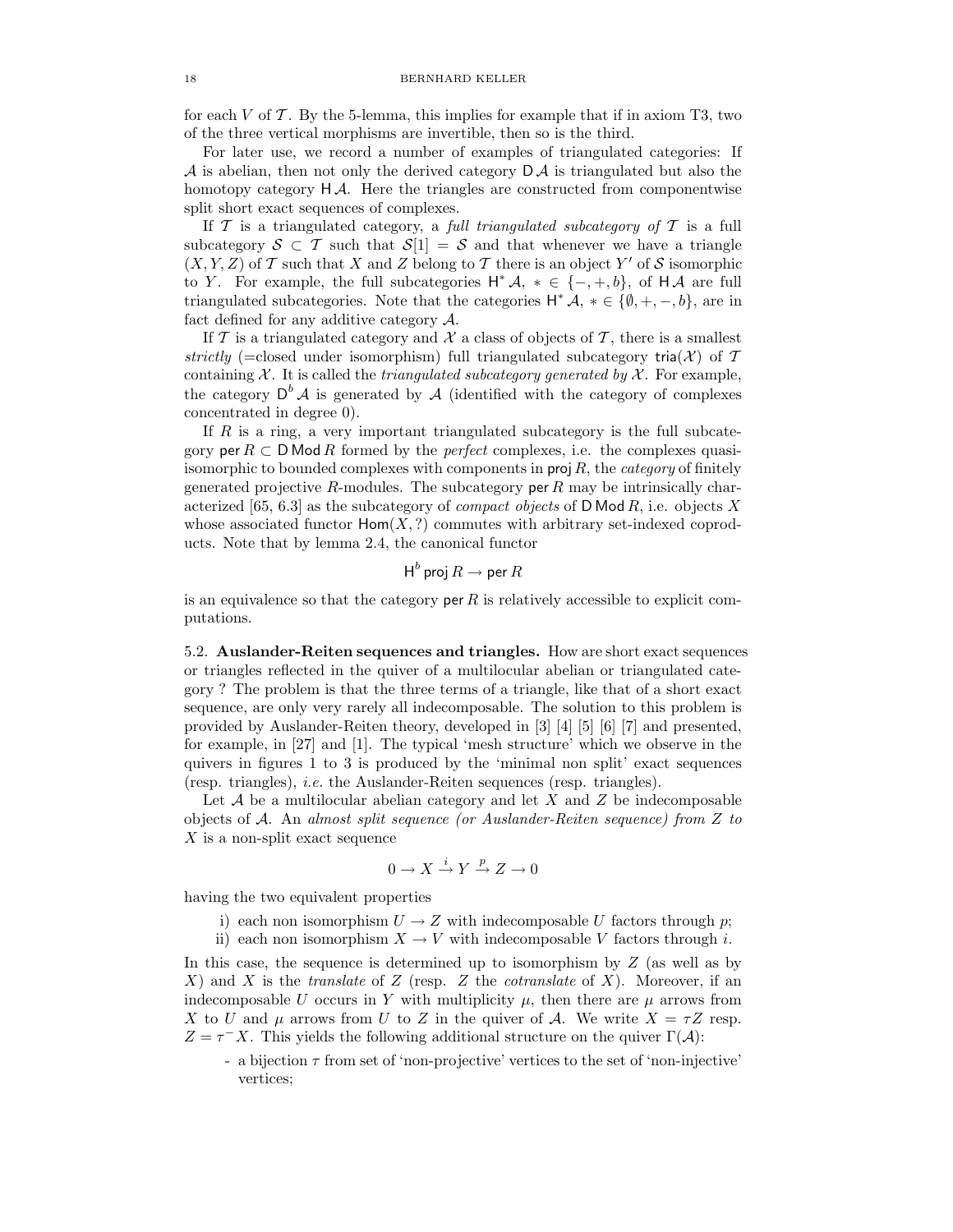for each $V$ of $\mathcal{T}$. By the 5-lemma, this implies for example that if in axiom T3, two of the three vertical morphisms are invertible, then so is the third.

For later use, we record a number of examples of triangulated categories: If $\mathcal{A}$ is abelian, then not only the derived category $\mathsf{D}\,\mathcal{A}$ is triangulated but also the homotopy category $\mathsf{H}\,\mathcal{A}$. Here the triangles are constructed from componentwise split short exact sequences of complexes.

If $\mathcal{T}$ is a triangulated category, a *full triangulated subcategory of* $\mathcal{T}$ is a full subcategory $\mathcal{S} \subset \mathcal{T}$ such that $\mathcal{S}[1] = \mathcal{S}$ and that whenever we have a triangle $(X, Y, Z)$ of $\mathcal{T}$ such that $X$ and $Z$ belong to $\mathcal{T}$ there is an object $Y'$ of $\mathcal{S}$ isomorphic to $Y$. For example, the full subcategories $\mathsf{H}^* \mathcal{A}$, $* \in \{-, +, b\}$, of $\mathsf{H}\,\mathcal{A}$ are full triangulated subcategories. Note that the categories $\mathsf{H}^* \mathcal{A}$, $* \in \{\emptyset, +, -, b\}$, are in fact defined for any additive category $\mathcal{A}$.

If $\mathcal{T}$ is a triangulated category and $\mathcal{X}$ a class of objects of $\mathcal{T}$, there is a smallest *strictly* (=closed under isomorphism) full triangulated subcategory $\mathsf{tria}(\mathcal{X})$ of $\mathcal{T}$ containing $\mathcal{X}$. It is called the *triangulated subcategory generated by* $\mathcal{X}$. For example, the category $\mathsf{D}^b \mathcal{A}$ is generated by $\mathcal{A}$ (identified with the category of complexes concentrated in degree 0).

If $R$ is a ring, a very important triangulated subcategory is the full subcategory $\mathsf{per}\, R \subset \mathsf{D}\,\mathsf{Mod}\, R$ formed by the *perfect* complexes, i.e. the complexes quasi-isomorphic to bounded complexes with components in $\mathsf{proj}\, R$, the *category* of finitely generated projective $R$-modules. The subcategory $\mathsf{per}\, R$ may be intrinsically characterized [65, 6.3] as the subcategory of *compact objects* of $\mathsf{D}\,\mathsf{Mod}\, R$, i.e. objects $X$ whose associated functor $\mathsf{Hom}(X, ?)$ commutes with arbitrary set-indexed coproducts. Note that by lemma 2.4, the canonical functor

$$\mathsf{H}^b\, \mathsf{proj}\, R \to \mathsf{per}\, R$$

is an equivalence so that the category $\mathsf{per}\, R$ is relatively accessible to explicit computations.

**5.2. Auslander-Reiten sequences and triangles.** How are short exact sequences or triangles reflected in the quiver of a multilocular abelian or triangulated category ? The problem is that the three terms of a triangle, like that of a short exact sequence, are only very rarely all indecomposable. The solution to this problem is provided by Auslander-Reiten theory, developed in [3] [4] [5] [6] [7] and presented, for example, in [27] and [1]. The typical 'mesh structure' which we observe in the quivers in figures 1 to 3 is produced by the 'minimal non split' exact sequences (resp. triangles), *i.e.* the Auslander-Reiten sequences (resp. triangles).

Let $\mathcal{A}$ be a multilocular abelian category and let $X$ and $Z$ be indecomposable objects of $\mathcal{A}$. An *almost split sequence (or Auslander-Reiten sequence) from $Z$ to $X$* is a non-split exact sequence

$$0 \to X \xrightarrow{i} Y \xrightarrow{p} Z \to 0$$

having the two equivalent properties

i) each non isomorphism $U \to Z$ with indecomposable $U$ factors through $p$;
ii) each non isomorphism $X \to V$ with indecomposable $V$ factors through $i$.

In this case, the sequence is determined up to isomorphism by $Z$ (as well as by $X$) and $X$ is the *translate* of $Z$ (resp. $Z$ the *cotranslate* of $X$). Moreover, if an indecomposable $U$ occurs in $Y$ with multiplicity $\mu$, then there are $\mu$ arrows from $X$ to $U$ and $\mu$ arrows from $U$ to $Z$ in the quiver of $\mathcal{A}$. We write $X = \tau Z$ resp. $Z = \tau^- X$. This yields the following additional structure on the quiver $\Gamma(\mathcal{A})$:

- a bijection $\tau$ from set of 'non-projective' vertices to the set of 'non-injective' vertices;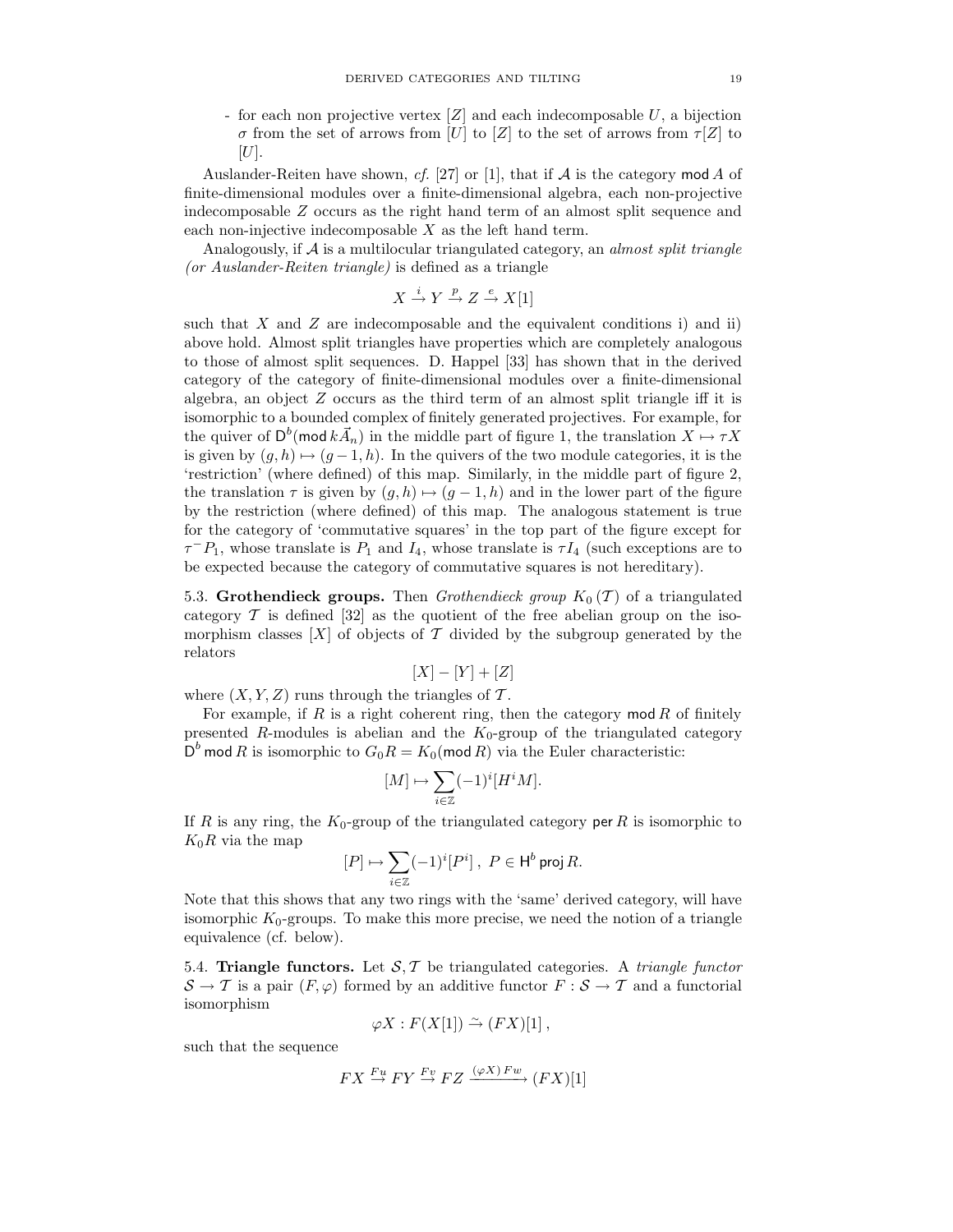- for each non projective vertex $[Z]$ and each indecomposable $U$, a bijection $\sigma$ from the set of arrows from $[U]$ to $[Z]$ to the set of arrows from $\tau[Z]$ to $[U]$.

Auslander-Reiten have shown, *cf.* [27] or [1], that if $\mathcal{A}$ is the category $\mathsf{mod}\, A$ of finite-dimensional modules over a finite-dimensional algebra, each non-projective indecomposable $Z$ occurs as the right hand term of an almost split sequence and each non-injective indecomposable $X$ as the left hand term.

Analogously, if $\mathcal{A}$ is a multilocular triangulated category, an *almost split triangle (or Auslander-Reiten triangle)* is defined as a triangle

$$X \xrightarrow{i} Y \xrightarrow{p} Z \xrightarrow{e} X[1]$$

such that $X$ and $Z$ are indecomposable and the equivalent conditions i) and ii) above hold. Almost split triangles have properties which are completely analogous to those of almost split sequences. D. Happel [33] has shown that in the derived category of the category of finite-dimensional modules over a finite-dimensional algebra, an object $Z$ occurs as the third term of an almost split triangle iff it is isomorphic to a bounded complex of finitely generated projectives. For example, for the quiver of $\mathsf{D}^b(\mathsf{mod}\, k\vec{A}_n)$ in the middle part of figure 1, the translation $X \mapsto \tau X$ is given by $(g,h) \mapsto (g-1,h)$. In the quivers of the two module categories, it is the 'restriction' (where defined) of this map. Similarly, in the middle part of figure 2, the translation $\tau$ is given by $(g,h) \mapsto (g-1,h)$ and in the lower part of the figure by the restriction (where defined) of this map. The analogous statement is true for the category of 'commutative squares' in the top part of the figure except for $\tau^- P_1$, whose translate is $P_1$ and $I_4$, whose translate is $\tau I_4$ (such exceptions are to be expected because the category of commutative squares is not hereditary).

5.3. **Grothendieck groups.** Then *Grothendieck group* $K_0\,(\mathcal{T})$ of a triangulated category $\mathcal{T}$ is defined [32] as the quotient of the free abelian group on the isomorphism classes $[X]$ of objects of $\mathcal{T}$ divided by the subgroup generated by the relators

$$[X] - [Y] + [Z]$$

where $(X, Y, Z)$ runs through the triangles of $\mathcal{T}$.

For example, if $R$ is a right coherent ring, then the category $\mathsf{mod}\, R$ of finitely presented $R$-modules is abelian and the $K_0$-group of the triangulated category $\mathsf{D}^b \,\mathsf{mod}\, R$ is isomorphic to $G_0 R = K_0(\mathsf{mod}\, R)$ via the Euler characteristic:

$$[M] \mapsto \sum_{i\in\mathbb{Z}} (-1)^i [H^i M].$$

If $R$ is any ring, the $K_0$-group of the triangulated category $\mathsf{per}\, R$ is isomorphic to $K_0 R$ via the map

$$[P] \mapsto \sum_{i\in\mathbb{Z}} (-1)^i [P^i]\;,\; P \in \mathsf{H}^b \,\mathsf{proj}\, R.$$

Note that this shows that any two rings with the 'same' derived category, will have isomorphic $K_0$-groups. To make this more precise, we need the notion of a triangle equivalence (cf. below).

5.4. **Triangle functors.** Let $\mathcal{S}, \mathcal{T}$ be triangulated categories. A *triangle functor* $\mathcal{S} \to \mathcal{T}$ is a pair $(F, \varphi)$ formed by an additive functor $F : \mathcal{S} \to \mathcal{T}$ and a functorial isomorphism

$$\varphi X : F(X[1]) \xrightarrow{\sim} (FX)[1]\,,$$

such that the sequence

$$FX \xrightarrow{Fu} FY \xrightarrow{Fv} FZ \xrightarrow{(\varphi X)\, Fw} (FX)[1]$$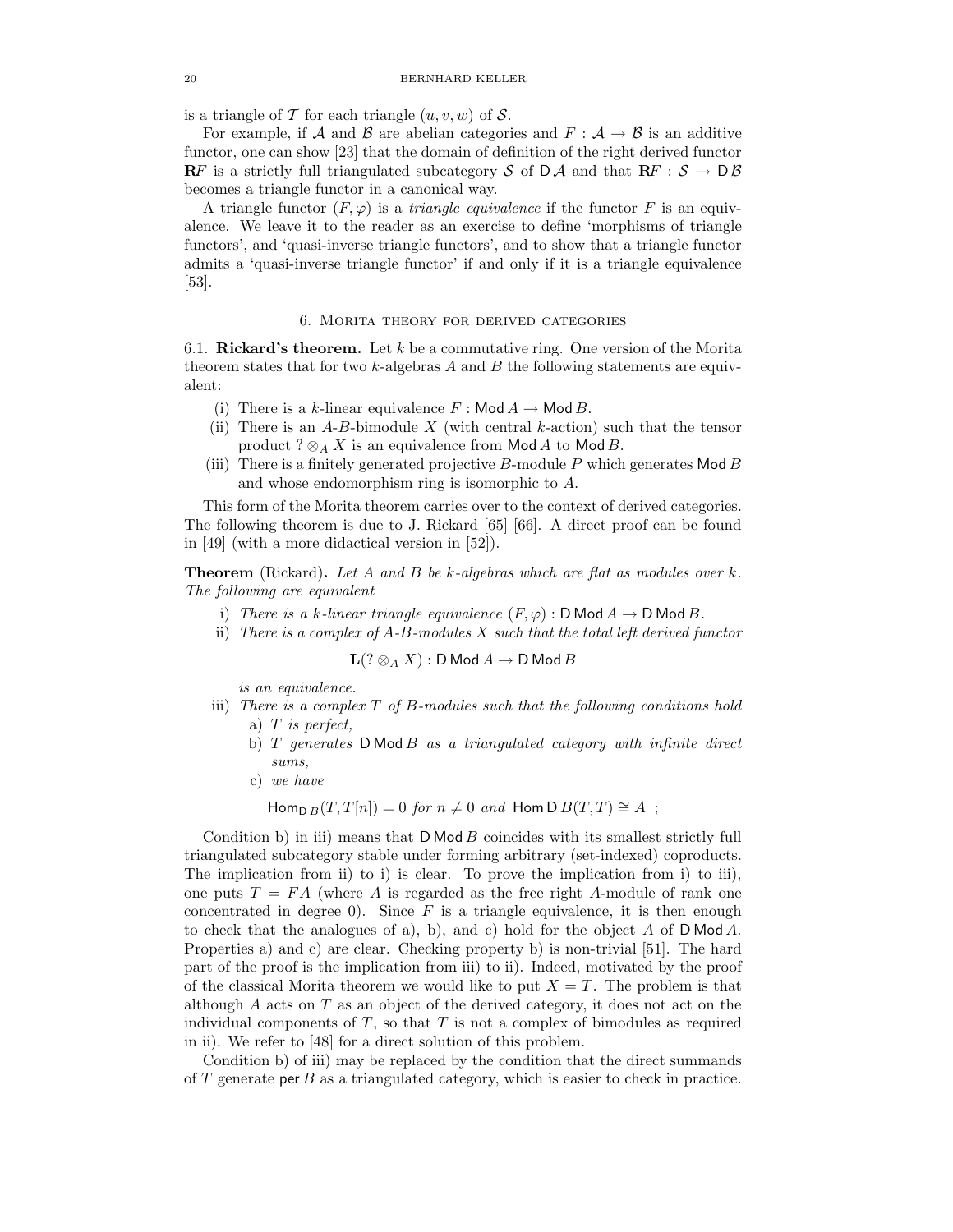is a triangle of $\mathcal{T}$ for each triangle $(u, v, w)$ of $\mathcal{S}$.

For example, if $\mathcal{A}$ and $\mathcal{B}$ are abelian categories and $F : \mathcal{A} \to \mathcal{B}$ is an additive functor, one can show [23] that the domain of definition of the right derived functor $\mathbf{R}F$ is a strictly full triangulated subcategory $\mathcal{S}$ of $\mathsf{D}\,\mathcal{A}$ and that $\mathbf{R}F : \mathcal{S} \to \mathsf{D}\,\mathcal{B}$ becomes a triangle functor in a canonical way.

A triangle functor $(F, \varphi)$ is a *triangle equivalence* if the functor $F$ is an equivalence. We leave it to the reader as an exercise to define 'morphisms of triangle functors', and 'quasi-inverse triangle functors', and to show that a triangle functor admits a 'quasi-inverse triangle functor' if and only if it is a triangle equivalence [53].

## 6. Morita theory for derived categories

6.1. **Rickard's theorem.** Let $k$ be a commutative ring. One version of the Morita theorem states that for two $k$-algebras $A$ and $B$ the following statements are equivalent:

(i) There is a $k$-linear equivalence $F : \mathsf{Mod}\,A \to \mathsf{Mod}\,B$.
(ii) There is an $A$-$B$-bimodule $X$ (with central $k$-action) such that the tensor product $? \otimes_A X$ is an equivalence from $\mathsf{Mod}\,A$ to $\mathsf{Mod}\,B$.
(iii) There is a finitely generated projective $B$-module $P$ which generates $\mathsf{Mod}\,B$ and whose endomorphism ring is isomorphic to $A$.

This form of the Morita theorem carries over to the context of derived categories. The following theorem is due to J. Rickard [65] [66]. A direct proof can be found in [49] (with a more didactical version in [52]).

**Theorem** (Rickard)**.** *Let $A$ and $B$ be $k$-algebras which are flat as modules over $k$. The following are equivalent*

i) *There is a $k$-linear triangle equivalence $(F, \varphi) : \mathsf{D}\,\mathsf{Mod}\,A \to \mathsf{D}\,\mathsf{Mod}\,B$.*
ii) *There is a complex of $A$-$B$-modules $X$ such that the total left derived functor*

$$\mathbf{L}(? \otimes_A X) : \mathsf{D}\,\mathsf{Mod}\,A \to \mathsf{D}\,\mathsf{Mod}\,B$$

*is an equivalence.*

iii) *There is a complex $T$ of $B$-modules such that the following conditions hold*
   a) *$T$ is perfect,*
   b) *$T$ generates $\mathsf{D}\,\mathsf{Mod}\,B$ as a triangulated category with infinite direct sums,*
   c) *we have*

$$\mathsf{Hom}_{\mathsf{D}\,B}(T, T[n]) = 0 \text{ for } n \neq 0 \text{ and } \mathsf{Hom}\,\mathsf{D}\,B(T, T) \cong A \ ;$$

Condition b) in iii) means that $\mathsf{D}\,\mathsf{Mod}\,B$ coincides with its smallest strictly full triangulated subcategory stable under forming arbitrary (set-indexed) coproducts. The implication from ii) to i) is clear. To prove the implication from i) to iii), one puts $T = FA$ (where $A$ is regarded as the free right $A$-module of rank one concentrated in degree 0). Since $F$ is a triangle equivalence, it is then enough to check that the analogues of a), b), and c) hold for the object $A$ of $\mathsf{D}\,\mathsf{Mod}\,A$. Properties a) and c) are clear. Checking property b) is non-trivial [51]. The hard part of the proof is the implication from iii) to ii). Indeed, motivated by the proof of the classical Morita theorem we would like to put $X = T$. The problem is that although $A$ acts on $T$ as an object of the derived category, it does not act on the individual components of $T$, so that $T$ is not a complex of bimodules as required in ii). We refer to [48] for a direct solution of this problem.

Condition b) of iii) may be replaced by the condition that the direct summands of $T$ generate $\mathsf{per}\,B$ as a triangulated category, which is easier to check in practice.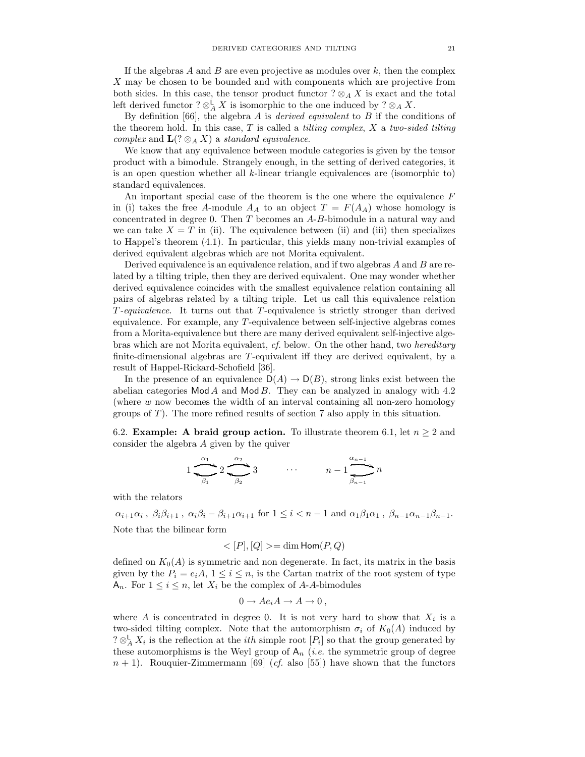If the algebras $A$ and $B$ are even projective as modules over $k$, then the complex $X$ may be chosen to be bounded and with components which are projective from both sides. In this case, the tensor product functor $? \otimes_A X$ is exact and the total left derived functor $? \otimes^{\mathsf{L}}_A X$ is isomorphic to the one induced by $? \otimes_A X$.

By definition [66], the algebra $A$ is *derived equivalent* to $B$ if the conditions of the theorem hold. In this case, $T$ is called a *tilting complex*, $X$ a *two-sided tilting complex* and $\mathbf{L}(? \otimes_A X)$ a *standard equivalence*.

We know that any equivalence between module categories is given by the tensor product with a bimodule. Strangely enough, in the setting of derived categories, it is an open question whether all $k$-linear triangle equivalences are (isomorphic to) standard equivalences.

An important special case of the theorem is the one where the equivalence $F$ in (i) takes the free $A$-module $A_A$ to an object $T = F(A_A)$ whose homology is concentrated in degree 0. Then $T$ becomes an $A$-$B$-bimodule in a natural way and we can take $X = T$ in (ii). The equivalence between (ii) and (iii) then specializes to Happel's theorem (4.1). In particular, this yields many non-trivial examples of derived equivalent algebras which are not Morita equivalent.

Derived equivalence is an equivalence relation, and if two algebras $A$ and $B$ are related by a tilting triple, then they are derived equivalent. One may wonder whether derived equivalence coincides with the smallest equivalence relation containing all pairs of algebras related by a tilting triple. Let us call this equivalence relation *$T$-equivalence*. It turns out that $T$-equivalence is strictly stronger than derived equivalence. For example, any $T$-equivalence between self-injective algebras comes from a Morita-equivalence but there are many derived equivalent self-injective algebras which are not Morita equivalent, *cf.* below. On the other hand, two *hereditary* finite-dimensional algebras are $T$-equivalent iff they are derived equivalent, by a result of Happel-Rickard-Schofield [36].

In the presence of an equivalence $\mathsf{D}(A) \to \mathsf{D}(B)$, strong links exist between the abelian categories $\mathsf{Mod}\, A$ and $\mathsf{Mod}\, B$. They can be analyzed in analogy with 4.2 (where $w$ now becomes the width of an interval containing all non-zero homology groups of $T$). The more refined results of section 7 also apply in this situation.

**6.2. Example: A braid group action.** To illustrate theorem 6.1, let $n \geq 2$ and consider the algebra $A$ given by the quiver

$$1 \underset{\beta_1}{\overset{\alpha_1}{\rightleftarrows}} 2 \underset{\beta_2}{\overset{\alpha_2}{\rightleftarrows}} 3 \qquad \cdots \qquad n-1 \underset{\beta_{n-1}}{\overset{\alpha_{n-1}}{\rightleftarrows}} n$$

with the relators

$\alpha_{i+1}\alpha_i\,,\ \beta_i\beta_{i+1}\,,\ \alpha_i\beta_i - \beta_{i+1}\alpha_{i+1}$ for $1 \leq i < n-1$ and $\alpha_1\beta_1\alpha_1\,,\ \beta_{n-1}\alpha_{n-1}\beta_{n-1}$.

Note that the bilinear form

$$< [P], [Q] >= \dim \mathsf{Hom}(P, Q)$$

defined on $K_0(A)$ is symmetric and non degenerate. In fact, its matrix in the basis given by the $P_i = e_i A$, $1 \leq i \leq n$, is the Cartan matrix of the root system of type $\mathsf{A}_n$. For $1 \leq i \leq n$, let $X_i$ be the complex of $A$-$A$-bimodules

$$0 \to Ae_iA \to A \to 0\,,$$

where $A$ is concentrated in degree 0. It is not very hard to show that $X_i$ is a two-sided tilting complex. Note that the automorphism $\sigma_i$ of $K_0(A)$ induced by $? \otimes^{\mathsf{L}}_A X_i$ is the reflection at the *ith* simple root $[P_i]$ so that the group generated by these automorphisms is the Weyl group of $\mathsf{A}_n$ (*i.e.* the symmetric group of degree $n+1$). Rouquier-Zimmermann [69] (*cf.* also [55]) have shown that the functors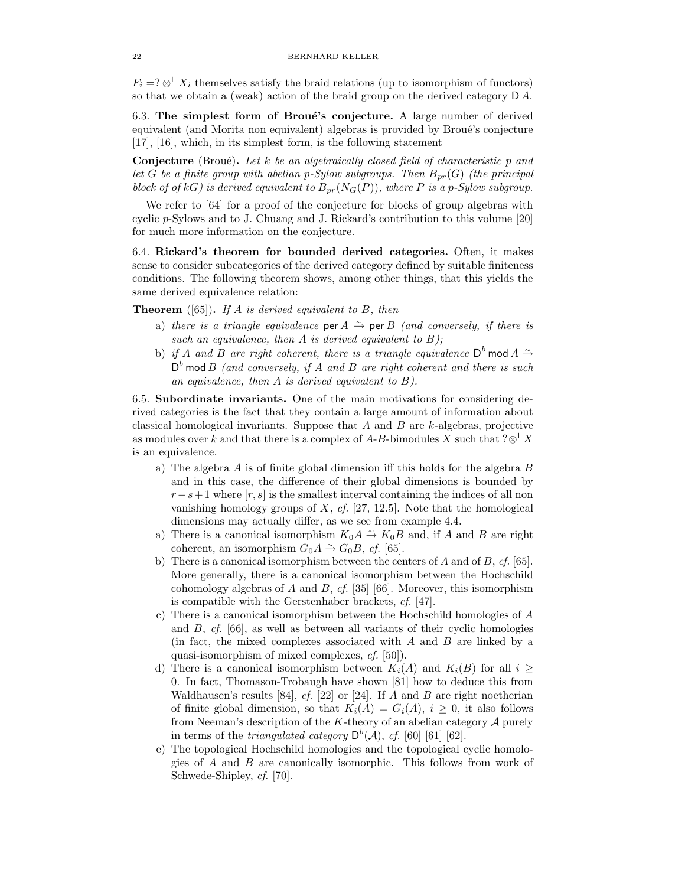$F_i = ? \otimes^{\mathsf{L}} X_i$ themselves satisfy the braid relations (up to isomorphism of functors) so that we obtain a (weak) action of the braid group on the derived category $\mathsf{D}\,A$.

6.3. **The simplest form of Broué's conjecture.** A large number of derived equivalent (and Morita non equivalent) algebras is provided by Broué's conjecture [17], [16], which, in its simplest form, is the following statement

**Conjecture** (Broué). *Let $k$ be an algebraically closed field of characteristic $p$ and let $G$ be a finite group with abelian $p$-Sylow subgroups. Then $B_{pr}(G)$ (the principal block of of $kG$) is derived equivalent to $B_{pr}(N_G(P))$, where $P$ is a $p$-Sylow subgroup.*

We refer to [64] for a proof of the conjecture for blocks of group algebras with cyclic $p$-Sylows and to J. Chuang and J. Rickard's contribution to this volume [20] for much more information on the conjecture.

6.4. **Rickard's theorem for bounded derived categories.** Often, it makes sense to consider subcategories of the derived category defined by suitable finiteness conditions. The following theorem shows, among other things, that this yields the same derived equivalence relation:

**Theorem** ([65]). *If $A$ is derived equivalent to $B$, then*

a) *there is a triangle equivalence $\mathsf{per}\,A \xrightarrow{\sim} \mathsf{per}\,B$ (and conversely, if there is such an equivalence, then $A$ is derived equivalent to $B$);*
b) *if $A$ and $B$ are right coherent, there is a triangle equivalence $\mathsf{D}^b\,\mathsf{mod}\,A \xrightarrow{\sim} \mathsf{D}^b\,\mathsf{mod}\,B$ (and conversely, if $A$ and $B$ are right coherent and there is such an equivalence, then $A$ is derived equivalent to $B$).*

6.5. **Subordinate invariants.** One of the main motivations for considering derived categories is the fact that they contain a large amount of information about classical homological invariants. Suppose that $A$ and $B$ are $k$-algebras, projective as modules over $k$ and that there is a complex of $A$-$B$-bimodules $X$ such that $? \otimes^{\mathsf{L}} X$ is an equivalence.

a) The algebra $A$ is of finite global dimension iff this holds for the algebra $B$ and in this case, the difference of their global dimensions is bounded by $r - s + 1$ where $[r, s]$ is the smallest interval containing the indices of all non vanishing homology groups of $X$, *cf.* [27, 12.5]. Note that the homological dimensions may actually differ, as we see from example 4.4.
a) There is a canonical isomorphism $K_0 A \xrightarrow{\sim} K_0 B$ and, if $A$ and $B$ are right coherent, an isomorphism $G_0 A \xrightarrow{\sim} G_0 B$, *cf.* [65].
b) There is a canonical isomorphism between the centers of $A$ and of $B$, *cf.* [65]. More generally, there is a canonical isomorphism between the Hochschild cohomology algebras of $A$ and $B$, *cf.* [35] [66]. Moreover, this isomorphism is compatible with the Gerstenhaber brackets, *cf.* [47].
c) There is a canonical isomorphism between the Hochschild homologies of $A$ and $B$, *cf.* [66], as well as between all variants of their cyclic homologies (in fact, the mixed complexes associated with $A$ and $B$ are linked by a quasi-isomorphism of mixed complexes, *cf.* [50]).
d) There is a canonical isomorphism between $K_i(A)$ and $K_i(B)$ for all $i \geq 0$. In fact, Thomason-Trobaugh have shown [81] how to deduce this from Waldhausen's results [84], *cf.* [22] or [24]. If $A$ and $B$ are right noetherian of finite global dimension, so that $K_i(A) = G_i(A)$, $i \geq 0$, it also follows from Neeman's description of the $K$-theory of an abelian category $\mathcal{A}$ purely in terms of the *triangulated category* $\mathsf{D}^b(\mathcal{A})$, *cf.* [60] [61] [62].
e) The topological Hochschild homologies and the topological cyclic homologies of $A$ and $B$ are canonically isomorphic. This follows from work of Schwede-Shipley, *cf.* [70].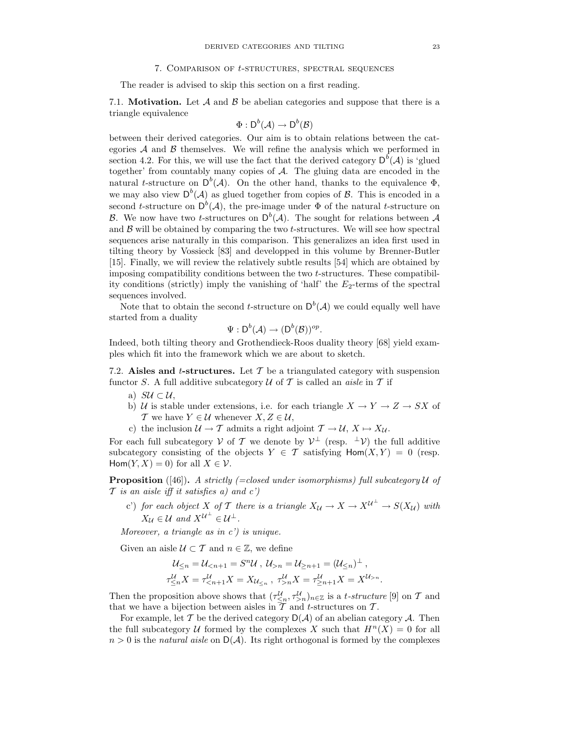## 7. Comparison of $t$-structures, spectral sequences

The reader is advised to skip this section on a first reading.

7.1. **Motivation.** Let $\mathcal{A}$ and $\mathcal{B}$ be abelian categories and suppose that there is a triangle equivalence

$$\Phi : \mathsf{D}^b(\mathcal{A}) \to \mathsf{D}^b(\mathcal{B})$$

between their derived categories. Our aim is to obtain relations between the categories $\mathcal{A}$ and $\mathcal{B}$ themselves. We will refine the analysis which we performed in section 4.2. For this, we will use the fact that the derived category $\mathsf{D}^b(\mathcal{A})$ is 'glued together' from countably many copies of $\mathcal{A}$. The gluing data are encoded in the natural $t$-structure on $\mathsf{D}^b(\mathcal{A})$. On the other hand, thanks to the equivalence $\Phi$, we may also view $\mathsf{D}^b(\mathcal{A})$ as glued together from copies of $\mathcal{B}$. This is encoded in a second $t$-structure on $\mathsf{D}^b(\mathcal{A})$, the pre-image under $\Phi$ of the natural $t$-structure on $\mathcal{B}$. We now have two $t$-structures on $\mathsf{D}^b(\mathcal{A})$. The sought for relations between $\mathcal{A}$ and $\mathcal{B}$ will be obtained by comparing the two $t$-structures. We will see how spectral sequences arise naturally in this comparison. This generalizes an idea first used in tilting theory by Vossieck [83] and developped in this volume by Brenner-Butler [15]. Finally, we will review the relatively subtle results [54] which are obtained by imposing compatibility conditions between the two $t$-structures. These compatibility conditions (strictly) imply the vanishing of 'half' the $E_2$-terms of the spectral sequences involved.

Note that to obtain the second $t$-structure on $\mathsf{D}^b(\mathcal{A})$ we could equally well have started from a duality

$$\Psi : \mathsf{D}^b(\mathcal{A}) \to (\mathsf{D}^b(\mathcal{B}))^{op}.$$

Indeed, both tilting theory and Grothendieck-Roos duality theory [68] yield examples which fit into the framework which we are about to sketch.

7.2. **Aisles and $t$-structures.** Let $\mathcal{T}$ be a triangulated category with suspension functor $S$. A full additive subcategory $\mathcal{U}$ of $\mathcal{T}$ is called an *aisle* in $\mathcal{T}$ if

a) $S\mathcal{U} \subset \mathcal{U}$,
b) $\mathcal{U}$ is stable under extensions, i.e. for each triangle $X \to Y \to Z \to SX$ of $\mathcal{T}$ we have $Y \in \mathcal{U}$ whenever $X, Z \in \mathcal{U}$,
c) the inclusion $\mathcal{U} \to \mathcal{T}$ admits a right adjoint $\mathcal{T} \to \mathcal{U}$, $X \mapsto X_{\mathcal{U}}$.

For each full subcategory $\mathcal{V}$ of $\mathcal{T}$ we denote by $\mathcal{V}^{\perp}$ (resp. ${}^{\perp}\mathcal{V}$) the full additive subcategory consisting of the objects $Y \in \mathcal{T}$ satisfying $\mathsf{Hom}(X,Y) = 0$ (resp. $\mathsf{Hom}(Y,X) = 0$) for all $X \in \mathcal{V}$.

**Proposition** ([46])**.** *A strictly (=closed under isomorphisms) full subcategory $\mathcal{U}$ of $\mathcal{T}$ is an aisle iff it satisfies a) and c')*

c') *for each object $X$ of $\mathcal{T}$ there is a triangle $X_{\mathcal{U}} \to X \to X^{\mathcal{U}^{\perp}} \to S(X_{\mathcal{U}})$ with $X_{\mathcal{U}} \in \mathcal{U}$ and $X^{\mathcal{U}^{\perp}} \in \mathcal{U}^{\perp}$.*

*Moreover, a triangle as in c') is unique.*

Given an aisle $\mathcal{U} \subset \mathcal{T}$ and $n \in \mathbb{Z}$, we define

$$\mathcal{U}_{\leq n} = \mathcal{U}_{<n+1} = S^n\mathcal{U} \,,\; \mathcal{U}_{>n} = \mathcal{U}_{\geq n+1} = (\mathcal{U}_{\leq n})^{\perp} \,,$$
$$\tau^{\mathcal{U}}_{\leq n} X = \tau^{\mathcal{U}}_{<n+1} X = X_{\mathcal{U}_{\leq n}} \,,\; \tau^{\mathcal{U}}_{>n} X = \tau^{\mathcal{U}}_{\geq n+1} X = X^{\mathcal{U}_{>n}}.$$

Then the proposition above shows that $(\tau^{\mathcal{U}}_{\leq n}, \tau^{\mathcal{U}}_{>n})_{n\in\mathbb{Z}}$ is a *$t$-structure* [9] on $\mathcal{T}$ and that we have a bijection between aisles in $\mathcal{T}$ and $t$-structures on $\mathcal{T}$.

For example, let $\mathcal{T}$ be the derived category $\mathsf{D}(\mathcal{A})$ of an abelian category $\mathcal{A}$. Then the full subcategory $\mathcal{U}$ formed by the complexes $X$ such that $H^n(X) = 0$ for all $n > 0$ is the *natural aisle* on $\mathsf{D}(\mathcal{A})$. Its right orthogonal is formed by the complexes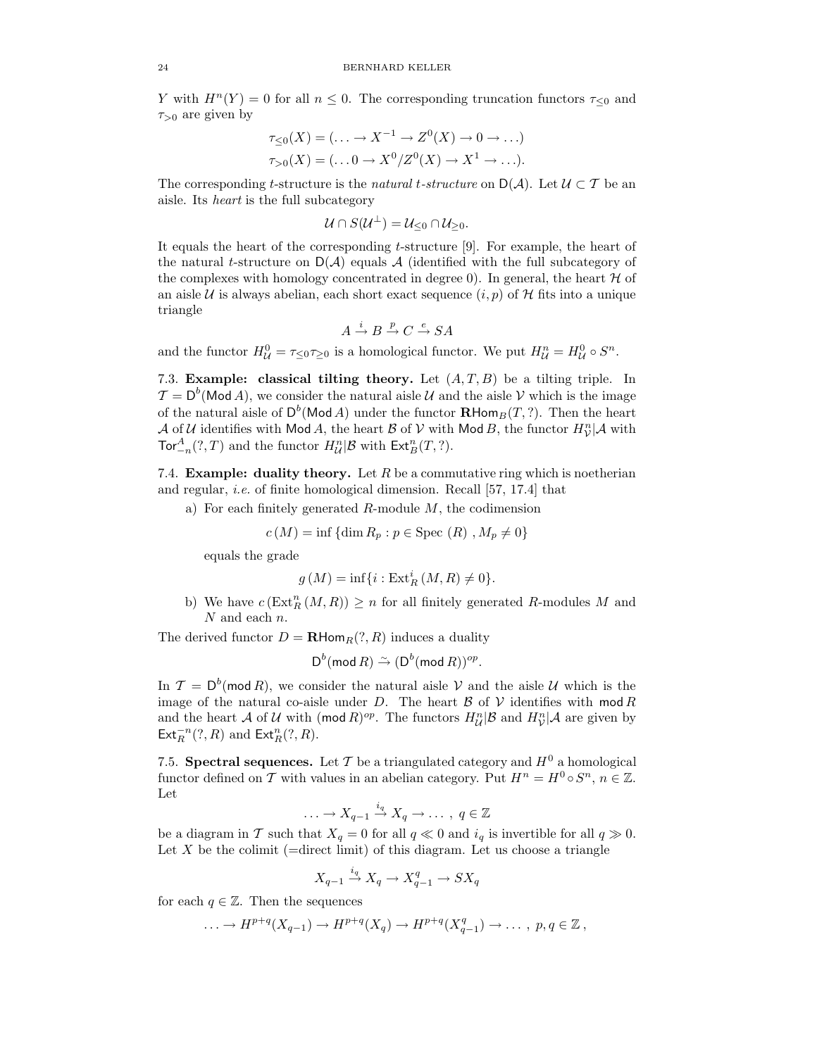$Y$ with $H^n(Y) = 0$ for all $n \leq 0$. The corresponding truncation functors $\tau_{\leq 0}$ and $\tau_{>0}$ are given by

$$\tau_{\leq 0}(X) = (\ldots \to X^{-1} \to Z^0(X) \to 0 \to \ldots)$$
$$\tau_{>0}(X) = (\ldots 0 \to X^0/Z^0(X) \to X^1 \to \ldots).$$

The corresponding $t$-structure is the *natural $t$-structure* on $\mathsf{D}(\mathcal{A})$. Let $\mathcal{U} \subset \mathcal{T}$ be an aisle. Its *heart* is the full subcategory

$$\mathcal{U} \cap S(\mathcal{U}^{\perp}) = \mathcal{U}_{\leq 0} \cap \mathcal{U}_{\geq 0}.$$

It equals the heart of the corresponding $t$-structure [9]. For example, the heart of the natural $t$-structure on $\mathsf{D}(\mathcal{A})$ equals $\mathcal{A}$ (identified with the full subcategory of the complexes with homology concentrated in degree 0). In general, the heart $\mathcal{H}$ of an aisle $\mathcal{U}$ is always abelian, each short exact sequence $(i, p)$ of $\mathcal{H}$ fits into a unique triangle

$$A \xrightarrow{i} B \xrightarrow{p} C \xrightarrow{e} SA$$

and the functor $H^0_{\mathcal{U}} = \tau_{\leq 0}\tau_{\geq 0}$ is a homological functor. We put $H^n_{\mathcal{U}} = H^0_{\mathcal{U}} \circ S^n$.

**7.3. Example: classical tilting theory.** Let $(A, T, B)$ be a tilting triple. In $\mathcal{T} = \mathsf{D}^b(\mathsf{Mod}\, A)$, we consider the natural aisle $\mathcal{U}$ and the aisle $\mathcal{V}$ which is the image of the natural aisle of $\mathsf{D}^b(\mathsf{Mod}\, A)$ under the functor $\mathbf{R}\mathsf{Hom}_B(T, ?)$. Then the heart $\mathcal{A}$ of $\mathcal{U}$ identifies with $\mathsf{Mod}\, A$, the heart $\mathcal{B}$ of $\mathcal{V}$ with $\mathsf{Mod}\, B$, the functor $H^n_{\mathcal{V}}|\mathcal{A}$ with $\mathsf{Tor}^A_{-n}(?, T)$ and the functor $H^n_{\mathcal{U}}|\mathcal{B}$ with $\mathsf{Ext}^n_B(T, ?)$.

**7.4. Example: duality theory.** Let $R$ be a commutative ring which is noetherian and regular, *i.e.* of finite homological dimension. Recall [57, 17.4] that

a) For each finitely generated $R$-module $M$, the codimension

$$c\,(M) = \inf\,\{\dim R_p : p \in \text{Spec}\,(R)\ , M_p \neq 0\}$$

equals the grade

$$g\,(M) = \inf\{i : \text{Ext}^i_R\,(M, R) \neq 0\}.$$

b) We have $c\,(\text{Ext}^n_R\,(M, R)) \geq n$ for all finitely generated $R$-modules $M$ and $N$ and each $n$.

The derived functor $D = \mathbf{R}\mathsf{Hom}_R(?, R)$ induces a duality

$$\mathsf{D}^b(\mathsf{mod}\, R) \xrightarrow{\sim} (\mathsf{D}^b(\mathsf{mod}\, R))^{op}.$$

In $\mathcal{T} = \mathsf{D}^b(\mathsf{mod}\, R)$, we consider the natural aisle $\mathcal{V}$ and the aisle $\mathcal{U}$ which is the image of the natural co-aisle under $D$. The heart $\mathcal{B}$ of $\mathcal{V}$ identifies with $\mathsf{mod}\, R$ and the heart $\mathcal{A}$ of $\mathcal{U}$ with $(\mathsf{mod}\, R)^{op}$. The functors $H^n_{\mathcal{U}}|\mathcal{B}$ and $H^n_{\mathcal{V}}|\mathcal{A}$ are given by $\mathsf{Ext}^{-n}_R(?, R)$ and $\mathsf{Ext}^n_R(?, R)$.

**7.5. Spectral sequences.** Let $\mathcal{T}$ be a triangulated category and $H^0$ a homological functor defined on $\mathcal{T}$ with values in an abelian category. Put $H^n = H^0 \circ S^n$, $n \in \mathbb{Z}$. Let

$$\ldots \to X_{q-1} \xrightarrow{i_q} X_q \to \ldots\ ,\ q \in \mathbb{Z}$$

be a diagram in $\mathcal{T}$ such that $X_q = 0$ for all $q \ll 0$ and $i_q$ is invertible for all $q \gg 0$. Let $X$ be the colimit (=direct limit) of this diagram. Let us choose a triangle

$$X_{q-1} \xrightarrow{i_q} X_q \to X^q_{q-1} \to SX_q$$

for each $q \in \mathbb{Z}$. Then the sequences

$$\ldots \to H^{p+q}(X_{q-1}) \to H^{p+q}(X_q) \to H^{p+q}(X^q_{q-1}) \to \ldots\ ,\ p, q \in \mathbb{Z}\,,$$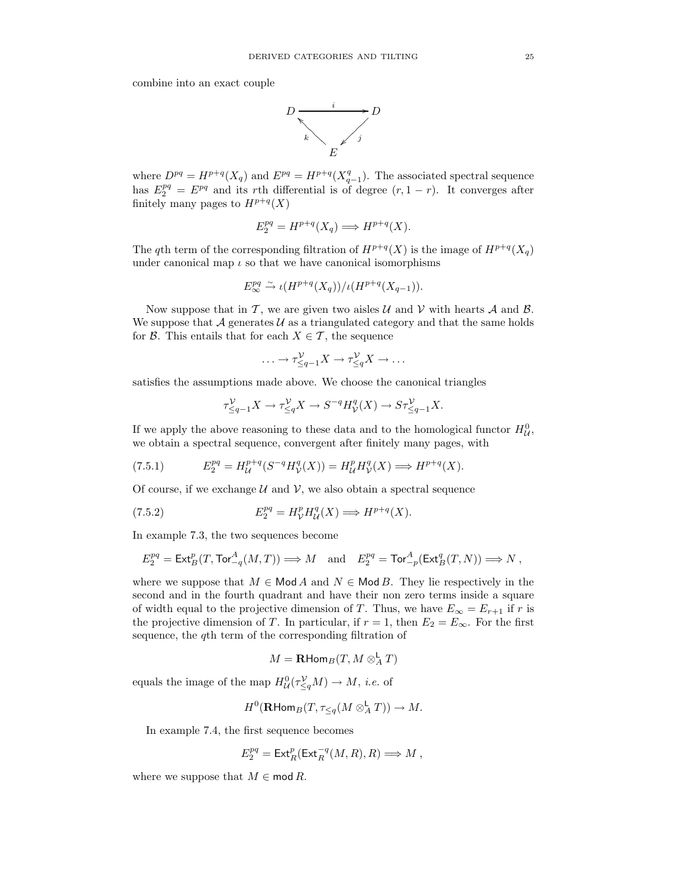combine into an exact couple

$$
\begin{array}{ccc}
D & \xrightarrow{\quad i \quad} & D \\
 & {}_{k}\nwarrow \quad \swarrow_{j} & \\
 & E &
\end{array}
$$

where $D^{pq} = H^{p+q}(X_q)$ and $E^{pq} = H^{p+q}(X_{q-1}^q)$. The associated spectral sequence has $E_2^{pq} = E^{pq}$ and its $r$th differential is of degree $(r, 1-r)$. It converges after finitely many pages to $H^{p+q}(X)$

$$E_2^{pq} = H^{p+q}(X_q) \Longrightarrow H^{p+q}(X).$$

The $q$th term of the corresponding filtration of $H^{p+q}(X)$ is the image of $H^{p+q}(X_q)$ under canonical map $\iota$ so that we have canonical isomorphisms

$$E_\infty^{pq} \xrightarrow{\sim} \iota(H^{p+q}(X_q))/\iota(H^{p+q}(X_{q-1})).$$

Now suppose that in $\mathcal{T}$, we are given two aisles $\mathcal{U}$ and $\mathcal{V}$ with hearts $\mathcal{A}$ and $\mathcal{B}$. We suppose that $\mathcal{A}$ generates $\mathcal{U}$ as a triangulated category and that the same holds for $\mathcal{B}$. This entails that for each $X \in \mathcal{T}$, the sequence

$$\ldots \to \tau_{\leq q-1}^{\mathcal{V}} X \to \tau_{\leq q}^{\mathcal{V}} X \to \ldots$$

satisfies the assumptions made above. We choose the canonical triangles

$$\tau_{\leq q-1}^{\mathcal{V}} X \to \tau_{\leq q}^{\mathcal{V}} X \to S^{-q} H_{\mathcal{V}}^q(X) \to S\tau_{\leq q-1}^{\mathcal{V}} X.$$

If we apply the above reasoning to these data and to the homological functor $H_{\mathcal{U}}^0$, we obtain a spectral sequence, convergent after finitely many pages, with

$$E_2^{pq} = H_{\mathcal{U}}^{p+q}(S^{-q} H_{\mathcal{V}}^q(X)) = H_{\mathcal{U}}^p H_{\mathcal{V}}^q(X) \Longrightarrow H^{p+q}(X). \tag{7.5.1}$$

Of course, if we exchange $\mathcal{U}$ and $\mathcal{V}$, we also obtain a spectral sequence

$$E_2^{pq} = H_{\mathcal{V}}^p H_{\mathcal{U}}^q(X) \Longrightarrow H^{p+q}(X). \tag{7.5.2}$$

In example 7.3, the two sequences become

$$E_2^{pq} = \mathsf{Ext}_B^p(T, \mathsf{Tor}_{-q}^A(M, T)) \Longrightarrow M \quad \text{and} \quad E_2^{pq} = \mathsf{Tor}_{-p}^A(\mathsf{Ext}_B^q(T, N)) \Longrightarrow N\,,$$

where we suppose that $M \in \mathsf{Mod}\, A$ and $N \in \mathsf{Mod}\, B$. They lie respectively in the second and in the fourth quadrant and have their non zero terms inside a square of width equal to the projective dimension of $T$. Thus, we have $E_\infty = E_{r+1}$ if $r$ is the projective dimension of $T$. In particular, if $r = 1$, then $E_2 = E_\infty$. For the first sequence, the $q$th term of the corresponding filtration of

$$M = \mathbf{R}\mathsf{Hom}_B(T, M \otimes_A^{\mathsf{L}} T)$$

equals the image of the map $H_{\mathcal{U}}^0(\tau_{\leq q}^{\mathcal{V}} M) \to M$, *i.e.* of

$$H^0(\mathbf{R}\mathsf{Hom}_B(T, \tau_{\leq q}(M \otimes_A^{\mathsf{L}} T)) \to M.$$

In example 7.4, the first sequence becomes

$$E_2^{pq} = \mathsf{Ext}_R^p(\mathsf{Ext}_R^{-q}(M, R), R) \Longrightarrow M\,,$$

where we suppose that $M \in \mathsf{mod}\, R$.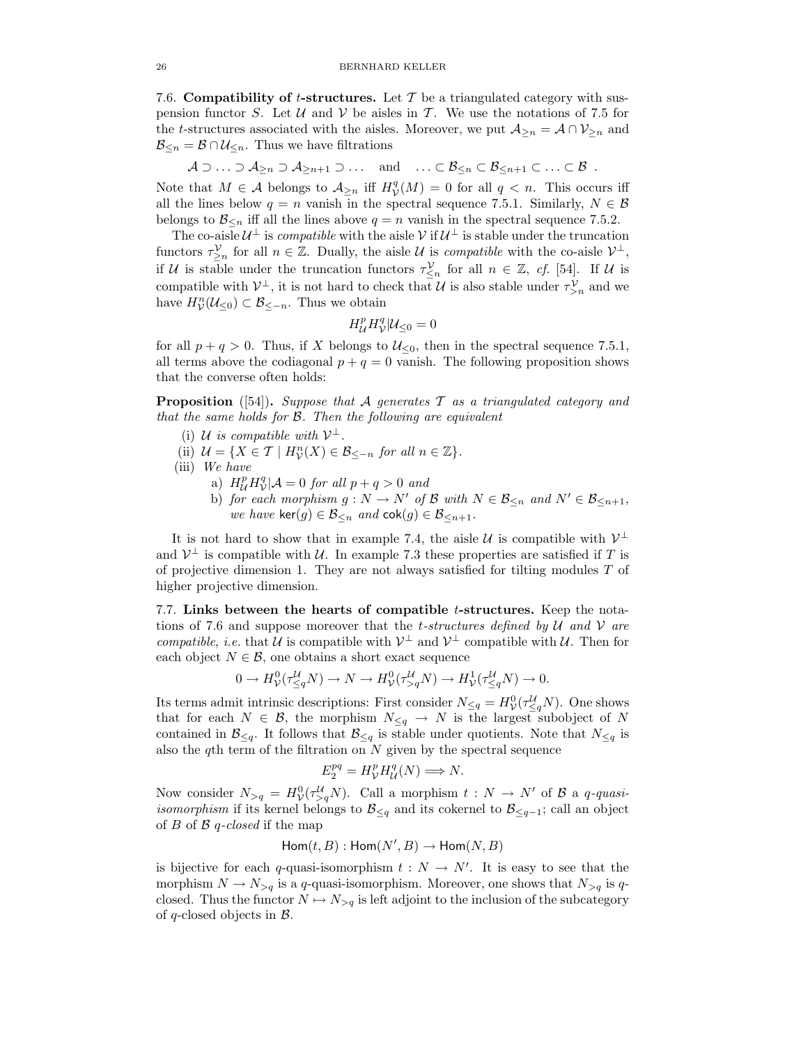7.6. **Compatibility of $t$-structures.** Let $\mathcal{T}$ be a triangulated category with suspension functor $S$. Let $\mathcal{U}$ and $\mathcal{V}$ be aisles in $\mathcal{T}$. We use the notations of 7.5 for the $t$-structures associated with the aisles. Moreover, we put $\mathcal{A}_{\geq n} = \mathcal{A} \cap \mathcal{V}_{\geq n}$ and $\mathcal{B}_{\leq n} = \mathcal{B} \cap \mathcal{U}_{\leq n}$. Thus we have filtrations

$$\mathcal{A} \supset \ldots \supset \mathcal{A}_{\geq n} \supset \mathcal{A}_{\geq n+1} \supset \ldots \quad \text{and} \quad \ldots \subset \mathcal{B}_{\leq n} \subset \mathcal{B}_{\leq n+1} \subset \ldots \subset \mathcal{B} \ .$$

Note that $M \in \mathcal{A}$ belongs to $\mathcal{A}_{\geq n}$ iff $H^q_{\mathcal{V}}(M) = 0$ for all $q < n$. This occurs iff all the lines below $q = n$ vanish in the spectral sequence 7.5.1. Similarly, $N \in \mathcal{B}$ belongs to $\mathcal{B}_{\leq n}$ iff all the lines above $q = n$ vanish in the spectral sequence 7.5.2.

The co-aisle $\mathcal{U}^{\perp}$ is *compatible* with the aisle $\mathcal{V}$ if $\mathcal{U}^{\perp}$ is stable under the truncation functors $\tau^{\mathcal{V}}_{\geq n}$ for all $n \in \mathbb{Z}$. Dually, the aisle $\mathcal{U}$ is *compatible* with the co-aisle $\mathcal{V}^{\perp}$, if $\mathcal{U}$ is stable under the truncation functors $\tau^{\mathcal{V}}_{\leq n}$ for all $n \in \mathbb{Z}$, *cf.* [54]. If $\mathcal{U}$ is compatible with $\mathcal{V}^{\perp}$, it is not hard to check that $\mathcal{U}$ is also stable under $\tau^{\mathcal{V}}_{>n}$ and we have $H^n_{\mathcal{V}}(\mathcal{U}_{\leq 0}) \subset \mathcal{B}_{\leq -n}$. Thus we obtain

$$H^p_{\mathcal{U}} H^q_{\mathcal{V}} | \mathcal{U}_{\leq 0} = 0$$

for all $p + q > 0$. Thus, if $X$ belongs to $\mathcal{U}_{\leq 0}$, then in the spectral sequence 7.5.1, all terms above the codiagonal $p + q = 0$ vanish. The following proposition shows that the converse often holds:

**Proposition** ([54])**.** *Suppose that $\mathcal{A}$ generates $\mathcal{T}$ as a triangulated category and that the same holds for $\mathcal{B}$. Then the following are equivalent*

(i) *$\mathcal{U}$ is compatible with $\mathcal{V}^{\perp}$.*
(ii) *$\mathcal{U} = \{X \in \mathcal{T} \mid H^n_{\mathcal{V}}(X) \in \mathcal{B}_{\leq -n}$ for all $n \in \mathbb{Z}\}$.*
(iii) *We have*
  a) *$H^p_{\mathcal{U}} H^q_{\mathcal{V}} | \mathcal{A} = 0$ for all $p + q > 0$ and*
  b) *for each morphism $g : N \to N'$ of $\mathcal{B}$ with $N \in \mathcal{B}_{\leq n}$ and $N' \in \mathcal{B}_{\leq n+1}$, we have $\mathsf{ker}(g) \in \mathcal{B}_{\leq n}$ and $\mathsf{cok}(g) \in \mathcal{B}_{\leq n+1}$.*

It is not hard to show that in example 7.4, the aisle $\mathcal{U}$ is compatible with $\mathcal{V}^{\perp}$ and $\mathcal{V}^{\perp}$ is compatible with $\mathcal{U}$. In example 7.3 these properties are satisfied if $T$ is of projective dimension 1. They are not always satisfied for tilting modules $T$ of higher projective dimension.

7.7. **Links between the hearts of compatible $t$-structures.** Keep the notations of 7.6 and suppose moreover that the *$t$-structures defined by $\mathcal{U}$ and $\mathcal{V}$ are compatible*, *i.e.* that $\mathcal{U}$ is compatible with $\mathcal{V}^{\perp}$ and $\mathcal{V}^{\perp}$ compatible with $\mathcal{U}$. Then for each object $N \in \mathcal{B}$, one obtains a short exact sequence

$$0 \to H^0_{\mathcal{V}}(\tau^{\mathcal{U}}_{\leq q} N) \to N \to H^0_{\mathcal{V}}(\tau^{\mathcal{U}}_{>q} N) \to H^1_{\mathcal{V}}(\tau^{\mathcal{U}}_{\leq q} N) \to 0.$$

Its terms admit intrinsic descriptions: First consider $N_{\leq q} = H^0_{\mathcal{V}}(\tau^{\mathcal{U}}_{\leq q} N)$. One shows that for each $N \in \mathcal{B}$, the morphism $N_{\leq q} \to N$ is the largest subobject of $N$ contained in $\mathcal{B}_{\leq q}$. It follows that $\mathcal{B}_{\leq q}$ is stable under quotients. Note that $N_{\leq q}$ is also the $q$th term of the filtration on $N$ given by the spectral sequence

$$E^{pq}_2 = H^p_{\mathcal{V}} H^q_{\mathcal{U}}(N) \Longrightarrow N.$$

Now consider $N_{>q} = H^0_{\mathcal{V}}(\tau^{\mathcal{U}}_{>q} N)$. Call a morphism $t : N \to N'$ of $\mathcal{B}$ a *$q$-quasi-isomorphism* if its kernel belongs to $\mathcal{B}_{\leq q}$ and its cokernel to $\mathcal{B}_{\leq q-1}$; call an object of $B$ of $\mathcal{B}$ *$q$-closed* if the map

$$\mathsf{Hom}(t, B) : \mathsf{Hom}(N', B) \to \mathsf{Hom}(N, B)$$

is bijective for each $q$-quasi-isomorphism $t : N \to N'$. It is easy to see that the morphism $N \to N_{>q}$ is a $q$-quasi-isomorphism. Moreover, one shows that $N_{>q}$ is $q$-closed. Thus the functor $N \mapsto N_{>q}$ is left adjoint to the inclusion of the subcategory of $q$-closed objects in $\mathcal{B}$.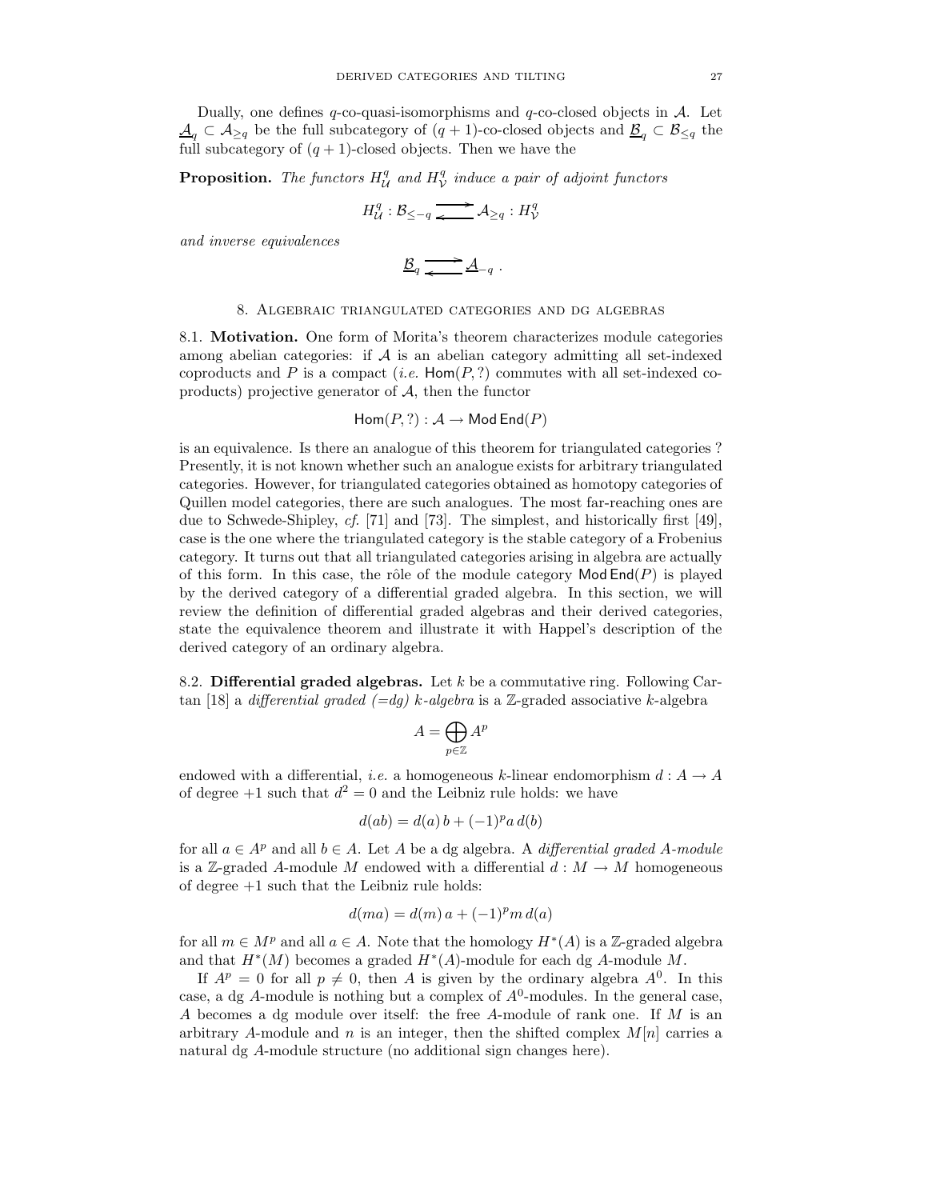Dually, one defines $q$-co-quasi-isomorphisms and $q$-co-closed objects in $\mathcal{A}$. Let $\underline{\mathcal{A}}_q \subset \mathcal{A}_{\geq q}$ be the full subcategory of $(q+1)$-co-closed objects and $\underline{\mathcal{B}}_q \subset \mathcal{B}_{\leq q}$ the full subcategory of $(q+1)$-closed objects. Then we have the

**Proposition.** *The functors $H^q_{\mathcal{U}}$ and $H^q_{\mathcal{V}}$ induce a pair of adjoint functors*

$$H^q_{\mathcal{U}} : \mathcal{B}_{\leq -q} \rightleftarrows \mathcal{A}_{\geq q} : H^q_{\mathcal{V}}$$

*and inverse equivalences*

$$\underline{\mathcal{B}}_q \rightleftarrows \underline{\mathcal{A}}_{-q} \; .$$

## 8. Algebraic triangulated categories and dg algebras

8.1. **Motivation.** One form of Morita's theorem characterizes module categories among abelian categories: if $\mathcal{A}$ is an abelian category admitting all set-indexed coproducts and $P$ is a compact (*i.e.* $\mathsf{Hom}(P, ?)$ commutes with all set-indexed coproducts) projective generator of $\mathcal{A}$, then the functor

$$\mathsf{Hom}(P, ?) : \mathcal{A} \to \mathsf{Mod}\, \mathsf{End}(P)$$

is an equivalence. Is there an analogue of this theorem for triangulated categories ? Presently, it is not known whether such an analogue exists for arbitrary triangulated categories. However, for triangulated categories obtained as homotopy categories of Quillen model categories, there are such analogues. The most far-reaching ones are due to Schwede-Shipley, *cf.* [71] and [73]. The simplest, and historically first [49], case is the one where the triangulated category is the stable category of a Frobenius category. It turns out that all triangulated categories arising in algebra are actually of this form. In this case, the rôle of the module category $\mathsf{Mod}\, \mathsf{End}(P)$ is played by the derived category of a differential graded algebra. In this section, we will review the definition of differential graded algebras and their derived categories, state the equivalence theorem and illustrate it with Happel's description of the derived category of an ordinary algebra.

8.2. **Differential graded algebras.** Let $k$ be a commutative ring. Following Cartan [18] a *differential graded (=dg) $k$-algebra* is a $\mathbb{Z}$-graded associative $k$-algebra

$$A = \bigoplus_{p \in \mathbb{Z}} A^p$$

endowed with a differential, *i.e.* a homogeneous $k$-linear endomorphism $d : A \to A$ of degree $+1$ such that $d^2 = 0$ and the Leibniz rule holds: we have

$$d(ab) = d(a)\, b + (-1)^p a\, d(b)$$

for all $a \in A^p$ and all $b \in A$. Let $A$ be a dg algebra. A *differential graded $A$-module* is a $\mathbb{Z}$-graded $A$-module $M$ endowed with a differential $d : M \to M$ homogeneous of degree $+1$ such that the Leibniz rule holds:

$$d(ma) = d(m)\, a + (-1)^p m\, d(a)$$

for all $m \in M^p$ and all $a \in A$. Note that the homology $H^*(A)$ is a $\mathbb{Z}$-graded algebra and that $H^*(M)$ becomes a graded $H^*(A)$-module for each dg $A$-module $M$.

If $A^p = 0$ for all $p \neq 0$, then $A$ is given by the ordinary algebra $A^0$. In this case, a dg $A$-module is nothing but a complex of $A^0$-modules. In the general case, $A$ becomes a dg module over itself: the free $A$-module of rank one. If $M$ is an arbitrary $A$-module and $n$ is an integer, then the shifted complex $M[n]$ carries a natural dg $A$-module structure (no additional sign changes here).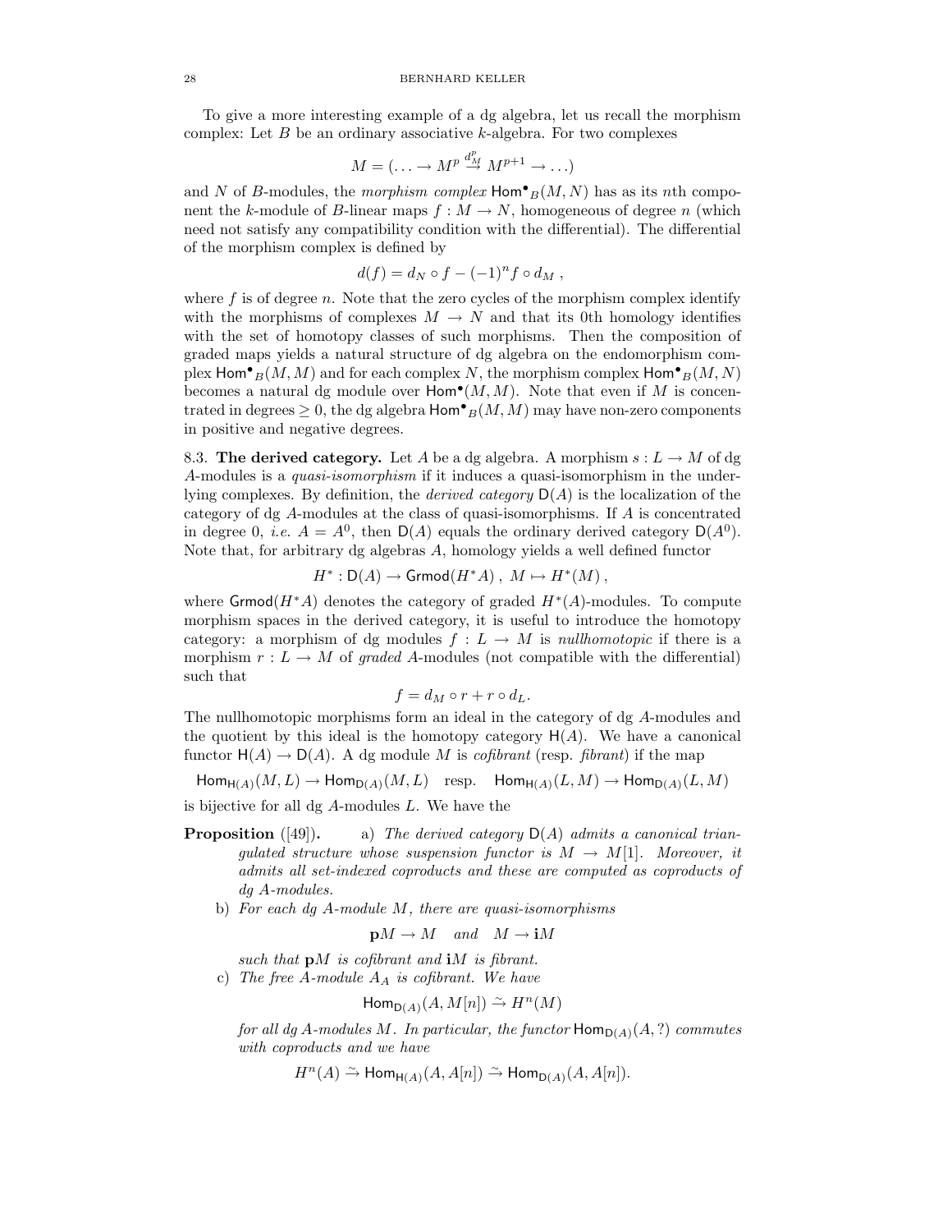To give a more interesting example of a dg algebra, let us recall the morphism complex: Let $B$ be an ordinary associative $k$-algebra. For two complexes

$$M = (\ldots \to M^p \stackrel{d_M^p}{\to} M^{p+1} \to \ldots)$$

and $N$ of $B$-modules, the *morphism complex* $\mathsf{Hom}^\bullet{}_B(M,N)$ has as its $n$th component the $k$-module of $B$-linear maps $f : M \to N$, homogeneous of degree $n$ (which need not satisfy any compatibility condition with the differential). The differential of the morphism complex is defined by

$$d(f) = d_N \circ f - (-1)^n f \circ d_M \; ,$$

where $f$ is of degree $n$. Note that the zero cycles of the morphism complex identify with the morphisms of complexes $M \to N$ and that its 0th homology identifies with the set of homotopy classes of such morphisms. Then the composition of graded maps yields a natural structure of dg algebra on the endomorphism complex $\mathsf{Hom}^\bullet{}_B(M,M)$ and for each complex $N$, the morphism complex $\mathsf{Hom}^\bullet{}_B(M,N)$ becomes a natural dg module over $\mathsf{Hom}^\bullet(M,M)$. Note that even if $M$ is concentrated in degrees $\geq 0$, the dg algebra $\mathsf{Hom}^\bullet{}_B(M,M)$ may have non-zero components in positive and negative degrees.

8.3. **The derived category.** Let $A$ be a dg algebra. A morphism $s : L \to M$ of dg $A$-modules is a *quasi-isomorphism* if it induces a quasi-isomorphism in the underlying complexes. By definition, the *derived category* $\mathsf{D}(A)$ is the localization of the category of dg $A$-modules at the class of quasi-isomorphisms. If $A$ is concentrated in degree 0, *i.e.* $A = A^0$, then $\mathsf{D}(A)$ equals the ordinary derived category $\mathsf{D}(A^0)$. Note that, for arbitrary dg algebras $A$, homology yields a well defined functor

$$H^* : \mathsf{D}(A) \to \mathsf{Grmod}(H^*A) \; , \; M \mapsto H^*(M) \; ,$$

where $\mathsf{Grmod}(H^*A)$ denotes the category of graded $H^*(A)$-modules. To compute morphism spaces in the derived category, it is useful to introduce the homotopy category: a morphism of dg modules $f : L \to M$ is *nullhomotopic* if there is a morphism $r : L \to M$ of *graded* $A$-modules (not compatible with the differential) such that

$$f = d_M \circ r + r \circ d_L.$$

The nullhomotopic morphisms form an ideal in the category of dg $A$-modules and the quotient by this ideal is the homotopy category $\mathsf{H}(A)$. We have a canonical functor $\mathsf{H}(A) \to \mathsf{D}(A)$. A dg module $M$ is *cofibrant* (resp. *fibrant*) if the map

$$\mathsf{Hom}_{\mathsf{H}(A)}(M,L) \to \mathsf{Hom}_{\mathsf{D}(A)}(M,L) \quad \text{resp.} \quad \mathsf{Hom}_{\mathsf{H}(A)}(L,M) \to \mathsf{Hom}_{\mathsf{D}(A)}(L,M)$$

is bijective for all dg $A$-modules $L$. We have the

**Proposition** ([49]). a) *The derived category $\mathsf{D}(A)$ admits a canonical triangulated structure whose suspension functor is $M \to M[1]$. Moreover, it admits all set-indexed coproducts and these are computed as coproducts of dg $A$-modules.*

b) *For each dg $A$-module $M$, there are quasi-isomorphisms*

$$\mathbf{p}M \to M \quad \text{and} \quad M \to \mathbf{i}M$$

*such that $\mathbf{p}M$ is cofibrant and $\mathbf{i}M$ is fibrant.*

c) *The free $A$-module $A_A$ is cofibrant. We have*

$$\mathsf{Hom}_{\mathsf{D}(A)}(A, M[n]) \stackrel{\sim}{\to} H^n(M)$$

*for all dg $A$-modules $M$. In particular, the functor $\mathsf{Hom}_{\mathsf{D}(A)}(A, ?)$ commutes with coproducts and we have*

$$H^n(A) \stackrel{\sim}{\to} \mathsf{Hom}_{\mathsf{H}(A)}(A, A[n]) \stackrel{\sim}{\to} \mathsf{Hom}_{\mathsf{D}(A)}(A, A[n]).$$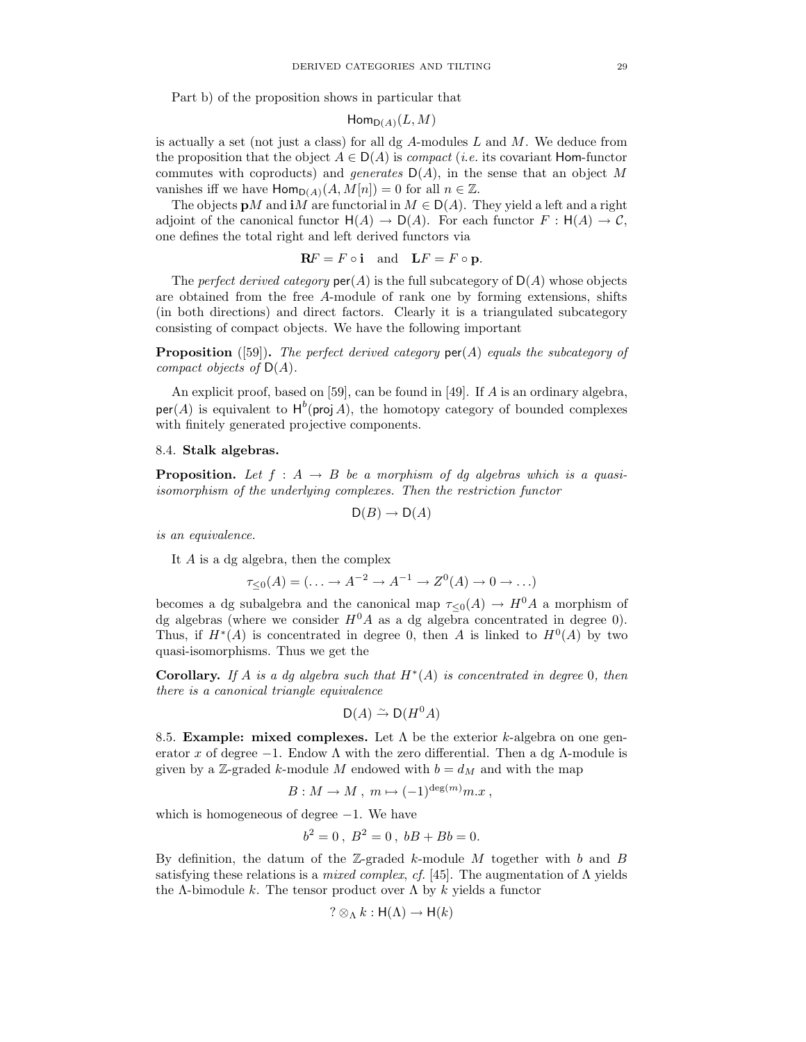Part b) of the proposition shows in particular that

$$\mathsf{Hom}_{\mathsf{D}(A)}(L, M)$$

is actually a set (not just a class) for all dg $A$-modules $L$ and $M$. We deduce from the proposition that the object $A \in \mathsf{D}(A)$ is *compact* (*i.e.* its covariant $\mathsf{Hom}$-functor commutes with coproducts) and *generates* $\mathsf{D}(A)$, in the sense that an object $M$ vanishes iff we have $\mathsf{Hom}_{\mathsf{D}(A)}(A, M[n]) = 0$ for all $n \in \mathbb{Z}$.

The objects $\mathbf{p}M$ and $\mathbf{i}M$ are functorial in $M \in \mathsf{D}(A)$. They yield a left and a right adjoint of the canonical functor $\mathsf{H}(A) \to \mathsf{D}(A)$. For each functor $F : \mathsf{H}(A) \to \mathcal{C}$, one defines the total right and left derived functors via

$$\mathbf{R}F = F \circ \mathbf{i} \quad \text{and} \quad \mathbf{L}F = F \circ \mathbf{p}.$$

The *perfect derived category* $\mathsf{per}(A)$ is the full subcategory of $\mathsf{D}(A)$ whose objects are obtained from the free $A$-module of rank one by forming extensions, shifts (in both directions) and direct factors. Clearly it is a triangulated subcategory consisting of compact objects. We have the following important

**Proposition** ([59])**.** *The perfect derived category* $\mathsf{per}(A)$ *equals the subcategory of compact objects of* $\mathsf{D}(A)$*.*

An explicit proof, based on [59], can be found in [49]. If $A$ is an ordinary algebra, $\mathsf{per}(A)$ is equivalent to $\mathsf{H}^b(\mathsf{proj}\, A)$, the homotopy category of bounded complexes with finitely generated projective components.

### 8.4. Stalk algebras.

**Proposition.** *Let* $f : A \to B$ *be a morphism of dg algebras which is a quasi-isomorphism of the underlying complexes. Then the restriction functor*

$$\mathsf{D}(B) \to \mathsf{D}(A)$$

*is an equivalence.*

It $A$ is a dg algebra, then the complex

$$\tau_{\leq 0}(A) = (\ldots \to A^{-2} \to A^{-1} \to Z^0(A) \to 0 \to \ldots)$$

becomes a dg subalgebra and the canonical map $\tau_{\leq 0}(A) \to H^0 A$ a morphism of dg algebras (where we consider $H^0 A$ as a dg algebra concentrated in degree 0). Thus, if $H^*(A)$ is concentrated in degree 0, then $A$ is linked to $H^0(A)$ by two quasi-isomorphisms. Thus we get the

**Corollary.** *If* $A$ *is a dg algebra such that* $H^*(A)$ *is concentrated in degree* 0*, then there is a canonical triangle equivalence*

$$\mathsf{D}(A) \xrightarrow{\sim} \mathsf{D}(H^0 A)$$

8.5. **Example: mixed complexes.** Let $\Lambda$ be the exterior $k$-algebra on one generator $x$ of degree $-1$. Endow $\Lambda$ with the zero differential. Then a dg $\Lambda$-module is given by a $\mathbb{Z}$-graded $k$-module $M$ endowed with $b = d_M$ and with the map

$$B : M \to M\,,\; m \mapsto (-1)^{\deg(m)} m.x\,,$$

which is homogeneous of degree $-1$. We have

$$b^2 = 0\,,\; B^2 = 0\,,\; bB + Bb = 0.$$

By definition, the datum of the $\mathbb{Z}$-graded $k$-module $M$ together with $b$ and $B$ satisfying these relations is a *mixed complex*, *cf.* [45]. The augmentation of $\Lambda$ yields the $\Lambda$-bimodule $k$. The tensor product over $\Lambda$ by $k$ yields a functor

$$? \otimes_\Lambda k : \mathsf{H}(\Lambda) \to \mathsf{H}(k)$$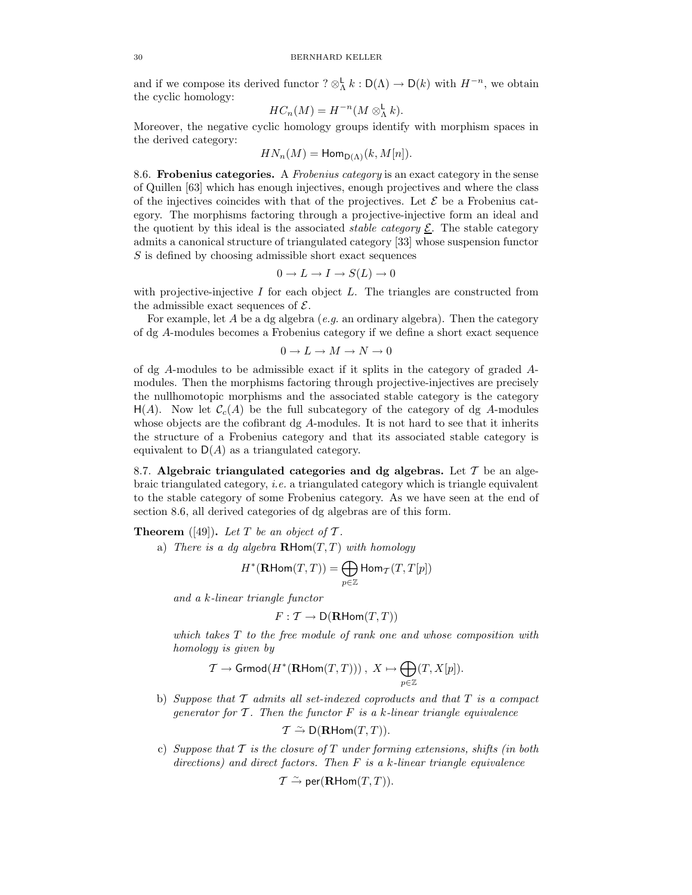and if we compose its derived functor $? \otimes^{\mathsf{L}}_{\Lambda} k : \mathsf{D}(\Lambda) \to \mathsf{D}(k)$ with $H^{-n}$, we obtain the cyclic homology:

$$HC_n(M) = H^{-n}(M \otimes^{\mathsf{L}}_{\Lambda} k).$$

Moreover, the negative cyclic homology groups identify with morphism spaces in the derived category:

$$HN_n(M) = \mathsf{Hom}_{\mathsf{D}(\Lambda)}(k, M[n]).$$

8.6. **Frobenius categories.** A *Frobenius category* is an exact category in the sense of Quillen [63] which has enough injectives, enough projectives and where the class of the injectives coincides with that of the projectives. Let $\mathcal{E}$ be a Frobenius category. The morphisms factoring through a projective-injective form an ideal and the quotient by this ideal is the associated *stable category* $\underline{\mathcal{E}}$. The stable category admits a canonical structure of triangulated category [33] whose suspension functor $S$ is defined by choosing admissible short exact sequences

$$0 \to L \to I \to S(L) \to 0$$

with projective-injective $I$ for each object $L$. The triangles are constructed from the admissible exact sequences of $\mathcal{E}$.

For example, let $A$ be a dg algebra (*e.g.* an ordinary algebra). Then the category of dg $A$-modules becomes a Frobenius category if we define a short exact sequence

$$0 \to L \to M \to N \to 0$$

of dg $A$-modules to be admissible exact if it splits in the category of graded $A$-modules. Then the morphisms factoring through projective-injectives are precisely the nullhomotopic morphisms and the associated stable category is the category $\mathsf{H}(A)$. Now let $\mathcal{C}_c(A)$ be the full subcategory of the category of dg $A$-modules whose objects are the cofibrant dg $A$-modules. It is not hard to see that it inherits the structure of a Frobenius category and that its associated stable category is equivalent to $\mathsf{D}(A)$ as a triangulated category.

8.7. **Algebraic triangulated categories and dg algebras.** Let $\mathcal{T}$ be an algebraic triangulated category, *i.e.* a triangulated category which is triangle equivalent to the stable category of some Frobenius category. As we have seen at the end of section 8.6, all derived categories of dg algebras are of this form.

**Theorem** ([49])**.** *Let $T$ be an object of $\mathcal{T}$.*

a) *There is a dg algebra $\mathbf{R}\mathsf{Hom}(T,T)$ with homology*

$$H^*(\mathbf{R}\mathsf{Hom}(T,T)) = \bigoplus_{p \in \mathbb{Z}} \mathsf{Hom}_{\mathcal{T}}(T, T[p])$$

*and a $k$-linear triangle functor*

$$F : \mathcal{T} \to \mathsf{D}(\mathbf{R}\mathsf{Hom}(T,T))$$

*which takes $T$ to the free module of rank one and whose composition with homology is given by*

$$\mathcal{T} \to \mathsf{Grmod}(H^*(\mathbf{R}\mathsf{Hom}(T,T))) \, , \; X \mapsto \bigoplus_{p \in \mathbb{Z}} (T, X[p]).$$

b) *Suppose that $\mathcal{T}$ admits all set-indexed coproducts and that $T$ is a compact generator for $\mathcal{T}$. Then the functor $F$ is a $k$-linear triangle equivalence*

$$\mathcal{T} \xrightarrow{\sim} \mathsf{D}(\mathbf{R}\mathsf{Hom}(T,T)).$$

c) *Suppose that $\mathcal{T}$ is the closure of $T$ under forming extensions, shifts (in both directions) and direct factors. Then $F$ is a $k$-linear triangle equivalence*

$$\mathcal{T} \xrightarrow{\sim} \mathsf{per}(\mathbf{R}\mathsf{Hom}(T,T)).$$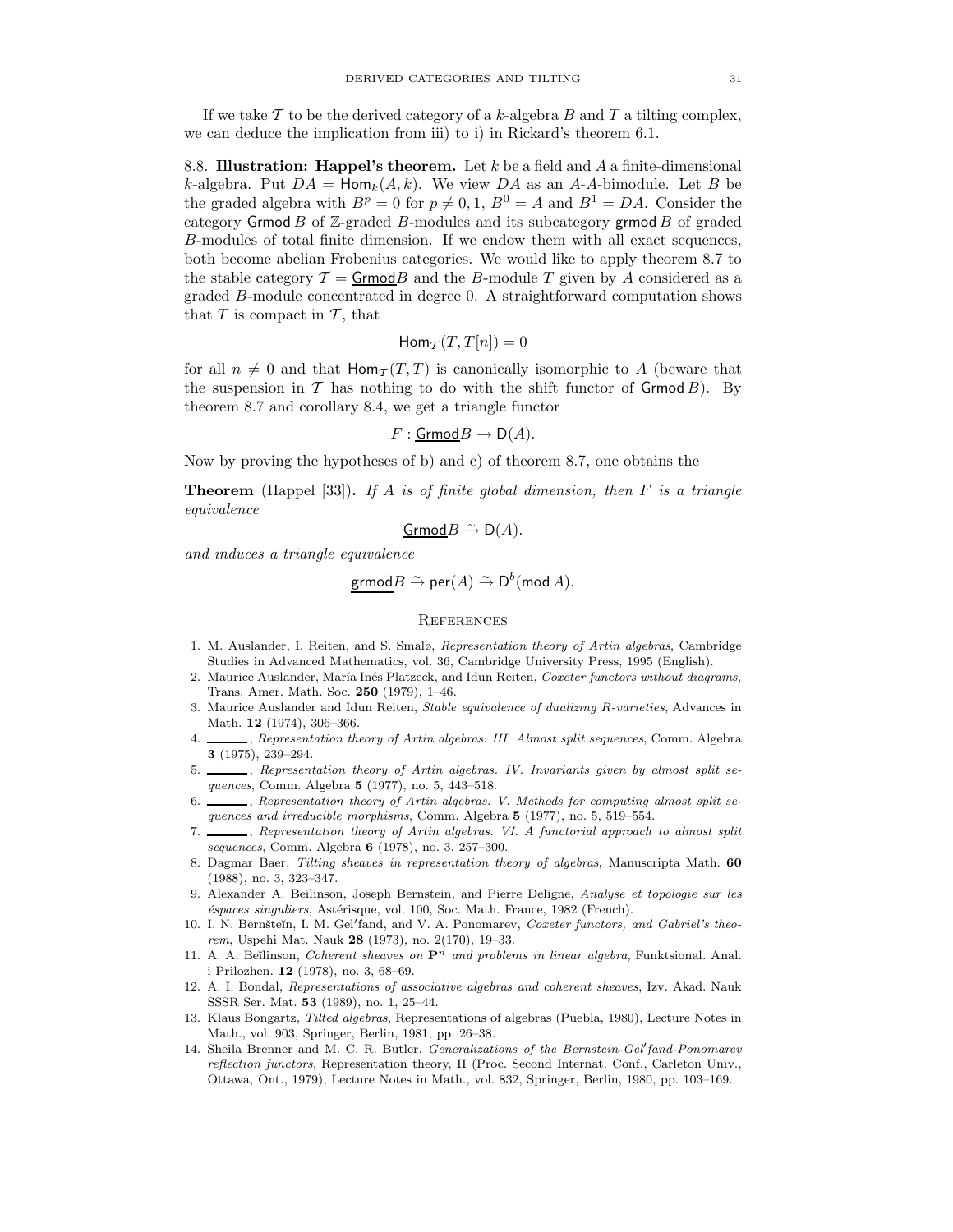If we take $\mathcal{T}$ to be the derived category of a $k$-algebra $B$ and $T$ a tilting complex, we can deduce the implication from iii) to i) in Rickard's theorem 6.1.

8.8. **Illustration: Happel's theorem.** Let $k$ be a field and $A$ a finite-dimensional $k$-algebra. Put $DA = \mathsf{Hom}_k(A, k)$. We view $DA$ as an $A$-$A$-bimodule. Let $B$ be the graded algebra with $B^p = 0$ for $p \neq 0, 1$, $B^0 = A$ and $B^1 = DA$. Consider the category $\mathsf{Grmod}\, B$ of $\mathbb{Z}$-graded $B$-modules and its subcategory $\mathsf{grmod}\, B$ of graded $B$-modules of total finite dimension. If we endow them with all exact sequences, both become abelian Frobenius categories. We would like to apply theorem 8.7 to the stable category $\mathcal{T} = \underline{\mathsf{Grmod}} B$ and the $B$-module $T$ given by $A$ considered as a graded $B$-module concentrated in degree 0. A straightforward computation shows that $T$ is compact in $\mathcal{T}$, that

$$\mathsf{Hom}_{\mathcal{T}}(T, T[n]) = 0$$

for all $n \neq 0$ and that $\mathsf{Hom}_{\mathcal{T}}(T, T)$ is canonically isomorphic to $A$ (beware that the suspension in $\mathcal{T}$ has nothing to do with the shift functor of $\mathsf{Grmod}\, B$). By theorem 8.7 and corollary 8.4, we get a triangle functor

$$F : \underline{\mathsf{Grmod}} B \to \mathsf{D}(A).$$

Now by proving the hypotheses of b) and c) of theorem 8.7, one obtains the

**Theorem** (Happel [33]). *If $A$ is of finite global dimension, then $F$ is a triangle equivalence*

$$\underline{\mathsf{Grmod}} B \xrightarrow{\sim} \mathsf{D}(A).$$

*and induces a triangle equivalence*

$$\underline{\mathsf{grmod}} B \xrightarrow{\sim} \mathsf{per}(A) \xrightarrow{\sim} \mathsf{D}^b(\mathsf{mod}\, A).$$

## References

1. M. Auslander, I. Reiten, and S. Smalø, *Representation theory of Artin algebras*, Cambridge Studies in Advanced Mathematics, vol. 36, Cambridge University Press, 1995 (English).
2. Maurice Auslander, María Inés Platzeck, and Idun Reiten, *Coxeter functors without diagrams*, Trans. Amer. Math. Soc. **250** (1979), 1–46.
3. Maurice Auslander and Idun Reiten, *Stable equivalence of dualizing R-varieties*, Advances in Math. **12** (1974), 306–366.
4. ______, *Representation theory of Artin algebras. III. Almost split sequences*, Comm. Algebra **3** (1975), 239–294.
5. ______, *Representation theory of Artin algebras. IV. Invariants given by almost split sequences*, Comm. Algebra **5** (1977), no. 5, 443–518.
6. ______, *Representation theory of Artin algebras. V. Methods for computing almost split sequences and irreducible morphisms*, Comm. Algebra **5** (1977), no. 5, 519–554.
7. ______, *Representation theory of Artin algebras. VI. A functorial approach to almost split sequences*, Comm. Algebra **6** (1978), no. 3, 257–300.
8. Dagmar Baer, *Tilting sheaves in representation theory of algebras*, Manuscripta Math. **60** (1988), no. 3, 323–347.
9. Alexander A. Beilinson, Joseph Bernstein, and Pierre Deligne, *Analyse et topologie sur les éspaces singuliers*, Astérisque, vol. 100, Soc. Math. France, 1982 (French).
10. I. N. Bernšteĭn, I. M. Gel′fand, and V. A. Ponomarev, *Coxeter functors, and Gabriel's theorem*, Uspehi Mat. Nauk **28** (1973), no. 2(170), 19–33.
11. A. A. Beĭlinson, *Coherent sheaves on* $\mathbf{P}^n$ *and problems in linear algebra*, Funktsional. Anal. i Prilozhen. **12** (1978), no. 3, 68–69.
12. A. I. Bondal, *Representations of associative algebras and coherent sheaves*, Izv. Akad. Nauk SSSR Ser. Mat. **53** (1989), no. 1, 25–44.
13. Klaus Bongartz, *Tilted algebras*, Representations of algebras (Puebla, 1980), Lecture Notes in Math., vol. 903, Springer, Berlin, 1981, pp. 26–38.
14. Sheila Brenner and M. C. R. Butler, *Generalizations of the Bernstein-Gel′fand-Ponomarev reflection functors*, Representation theory, II (Proc. Second Internat. Conf., Carleton Univ., Ottawa, Ont., 1979), Lecture Notes in Math., vol. 832, Springer, Berlin, 1980, pp. 103–169.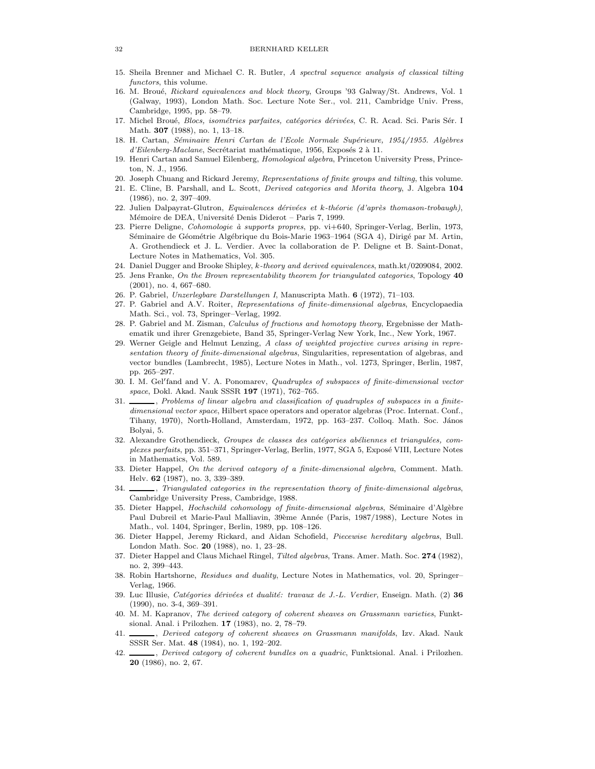15. Sheila Brenner and Michael C. R. Butler, *A spectral sequence analysis of classical tilting functors*, this volume.
16. M. Broué, *Rickard equivalences and block theory*, Groups '93 Galway/St. Andrews, Vol. 1 (Galway, 1993), London Math. Soc. Lecture Note Ser., vol. 211, Cambridge Univ. Press, Cambridge, 1995, pp. 58–79.
17. Michel Broué, *Blocs, isométries parfaites, catégories dérivées*, C. R. Acad. Sci. Paris Sér. I Math. **307** (1988), no. 1, 13–18.
18. H. Cartan, *Séminaire Henri Cartan de l'Ecole Normale Supérieure, 1954/1955. Algèbres d'Eilenberg-Maclane*, Secrétariat mathématique, 1956, Exposés 2 à 11.
19. Henri Cartan and Samuel Eilenberg, *Homological algebra*, Princeton University Press, Princeton, N. J., 1956.
20. Joseph Chuang and Rickard Jeremy, *Representations of finite groups and tilting*, this volume.
21. E. Cline, B. Parshall, and L. Scott, *Derived categories and Morita theory*, J. Algebra **104** (1986), no. 2, 397–409.
22. Julien Dalpayrat-Glutron, *Equivalences dérivées et k-théorie (d'après thomason-trobaugh)*, Mémoire de DEA, Université Denis Diderot – Paris 7, 1999.
23. Pierre Deligne, *Cohomologie à supports propres*, pp. vi+640, Springer-Verlag, Berlin, 1973, Séminaire de Géométrie Algébrique du Bois-Marie 1963–1964 (SGA 4), Dirigé par M. Artin, A. Grothendieck et J. L. Verdier. Avec la collaboration de P. Deligne et B. Saint-Donat, Lecture Notes in Mathematics, Vol. 305.
24. Daniel Dugger and Brooke Shipley, *k-theory and derived equivalences*, math.kt/0209084, 2002.
25. Jens Franke, *On the Brown representability theorem for triangulated categories*, Topology **40** (2001), no. 4, 667–680.
26. P. Gabriel, *Unzerlegbare Darstellungen I*, Manuscripta Math. **6** (1972), 71–103.
27. P. Gabriel and A.V. Roiter, *Representations of finite-dimensional algebras*, Encyclopaedia Math. Sci., vol. 73, Springer–Verlag, 1992.
28. P. Gabriel and M. Zisman, *Calculus of fractions and homotopy theory*, Ergebnisse der Mathematik und ihrer Grenzgebiete, Band 35, Springer-Verlag New York, Inc., New York, 1967.
29. Werner Geigle and Helmut Lenzing, *A class of weighted projective curves arising in representation theory of finite-dimensional algebras*, Singularities, representation of algebras, and vector bundles (Lambrecht, 1985), Lecture Notes in Math., vol. 1273, Springer, Berlin, 1987, pp. 265–297.
30. I. M. Gel′fand and V. A. Ponomarev, *Quadruples of subspaces of finite-dimensional vector space*, Dokl. Akad. Nauk SSSR **197** (1971), 762–765.
31. ______, *Problems of linear algebra and classification of quadruples of subspaces in a finite-dimensional vector space*, Hilbert space operators and operator algebras (Proc. Internat. Conf., Tihany, 1970), North-Holland, Amsterdam, 1972, pp. 163–237. Colloq. Math. Soc. János Bolyai, 5.
32. Alexandre Grothendieck, *Groupes de classes des catégories abéliennes et triangulées, complexes parfaits*, pp. 351–371, Springer-Verlag, Berlin, 1977, SGA 5, Exposé VIII, Lecture Notes in Mathematics, Vol. 589.
33. Dieter Happel, *On the derived category of a finite-dimensional algebra*, Comment. Math. Helv. **62** (1987), no. 3, 339–389.
34. ______, *Triangulated categories in the representation theory of finite-dimensional algebras*, Cambridge University Press, Cambridge, 1988.
35. Dieter Happel, *Hochschild cohomology of finite-dimensional algebras*, Séminaire d'Algèbre Paul Dubreil et Marie-Paul Malliavin, 39ème Année (Paris, 1987/1988), Lecture Notes in Math., vol. 1404, Springer, Berlin, 1989, pp. 108–126.
36. Dieter Happel, Jeremy Rickard, and Aidan Schofield, *Piecewise hereditary algebras*, Bull. London Math. Soc. **20** (1988), no. 1, 23–28.
37. Dieter Happel and Claus Michael Ringel, *Tilted algebras*, Trans. Amer. Math. Soc. **274** (1982), no. 2, 399–443.
38. Robin Hartshorne, *Residues and duality*, Lecture Notes in Mathematics, vol. 20, Springer–Verlag, 1966.
39. Luc Illusie, *Catégories dérivées et dualité: travaux de J.-L. Verdier*, Enseign. Math. (2) **36** (1990), no. 3-4, 369–391.
40. M. M. Kapranov, *The derived category of coherent sheaves on Grassmann varieties*, Funktsional. Anal. i Prilozhen. **17** (1983), no. 2, 78–79.
41. ______, *Derived category of coherent sheaves on Grassmann manifolds*, Izv. Akad. Nauk SSSR Ser. Mat. **48** (1984), no. 1, 192–202.
42. ______, *Derived category of coherent bundles on a quadric*, Funktsional. Anal. i Prilozhen. **20** (1986), no. 2, 67.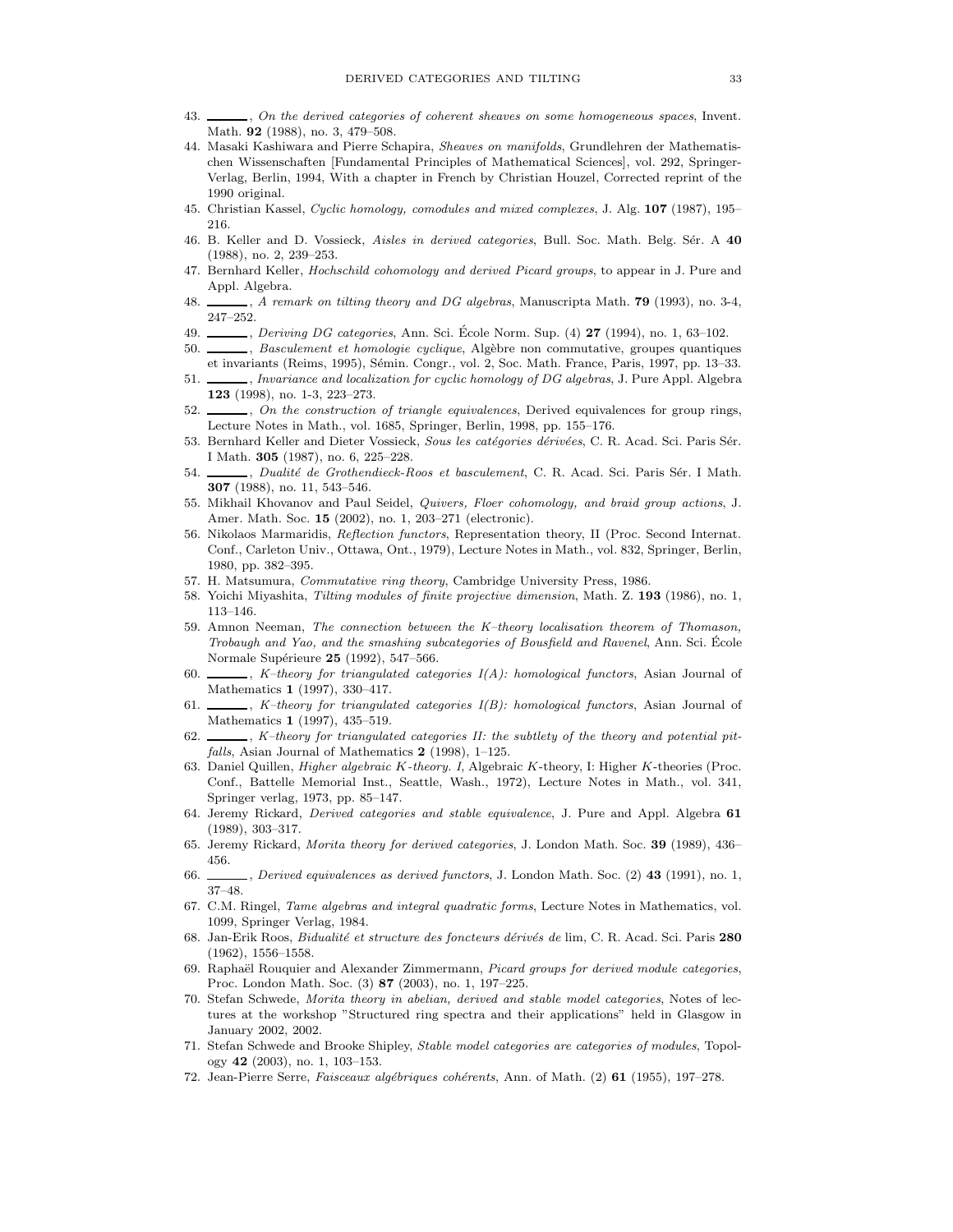43. ______, *On the derived categories of coherent sheaves on some homogeneous spaces*, Invent. Math. **92** (1988), no. 3, 479–508.
44. Masaki Kashiwara and Pierre Schapira, *Sheaves on manifolds*, Grundlehren der Mathematischen Wissenschaften [Fundamental Principles of Mathematical Sciences], vol. 292, Springer-Verlag, Berlin, 1994, With a chapter in French by Christian Houzel, Corrected reprint of the 1990 original.
45. Christian Kassel, *Cyclic homology, comodules and mixed complexes*, J. Alg. **107** (1987), 195–216.
46. B. Keller and D. Vossieck, *Aisles in derived categories*, Bull. Soc. Math. Belg. Sér. A **40** (1988), no. 2, 239–253.
47. Bernhard Keller, *Hochschild cohomology and derived Picard groups*, to appear in J. Pure and Appl. Algebra.
48. ______, *A remark on tilting theory and DG algebras*, Manuscripta Math. **79** (1993), no. 3-4, 247–252.
49. ______, *Deriving DG categories*, Ann. Sci. École Norm. Sup. (4) **27** (1994), no. 1, 63–102.
50. ______, *Basculement et homologie cyclique*, Algèbre non commutative, groupes quantiques et invariants (Reims, 1995), Sémin. Congr., vol. 2, Soc. Math. France, Paris, 1997, pp. 13–33.
51. ______, *Invariance and localization for cyclic homology of DG algebras*, J. Pure Appl. Algebra **123** (1998), no. 1-3, 223–273.
52. ______, *On the construction of triangle equivalences*, Derived equivalences for group rings, Lecture Notes in Math., vol. 1685, Springer, Berlin, 1998, pp. 155–176.
53. Bernhard Keller and Dieter Vossieck, *Sous les catégories dérivées*, C. R. Acad. Sci. Paris Sér. I Math. **305** (1987), no. 6, 225–228.
54. ______, *Dualité de Grothendieck-Roos et basculement*, C. R. Acad. Sci. Paris Sér. I Math. **307** (1988), no. 11, 543–546.
55. Mikhail Khovanov and Paul Seidel, *Quivers, Floer cohomology, and braid group actions*, J. Amer. Math. Soc. **15** (2002), no. 1, 203–271 (electronic).
56. Nikolaos Marmaridis, *Reflection functors*, Representation theory, II (Proc. Second Internat. Conf., Carleton Univ., Ottawa, Ont., 1979), Lecture Notes in Math., vol. 832, Springer, Berlin, 1980, pp. 382–395.
57. H. Matsumura, *Commutative ring theory*, Cambridge University Press, 1986.
58. Yoichi Miyashita, *Tilting modules of finite projective dimension*, Math. Z. **193** (1986), no. 1, 113–146.
59. Amnon Neeman, *The connection between the K–theory localisation theorem of Thomason, Trobaugh and Yao, and the smashing subcategories of Bousfield and Ravenel*, Ann. Sci. École Normale Supérieure **25** (1992), 547–566.
60. ______, *K–theory for triangulated categories I(A): homological functors*, Asian Journal of Mathematics **1** (1997), 330–417.
61. ______, *K–theory for triangulated categories I(B): homological functors*, Asian Journal of Mathematics **1** (1997), 435–519.
62. ______, *K–theory for triangulated categories II: the subtlety of the theory and potential pitfalls*, Asian Journal of Mathematics **2** (1998), 1–125.
63. Daniel Quillen, *Higher algebraic K-theory. I*, Algebraic $K$-theory, I: Higher $K$-theories (Proc. Conf., Battelle Memorial Inst., Seattle, Wash., 1972), Lecture Notes in Math., vol. 341, Springer verlag, 1973, pp. 85–147.
64. Jeremy Rickard, *Derived categories and stable equivalence*, J. Pure and Appl. Algebra **61** (1989), 303–317.
65. Jeremy Rickard, *Morita theory for derived categories*, J. London Math. Soc. **39** (1989), 436–456.
66. ______, *Derived equivalences as derived functors*, J. London Math. Soc. (2) **43** (1991), no. 1, 37–48.
67. C.M. Ringel, *Tame algebras and integral quadratic forms*, Lecture Notes in Mathematics, vol. 1099, Springer Verlag, 1984.
68. Jan-Erik Roos, *Bidualité et structure des foncteurs dérivés de* lim, C. R. Acad. Sci. Paris **280** (1962), 1556–1558.
69. Raphaël Rouquier and Alexander Zimmermann, *Picard groups for derived module categories*, Proc. London Math. Soc. (3) **87** (2003), no. 1, 197–225.
70. Stefan Schwede, *Morita theory in abelian, derived and stable model categories*, Notes of lectures at the workshop "Structured ring spectra and their applications" held in Glasgow in January 2002, 2002.
71. Stefan Schwede and Brooke Shipley, *Stable model categories are categories of modules*, Topology **42** (2003), no. 1, 103–153.
72. Jean-Pierre Serre, *Faisceaux algébriques cohérents*, Ann. of Math. (2) **61** (1955), 197–278.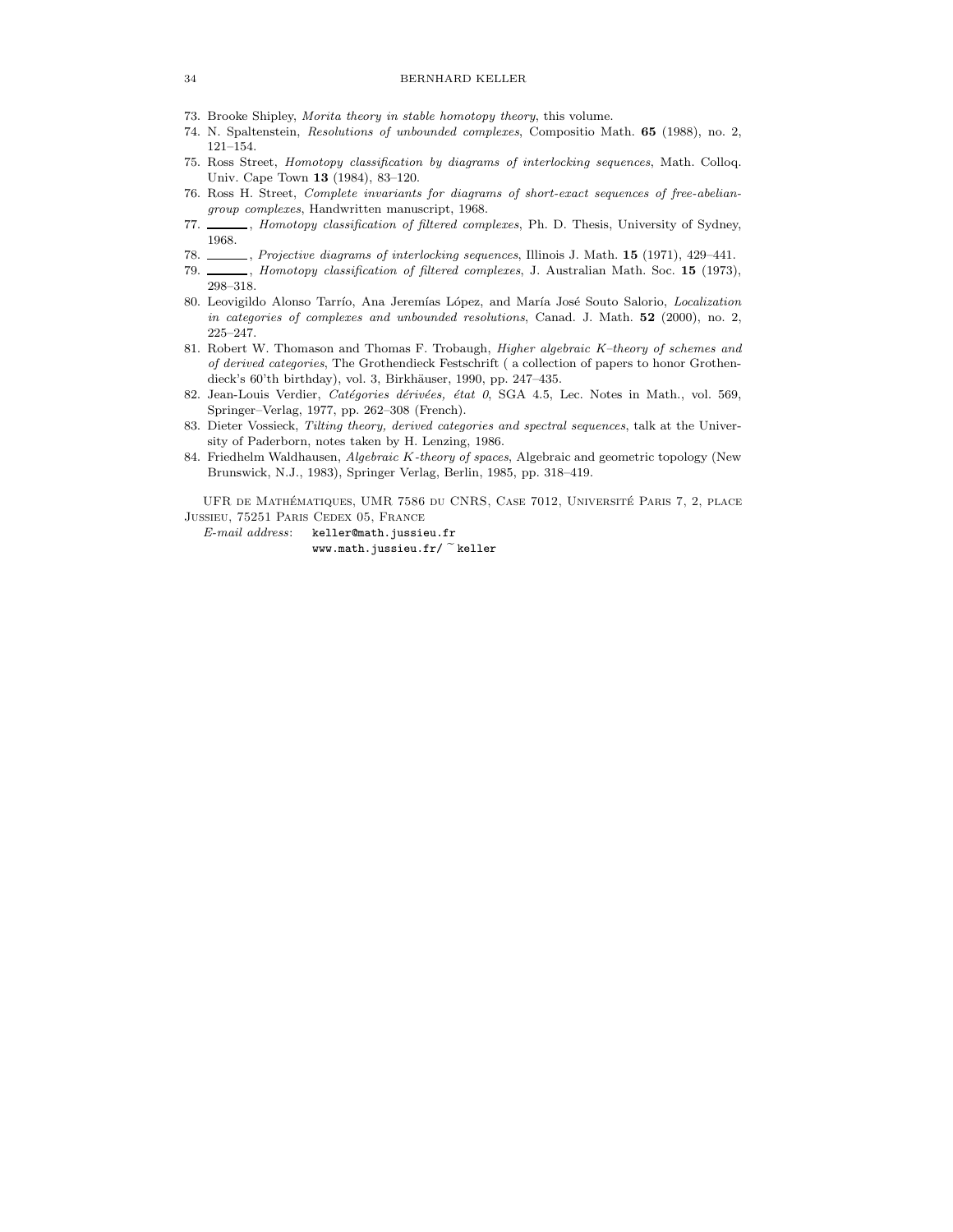73. Brooke Shipley, *Morita theory in stable homotopy theory*, this volume.
74. N. Spaltenstein, *Resolutions of unbounded complexes*, Compositio Math. **65** (1988), no. 2, 121–154.
75. Ross Street, *Homotopy classification by diagrams of interlocking sequences*, Math. Colloq. Univ. Cape Town **13** (1984), 83–120.
76. Ross H. Street, *Complete invariants for diagrams of short-exact sequences of free-abelian-group complexes*, Handwritten manuscript, 1968.
77. ______, *Homotopy classification of filtered complexes*, Ph. D. Thesis, University of Sydney, 1968.
78. ______, *Projective diagrams of interlocking sequences*, Illinois J. Math. **15** (1971), 429–441.
79. ______, *Homotopy classification of filtered complexes*, J. Australian Math. Soc. **15** (1973), 298–318.
80. Leovigildo Alonso Tarrío, Ana Jeremías López, and María José Souto Salorio, *Localization in categories of complexes and unbounded resolutions*, Canad. J. Math. **52** (2000), no. 2, 225–247.
81. Robert W. Thomason and Thomas F. Trobaugh, *Higher algebraic K–theory of schemes and of derived categories*, The Grothendieck Festschrift ( a collection of papers to honor Grothendieck's 60'th birthday), vol. 3, Birkhäuser, 1990, pp. 247–435.
82. Jean-Louis Verdier, *Catégories dérivées, état 0*, SGA 4.5, Lec. Notes in Math., vol. 569, Springer–Verlag, 1977, pp. 262–308 (French).
83. Dieter Vossieck, *Tilting theory, derived categories and spectral sequences*, talk at the University of Paderborn, notes taken by H. Lenzing, 1986.
84. Friedhelm Waldhausen, *Algebraic K-theory of spaces*, Algebraic and geometric topology (New Brunswick, N.J., 1983), Springer Verlag, Berlin, 1985, pp. 318–419.

UFR de Mathématiques, UMR 7586 du CNRS, Case 7012, Université Paris 7, 2, place Jussieu, 75251 Paris Cedex 05, France

*E-mail address*: keller@math.jussieu.fr
www.math.jussieu.fr/~keller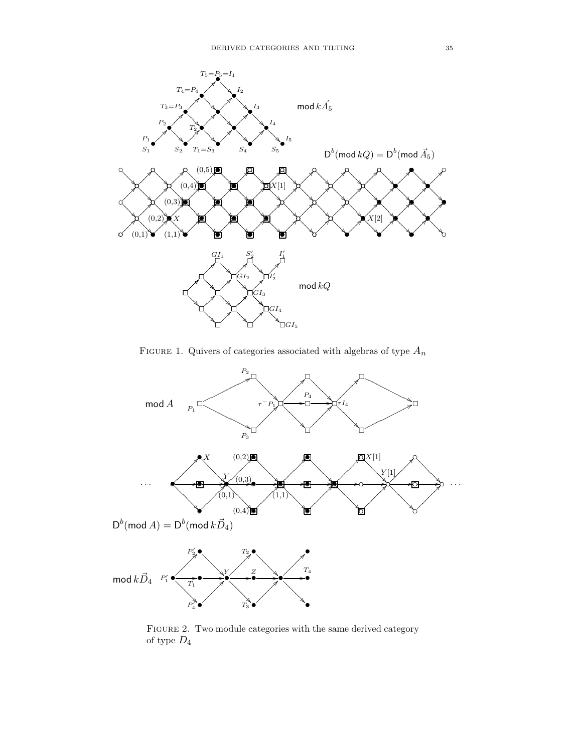Figure 1. Quivers of categories associated with algebras of type $A_n$

Figure 2. Two module categories with the same derived category of type $D_4$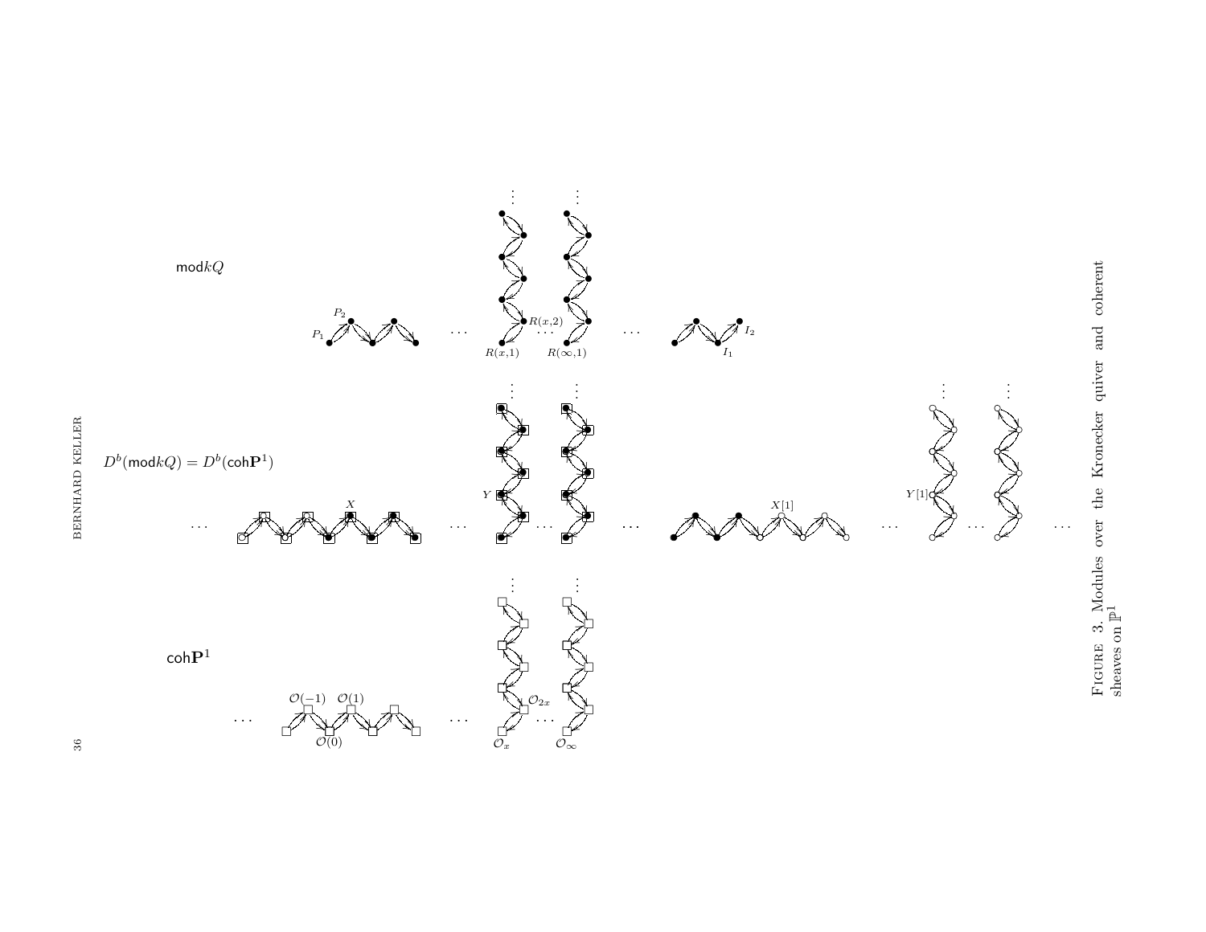$\mathsf{mod}kQ$

$P_2$

$P_1$

$R(x,2)$

$R(x,1)$

$R(\infty,1)$

$I_2$

$I_1$

$D^b(\mathsf{mod}kQ) = D^b(\mathsf{coh}\mathbf{P}^1)$

$X$

$Y$

$X[1]$

$Y[1]$

$\mathsf{coh}\mathbf{P}^1$

$\mathcal{O}(-1)$ $\mathcal{O}(1)$

$\mathcal{O}(0)$

$\mathcal{O}_{2x}$

$\mathcal{O}_x$

$\mathcal{O}_\infty$

Figure 3. Modules over the Kronecker quiver and coherent sheaves on $\mathbb{P}^1$